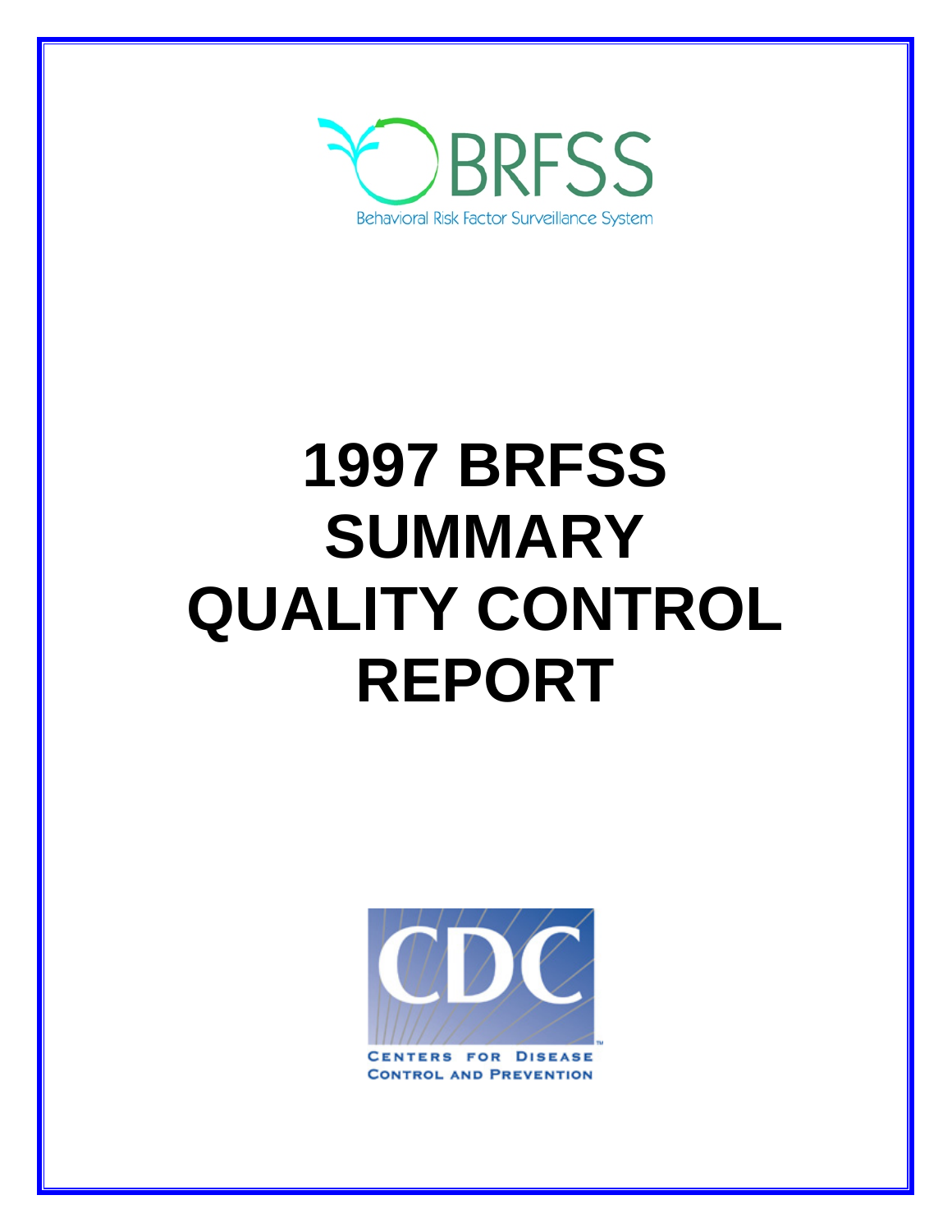BRFSS

Behavioral Risk Factor Surveillance System

# 1997 BRFSS SUMMARY QUALITY CONTROL REPORT

CDC

CENTERS FOR DISEASE CONTROL AND PREVENTION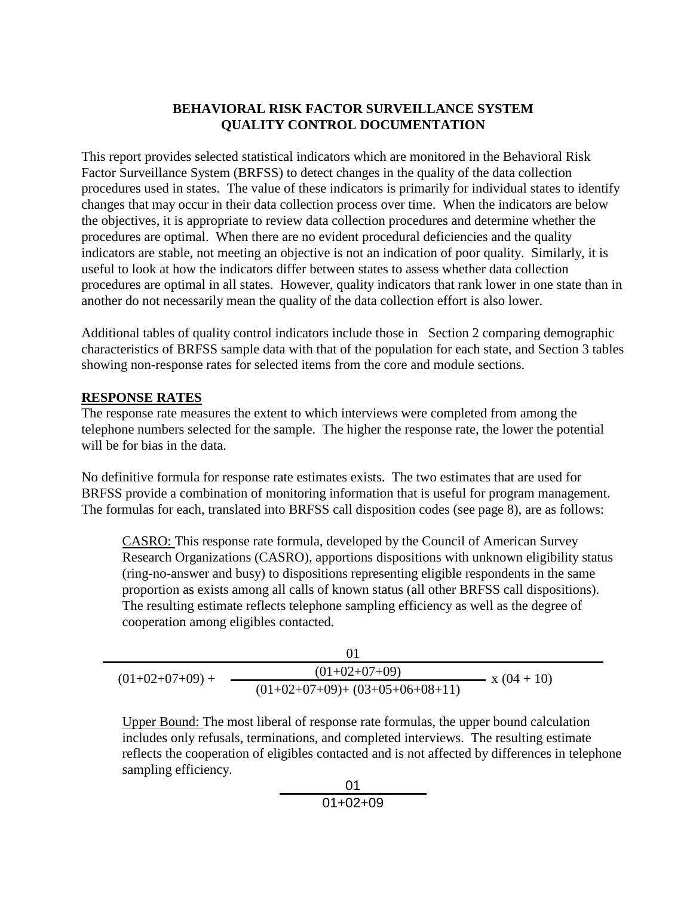**BEHAVIORAL RISK FACTOR SURVEILLANCE SYSTEM**
**QUALITY CONTROL DOCUMENTATION**

This report provides selected statistical indicators which are monitored in the Behavioral Risk Factor Surveillance System (BRFSS) to detect changes in the quality of the data collection procedures used in states. The value of these indicators is primarily for individual states to identify changes that may occur in their data collection process over time. When the indicators are below the objectives, it is appropriate to review data collection procedures and determine whether the procedures are optimal. When there are no evident procedural deficiencies and the quality indicators are stable, not meeting an objective is not an indication of poor quality. Similarly, it is useful to look at how the indicators differ between states to assess whether data collection procedures are optimal in all states. However, quality indicators that rank lower in one state than in another do not necessarily mean the quality of the data collection effort is also lower.

Additional tables of quality control indicators include those in Section 2 comparing demographic characteristics of BRFSS sample data with that of the population for each state, and Section 3 tables showing non-response rates for selected items from the core and module sections.

## RESPONSE RATES

The response rate measures the extent to which interviews were completed from among the telephone numbers selected for the sample. The higher the response rate, the lower the potential will be for bias in the data.

No definitive formula for response rate estimates exists. The two estimates that are used for BRFSS provide a combination of monitoring information that is useful for program management. The formulas for each, translated into BRFSS call disposition codes (see page 8), are as follows:

CASRO: This response rate formula, developed by the Council of American Survey Research Organizations (CASRO), apportions dispositions with unknown eligibility status (ring-no-answer and busy) to dispositions representing eligible respondents in the same proportion as exists among all calls of known status (all other BRFSS call dispositions). The resulting estimate reflects telephone sampling efficiency as well as the degree of cooperation among eligibles contacted.

$$\frac{01}{(01+02+07+09) + \dfrac{(01+02+07+09)}{(01+02+07+09)+(03+05+06+08+11)} \times (04+10)}$$

Upper Bound: The most liberal of response rate formulas, the upper bound calculation includes only refusals, terminations, and completed interviews. The resulting estimate reflects the cooperation of eligibles contacted and is not affected by differences in telephone sampling efficiency.

$$\frac{01}{01+02+09}$$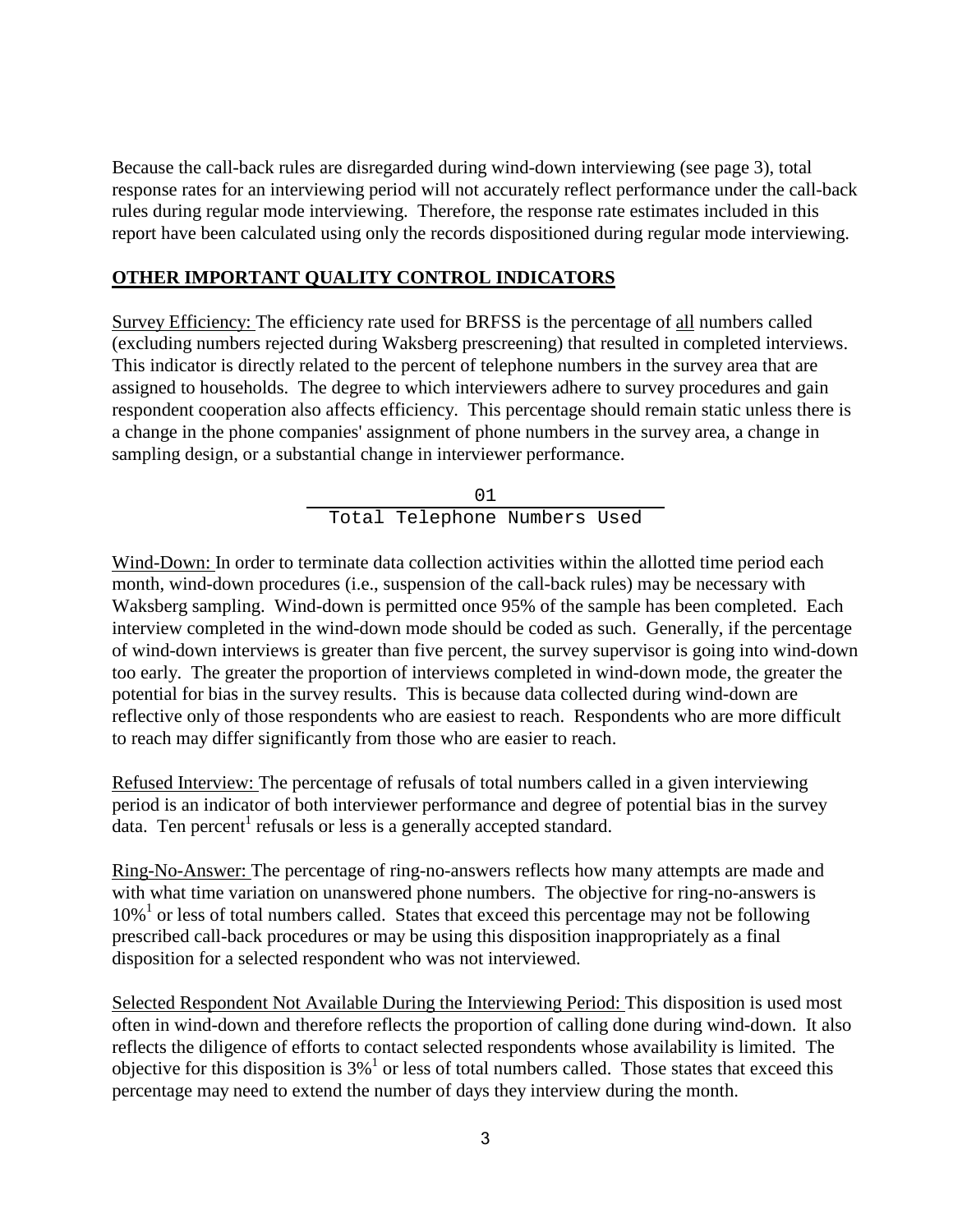Because the call-back rules are disregarded during wind-down interviewing (see page 3), total response rates for an interviewing period will not accurately reflect performance under the call-back rules during regular mode interviewing. Therefore, the response rate estimates included in this report have been calculated using only the records dispositioned during regular mode interviewing.

## OTHER IMPORTANT QUALITY CONTROL INDICATORS

Survey Efficiency: The efficiency rate used for BRFSS is the percentage of all numbers called (excluding numbers rejected during Waksberg prescreening) that resulted in completed interviews. This indicator is directly related to the percent of telephone numbers in the survey area that are assigned to households. The degree to which interviewers adhere to survey procedures and gain respondent cooperation also affects efficiency. This percentage should remain static unless there is a change in the phone companies' assignment of phone numbers in the survey area, a change in sampling design, or a substantial change in interviewer performance.

$$\frac{01}{\text{Total Telephone Numbers Used}}$$

Wind-Down: In order to terminate data collection activities within the allotted time period each month, wind-down procedures (i.e., suspension of the call-back rules) may be necessary with Waksberg sampling. Wind-down is permitted once 95% of the sample has been completed. Each interview completed in the wind-down mode should be coded as such. Generally, if the percentage of wind-down interviews is greater than five percent, the survey supervisor is going into wind-down too early. The greater the proportion of interviews completed in wind-down mode, the greater the potential for bias in the survey results. This is because data collected during wind-down are reflective only of those respondents who are easiest to reach. Respondents who are more difficult to reach may differ significantly from those who are easier to reach.

Refused Interview: The percentage of refusals of total numbers called in a given interviewing period is an indicator of both interviewer performance and degree of potential bias in the survey data. Ten percent[1] refusals or less is a generally accepted standard.

Ring-No-Answer: The percentage of ring-no-answers reflects how many attempts are made and with what time variation on unanswered phone numbers. The objective for ring-no-answers is 10%[1] or less of total numbers called. States that exceed this percentage may not be following prescribed call-back procedures or may be using this disposition inappropriately as a final disposition for a selected respondent who was not interviewed.

Selected Respondent Not Available During the Interviewing Period: This disposition is used most often in wind-down and therefore reflects the proportion of calling done during wind-down. It also reflects the diligence of efforts to contact selected respondents whose availability is limited. The objective for this disposition is 3%[1] or less of total numbers called. Those states that exceed this percentage may need to extend the number of days they interview during the month.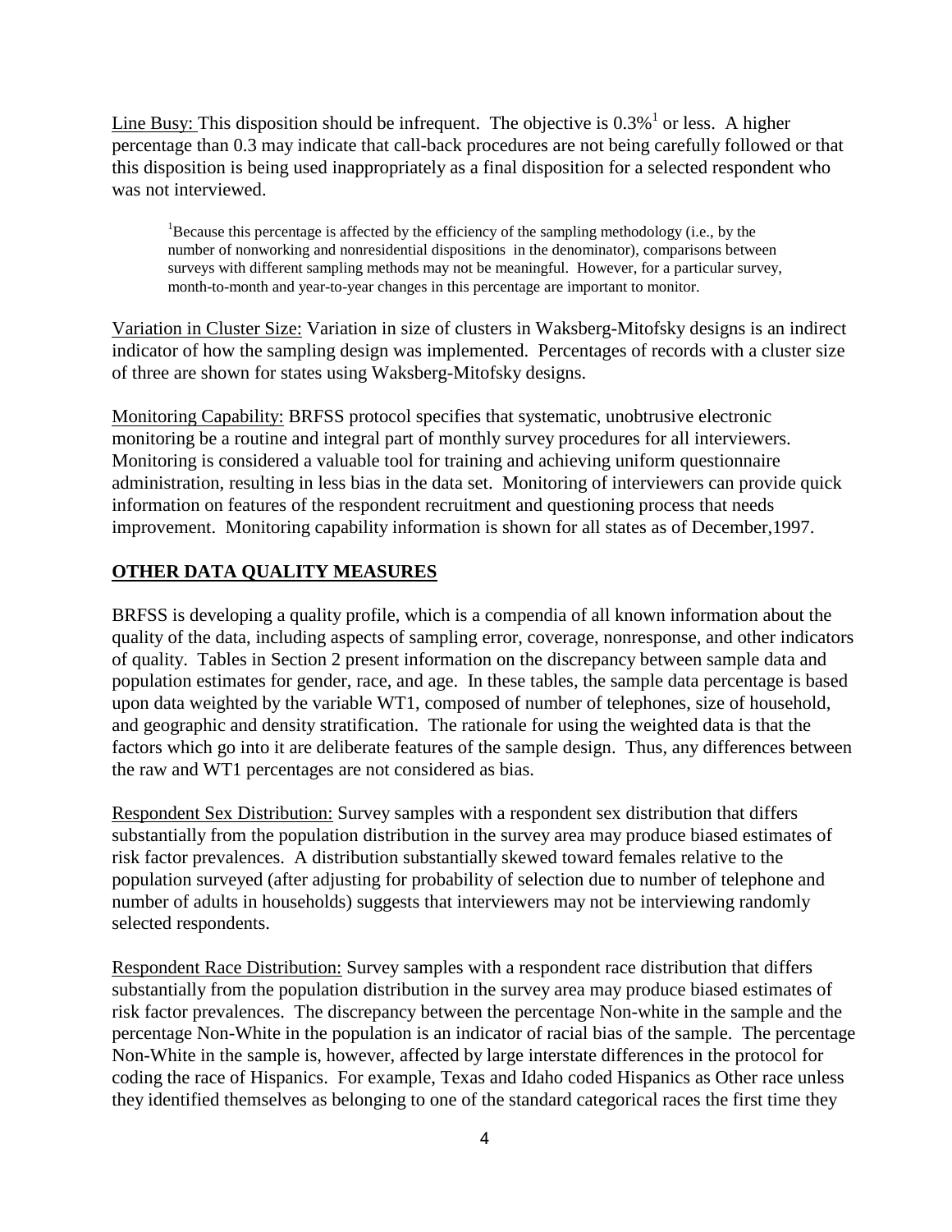Line Busy: This disposition should be infrequent. The objective is 0.3%[1] or less. A higher percentage than 0.3 may indicate that call-back procedures are not being carefully followed or that this disposition is being used inappropriately as a final disposition for a selected respondent who was not interviewed.

> [1]Because this percentage is affected by the efficiency of the sampling methodology (i.e., by the number of nonworking and nonresidential dispositions in the denominator), comparisons between surveys with different sampling methods may not be meaningful. However, for a particular survey, month-to-month and year-to-year changes in this percentage are important to monitor.

Variation in Cluster Size: Variation in size of clusters in Waksberg-Mitofsky designs is an indirect indicator of how the sampling design was implemented. Percentages of records with a cluster size of three are shown for states using Waksberg-Mitofsky designs.

Monitoring Capability: BRFSS protocol specifies that systematic, unobtrusive electronic monitoring be a routine and integral part of monthly survey procedures for all interviewers. Monitoring is considered a valuable tool for training and achieving uniform questionnaire administration, resulting in less bias in the data set. Monitoring of interviewers can provide quick information on features of the respondent recruitment and questioning process that needs improvement. Monitoring capability information is shown for all states as of December,1997.

## OTHER DATA QUALITY MEASURES

BRFSS is developing a quality profile, which is a compendia of all known information about the quality of the data, including aspects of sampling error, coverage, nonresponse, and other indicators of quality. Tables in Section 2 present information on the discrepancy between sample data and population estimates for gender, race, and age. In these tables, the sample data percentage is based upon data weighted by the variable WT1, composed of number of telephones, size of household, and geographic and density stratification. The rationale for using the weighted data is that the factors which go into it are deliberate features of the sample design. Thus, any differences between the raw and WT1 percentages are not considered as bias.

Respondent Sex Distribution: Survey samples with a respondent sex distribution that differs substantially from the population distribution in the survey area may produce biased estimates of risk factor prevalences. A distribution substantially skewed toward females relative to the population surveyed (after adjusting for probability of selection due to number of telephone and number of adults in households) suggests that interviewers may not be interviewing randomly selected respondents.

Respondent Race Distribution: Survey samples with a respondent race distribution that differs substantially from the population distribution in the survey area may produce biased estimates of risk factor prevalences. The discrepancy between the percentage Non-white in the sample and the percentage Non-White in the population is an indicator of racial bias of the sample. The percentage Non-White in the sample is, however, affected by large interstate differences in the protocol for coding the race of Hispanics. For example, Texas and Idaho coded Hispanics as Other race unless they identified themselves as belonging to one of the standard categorical races the first time they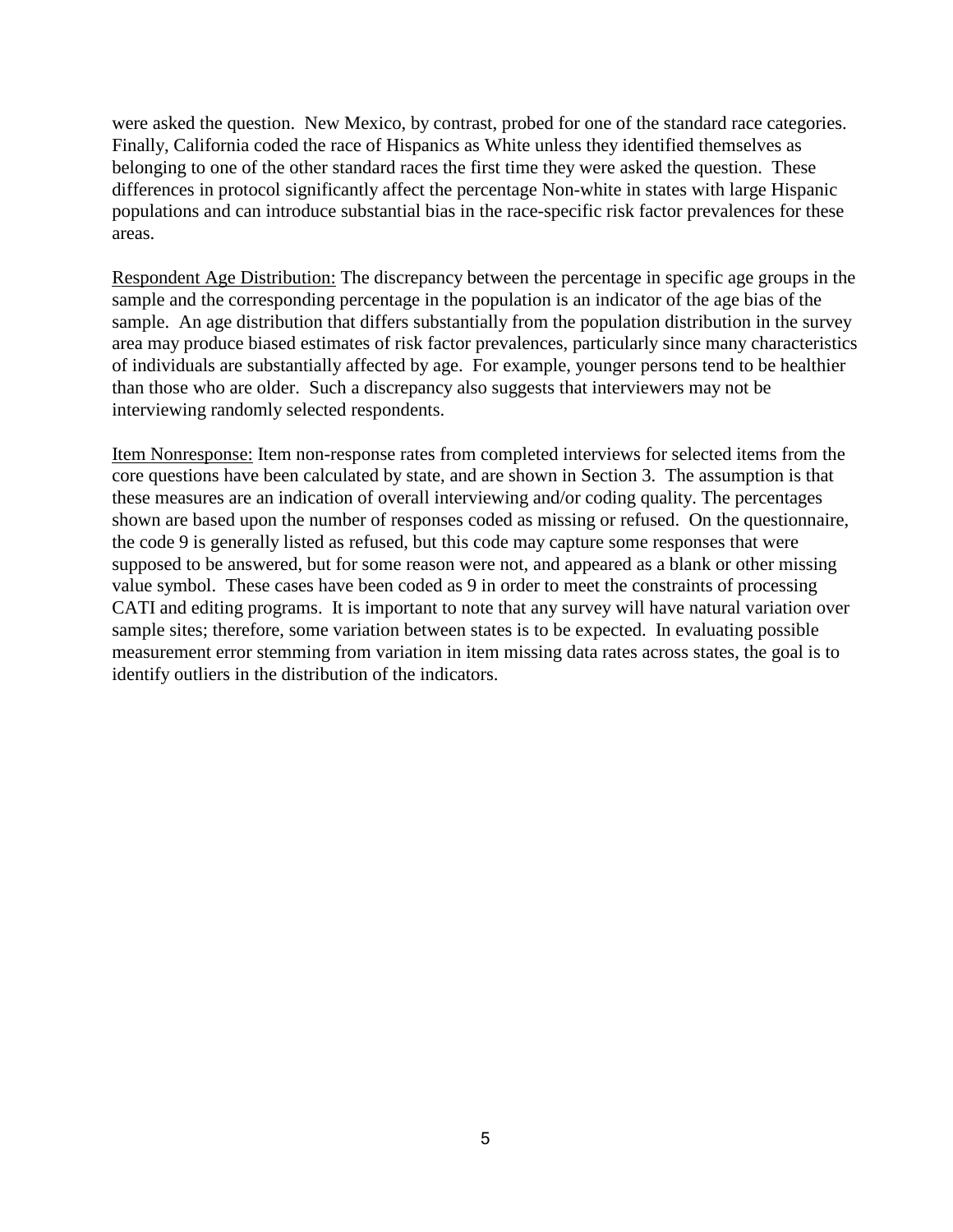were asked the question. New Mexico, by contrast, probed for one of the standard race categories. Finally, California coded the race of Hispanics as White unless they identified themselves as belonging to one of the other standard races the first time they were asked the question. These differences in protocol significantly affect the percentage Non-white in states with large Hispanic populations and can introduce substantial bias in the race-specific risk factor prevalences for these areas.

<u>Respondent Age Distribution:</u> The discrepancy between the percentage in specific age groups in the sample and the corresponding percentage in the population is an indicator of the age bias of the sample. An age distribution that differs substantially from the population distribution in the survey area may produce biased estimates of risk factor prevalences, particularly since many characteristics of individuals are substantially affected by age. For example, younger persons tend to be healthier than those who are older. Such a discrepancy also suggests that interviewers may not be interviewing randomly selected respondents.

<u>Item Nonresponse:</u> Item non-response rates from completed interviews for selected items from the core questions have been calculated by state, and are shown in Section 3. The assumption is that these measures are an indication of overall interviewing and/or coding quality. The percentages shown are based upon the number of responses coded as missing or refused. On the questionnaire, the code 9 is generally listed as refused, but this code may capture some responses that were supposed to be answered, but for some reason were not, and appeared as a blank or other missing value symbol. These cases have been coded as 9 in order to meet the constraints of processing CATI and editing programs. It is important to note that any survey will have natural variation over sample sites; therefore, some variation between states is to be expected. In evaluating possible measurement error stemming from variation in item missing data rates across states, the goal is to identify outliers in the distribution of the indicators.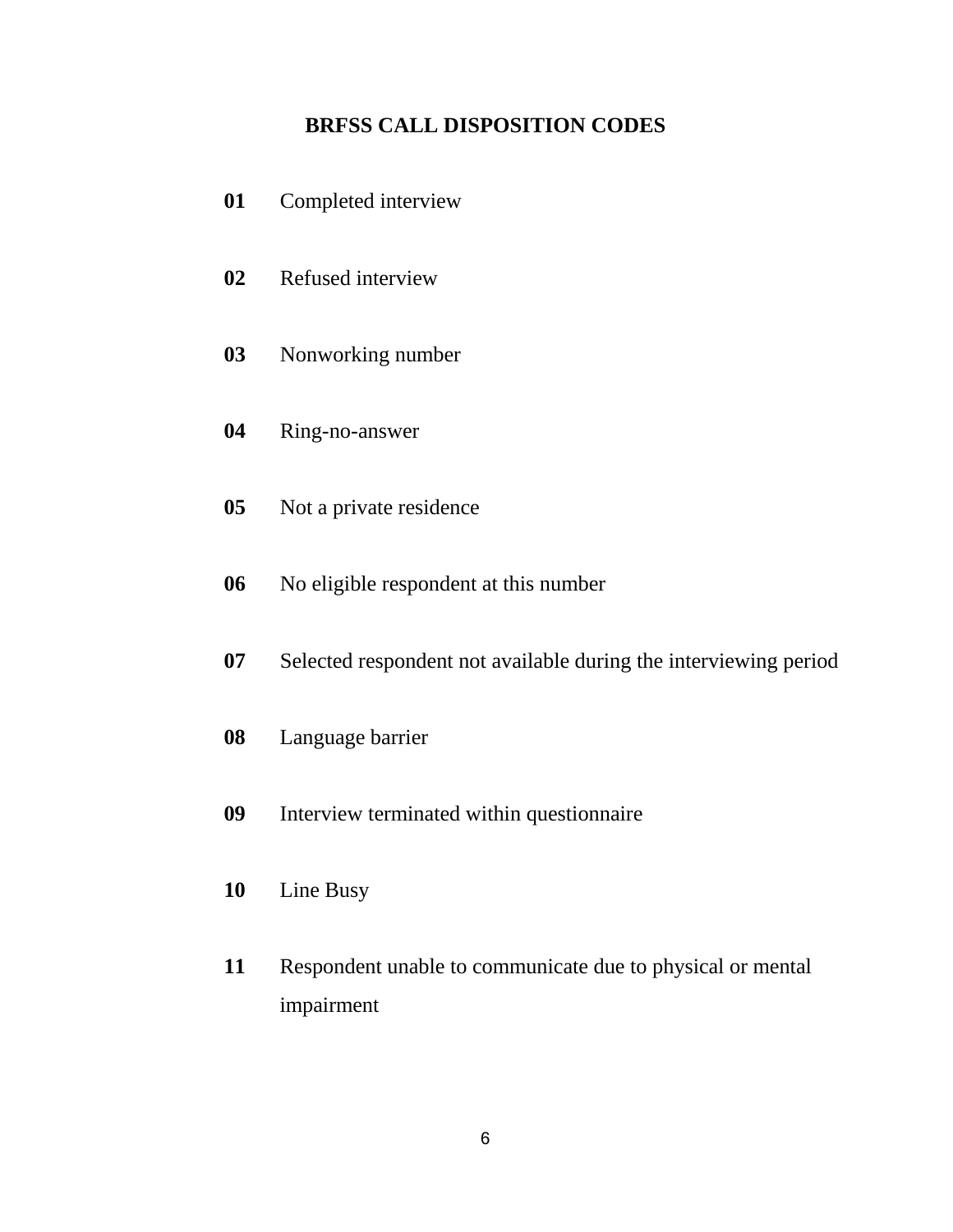## BRFSS CALL DISPOSITION CODES

**01** Completed interview

**02** Refused interview

**03** Nonworking number

**04** Ring-no-answer

**05** Not a private residence

**06** No eligible respondent at this number

**07** Selected respondent not available during the interviewing period

**08** Language barrier

**09** Interview terminated within questionnaire

**10** Line Busy

**11** Respondent unable to communicate due to physical or mental impairment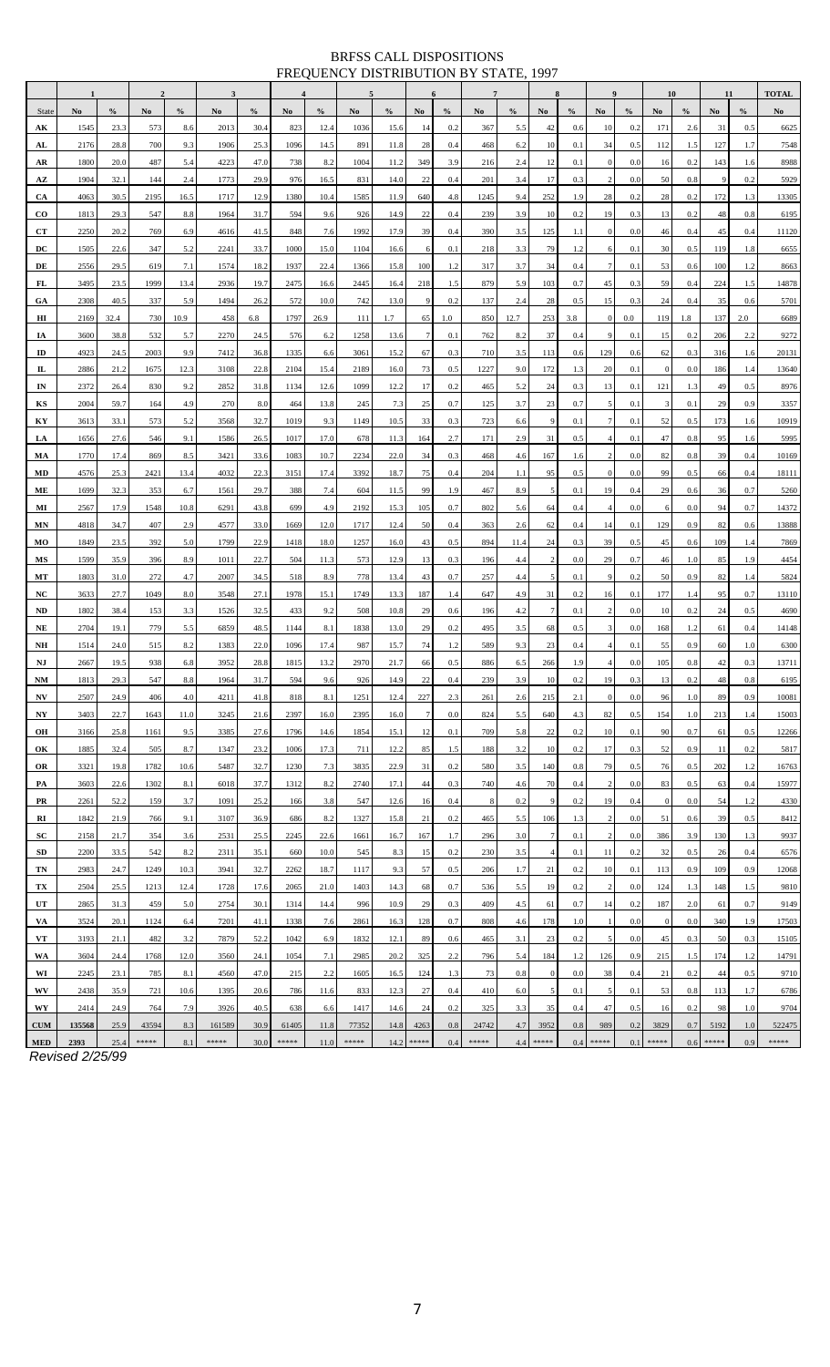# BRFSS CALL DISPOSITIONS
## FREQUENCY DISTRIBUTION BY STATE, 1997

| | 1 | | 2 | | 3 | | 4 | | 5 | | 6 | | 7 | | 8 | | 9 | | 10 | | 11 | | TOTAL |
|---|---|---|---|---|---|---|---|---|---|---|---|---|---|---|---|---|---|---|---|---|---|---|---|
| State | No | % | No | % | No | % | No | % | No | % | No | % | No | % | No | % | No | % | No | % | No | % | No |
| AK | 1545 | 23.3 | 573 | 8.6 | 2013 | 30.4 | 823 | 12.4 | 1036 | 15.6 | 14 | 0.2 | 367 | 5.5 | 42 | 0.6 | 10 | 0.2 | 171 | 2.6 | 31 | 0.5 | 6625 |
| AL | 2176 | 28.8 | 700 | 9.3 | 1906 | 25.3 | 1096 | 14.5 | 891 | 11.8 | 28 | 0.4 | 468 | 6.2 | 10 | 0.1 | 34 | 0.5 | 112 | 1.5 | 127 | 1.7 | 7548 |
| AR | 1800 | 20.0 | 487 | 5.4 | 4223 | 47.0 | 738 | 8.2 | 1004 | 11.2 | 349 | 3.9 | 216 | 2.4 | 12 | 0.1 | 0 | 0.0 | 16 | 0.2 | 143 | 1.6 | 8988 |
| AZ | 1904 | 32.1 | 144 | 2.4 | 1773 | 29.9 | 976 | 16.5 | 831 | 14.0 | 22 | 0.4 | 201 | 3.4 | 17 | 0.3 | 2 | 0.0 | 50 | 0.8 | 9 | 0.2 | 5929 |
| CA | 4063 | 30.5 | 2195 | 16.5 | 1717 | 12.9 | 1380 | 10.4 | 1585 | 11.9 | 640 | 4.8 | 1245 | 9.4 | 252 | 1.9 | 28 | 0.2 | 28 | 0.2 | 172 | 1.3 | 13305 |
| CO | 1813 | 29.3 | 547 | 8.8 | 1964 | 31.7 | 594 | 9.6 | 926 | 14.9 | 22 | 0.4 | 239 | 3.9 | 10 | 0.2 | 19 | 0.3 | 13 | 0.2 | 48 | 0.8 | 6195 |
| CT | 2250 | 20.2 | 769 | 6.9 | 4616 | 41.5 | 848 | 7.6 | 1992 | 17.9 | 39 | 0.4 | 390 | 3.5 | 125 | 1.1 | 0 | 0.0 | 46 | 0.4 | 45 | 0.4 | 11120 |
| DC | 1505 | 22.6 | 347 | 5.2 | 2241 | 33.7 | 1000 | 15.0 | 1104 | 16.6 | 6 | 0.1 | 218 | 3.3 | 79 | 1.2 | 6 | 0.1 | 30 | 0.5 | 119 | 1.8 | 6655 |
| DE | 2556 | 29.5 | 619 | 7.1 | 1574 | 18.2 | 1937 | 22.4 | 1366 | 15.8 | 100 | 1.2 | 317 | 3.7 | 34 | 0.4 | 7 | 0.1 | 53 | 0.6 | 100 | 1.2 | 8663 |
| FL | 3495 | 23.5 | 1999 | 13.4 | 2936 | 19.7 | 2475 | 16.6 | 2445 | 16.4 | 218 | 1.5 | 879 | 5.9 | 103 | 0.7 | 45 | 0.3 | 59 | 0.4 | 224 | 1.5 | 14878 |
| GA | 2308 | 40.5 | 337 | 5.9 | 1494 | 26.2 | 572 | 10.0 | 742 | 13.0 | 9 | 0.2 | 137 | 2.4 | 28 | 0.5 | 15 | 0.3 | 24 | 0.4 | 35 | 0.6 | 5701 |
| HI | 2169 | 32.4 | 730 | 10.9 | 458 | 6.8 | 1797 | 26.9 | 111 | 1.7 | 65 | 1.0 | 850 | 12.7 | 253 | 3.8 | 0 | 0.0 | 119 | 1.8 | 137 | 2.0 | 6689 |
| IA | 3600 | 38.8 | 532 | 5.7 | 2270 | 24.5 | 576 | 6.2 | 1258 | 13.6 | 7 | 0.1 | 762 | 8.2 | 37 | 0.4 | 9 | 0.1 | 15 | 0.2 | 206 | 2.2 | 9272 |
| ID | 4923 | 24.5 | 2003 | 9.9 | 7412 | 36.8 | 1335 | 6.6 | 3061 | 15.2 | 67 | 0.3 | 710 | 3.5 | 113 | 0.6 | 129 | 0.6 | 62 | 0.3 | 316 | 1.6 | 20131 |
| IL | 2886 | 21.2 | 1675 | 12.3 | 3108 | 22.8 | 2104 | 15.4 | 2189 | 16.0 | 73 | 0.5 | 1227 | 9.0 | 172 | 1.3 | 20 | 0.1 | 0 | 0.0 | 186 | 1.4 | 13640 |
| IN | 2372 | 26.4 | 830 | 9.2 | 2852 | 31.8 | 1134 | 12.6 | 1099 | 12.2 | 17 | 0.2 | 465 | 5.2 | 24 | 0.3 | 13 | 0.1 | 121 | 1.3 | 49 | 0.5 | 8976 |
| KS | 2004 | 59.7 | 164 | 4.9 | 270 | 8.0 | 464 | 13.8 | 245 | 7.3 | 25 | 0.7 | 125 | 3.7 | 23 | 0.7 | 5 | 0.1 | 3 | 0.1 | 29 | 0.9 | 3357 |
| KY | 3613 | 33.1 | 573 | 5.2 | 3568 | 32.7 | 1019 | 9.3 | 1149 | 10.5 | 33 | 0.3 | 723 | 6.6 | 9 | 0.1 | 7 | 0.1 | 52 | 0.5 | 173 | 1.6 | 10919 |
| LA | 1656 | 27.6 | 546 | 9.1 | 1586 | 26.5 | 1017 | 17.0 | 678 | 11.3 | 164 | 2.7 | 171 | 2.9 | 31 | 0.5 | 4 | 0.1 | 47 | 0.8 | 95 | 1.6 | 5995 |
| MA | 1770 | 17.4 | 869 | 8.5 | 3421 | 33.6 | 1083 | 10.7 | 2234 | 22.0 | 34 | 0.3 | 468 | 4.6 | 167 | 1.6 | 2 | 0.0 | 82 | 0.8 | 39 | 0.4 | 10169 |
| MD | 4576 | 25.3 | 2421 | 13.4 | 4032 | 22.3 | 3151 | 17.4 | 3392 | 18.7 | 75 | 0.4 | 204 | 1.1 | 95 | 0.5 | 0 | 0.0 | 99 | 0.5 | 66 | 0.4 | 18111 |
| ME | 1699 | 32.3 | 353 | 6.7 | 1561 | 29.7 | 388 | 7.4 | 604 | 11.5 | 99 | 1.9 | 467 | 8.9 | 5 | 0.1 | 19 | 0.4 | 29 | 0.6 | 36 | 0.7 | 5260 |
| MI | 2567 | 17.9 | 1548 | 10.8 | 6291 | 43.8 | 699 | 4.9 | 2192 | 15.3 | 105 | 0.7 | 802 | 5.6 | 64 | 0.4 | 4 | 0.0 | 6 | 0.0 | 94 | 0.7 | 14372 |
| MN | 4818 | 34.7 | 407 | 2.9 | 4577 | 33.0 | 1669 | 12.0 | 1717 | 12.4 | 50 | 0.4 | 363 | 2.6 | 62 | 0.4 | 14 | 0.1 | 129 | 0.9 | 82 | 0.6 | 13888 |
| MO | 1849 | 23.5 | 392 | 5.0 | 1799 | 22.9 | 1418 | 18.0 | 1257 | 16.0 | 43 | 0.5 | 894 | 11.4 | 24 | 0.3 | 39 | 0.5 | 45 | 0.6 | 109 | 1.4 | 7869 |
| MS | 1599 | 35.9 | 396 | 8.9 | 1011 | 22.7 | 504 | 11.3 | 573 | 12.9 | 13 | 0.3 | 196 | 4.4 | 2 | 0.0 | 29 | 0.7 | 46 | 1.0 | 85 | 1.9 | 4454 |
| MT | 1803 | 31.0 | 272 | 4.7 | 2007 | 34.5 | 518 | 8.9 | 778 | 13.4 | 43 | 0.7 | 257 | 4.4 | 5 | 0.1 | 9 | 0.2 | 50 | 0.9 | 82 | 1.4 | 5824 |
| NC | 3633 | 27.7 | 1049 | 8.0 | 3548 | 27.1 | 1978 | 15.1 | 1749 | 13.3 | 187 | 1.4 | 647 | 4.9 | 31 | 0.2 | 16 | 0.1 | 177 | 1.4 | 95 | 0.7 | 13110 |
| ND | 1802 | 38.4 | 153 | 3.3 | 1526 | 32.5 | 433 | 9.2 | 508 | 10.8 | 29 | 0.6 | 196 | 4.2 | 7 | 0.1 | 2 | 0.0 | 10 | 0.2 | 24 | 0.5 | 4690 |
| NE | 2704 | 19.1 | 779 | 5.5 | 6859 | 48.5 | 1144 | 8.1 | 1838 | 13.0 | 29 | 0.2 | 495 | 3.5 | 68 | 0.5 | 3 | 0.0 | 168 | 1.2 | 61 | 0.4 | 14148 |
| NH | 1514 | 24.0 | 515 | 8.2 | 1383 | 22.0 | 1096 | 17.4 | 987 | 15.7 | 74 | 1.2 | 589 | 9.3 | 23 | 0.4 | 4 | 0.1 | 55 | 0.9 | 60 | 1.0 | 6300 |
| NJ | 2667 | 19.5 | 938 | 6.8 | 3952 | 28.8 | 1815 | 13.2 | 2970 | 21.7 | 66 | 0.5 | 886 | 6.5 | 266 | 1.9 | 4 | 0.0 | 105 | 0.8 | 42 | 0.3 | 13711 |
| NM | 1813 | 29.3 | 547 | 8.8 | 1964 | 31.7 | 594 | 9.6 | 926 | 14.9 | 22 | 0.4 | 239 | 3.9 | 10 | 0.2 | 19 | 0.3 | 13 | 0.2 | 48 | 0.8 | 6195 |
| NV | 2507 | 24.9 | 406 | 4.0 | 4211 | 41.8 | 818 | 8.1 | 1251 | 12.4 | 227 | 2.3 | 261 | 2.6 | 215 | 2.1 | 0 | 0.0 | 96 | 1.0 | 89 | 0.9 | 10081 |
| NY | 3403 | 22.7 | 1643 | 11.0 | 3245 | 21.6 | 2397 | 16.0 | 2395 | 16.0 | 7 | 0.0 | 824 | 5.5 | 640 | 4.3 | 82 | 0.5 | 154 | 1.0 | 213 | 1.4 | 15003 |
| OH | 3166 | 25.8 | 1161 | 9.5 | 3385 | 27.6 | 1796 | 14.6 | 1854 | 15.1 | 12 | 0.1 | 709 | 5.8 | 22 | 0.2 | 10 | 0.1 | 90 | 0.7 | 61 | 0.5 | 12266 |
| OK | 1885 | 32.4 | 505 | 8.7 | 1347 | 23.2 | 1006 | 17.3 | 711 | 12.2 | 85 | 1.5 | 188 | 3.2 | 10 | 0.2 | 17 | 0.3 | 52 | 0.9 | 11 | 0.2 | 5817 |
| OR | 3321 | 19.8 | 1782 | 10.6 | 5487 | 32.7 | 1230 | 7.3 | 3835 | 22.9 | 31 | 0.2 | 580 | 3.5 | 140 | 0.8 | 79 | 0.5 | 76 | 0.5 | 202 | 1.2 | 16763 |
| PA | 3603 | 22.6 | 1302 | 8.1 | 6018 | 37.7 | 1312 | 8.2 | 2740 | 17.1 | 44 | 0.3 | 740 | 4.6 | 70 | 0.4 | 2 | 0.0 | 83 | 0.5 | 63 | 0.4 | 15977 |
| PR | 2261 | 52.2 | 159 | 3.7 | 1091 | 25.2 | 166 | 3.8 | 547 | 12.6 | 16 | 0.4 | 8 | 0.2 | 9 | 0.2 | 19 | 0.4 | 0 | 0.0 | 54 | 1.2 | 4330 |
| RI | 1842 | 21.9 | 766 | 9.1 | 3107 | 36.9 | 686 | 8.2 | 1327 | 15.8 | 21 | 0.2 | 465 | 5.5 | 106 | 1.3 | 2 | 0.0 | 51 | 0.6 | 39 | 0.5 | 8412 |
| SC | 2158 | 21.7 | 354 | 3.6 | 2531 | 25.5 | 2245 | 22.6 | 1661 | 16.7 | 167 | 1.7 | 296 | 3.0 | 7 | 0.1 | 2 | 0.0 | 386 | 3.9 | 130 | 1.3 | 9937 |
| SD | 2200 | 33.5 | 542 | 8.2 | 2311 | 35.1 | 660 | 10.0 | 545 | 8.3 | 15 | 0.2 | 230 | 3.5 | 4 | 0.1 | 11 | 0.2 | 32 | 0.5 | 26 | 0.4 | 6576 |
| TN | 2983 | 24.7 | 1249 | 10.3 | 3941 | 32.7 | 2262 | 18.7 | 1117 | 9.3 | 57 | 0.5 | 206 | 1.7 | 21 | 0.2 | 10 | 0.1 | 113 | 0.9 | 109 | 0.9 | 12068 |
| TX | 2504 | 25.5 | 1213 | 12.4 | 1728 | 17.6 | 2065 | 21.0 | 1403 | 14.3 | 68 | 0.7 | 536 | 5.5 | 19 | 0.2 | 2 | 0.0 | 124 | 1.3 | 148 | 1.5 | 9810 |
| UT | 2865 | 31.3 | 459 | 5.0 | 2754 | 30.1 | 1314 | 14.4 | 996 | 10.9 | 29 | 0.3 | 409 | 4.5 | 61 | 0.7 | 14 | 0.2 | 187 | 2.0 | 61 | 0.7 | 9149 |
| VA | 3524 | 20.1 | 1124 | 6.4 | 7201 | 41.1 | 1338 | 7.6 | 2861 | 16.3 | 128 | 0.7 | 808 | 4.6 | 178 | 1.0 | 1 | 0.0 | 0 | 0.0 | 340 | 1.9 | 17503 |
| VT | 3193 | 21.1 | 482 | 3.2 | 7879 | 52.2 | 1042 | 6.9 | 1832 | 12.1 | 89 | 0.6 | 465 | 3.1 | 23 | 0.2 | 5 | 0.0 | 45 | 0.3 | 50 | 0.3 | 15105 |
| WA | 3604 | 24.4 | 1768 | 12.0 | 3560 | 24.1 | 1054 | 7.1 | 2985 | 20.2 | 325 | 2.2 | 796 | 5.4 | 184 | 1.2 | 126 | 0.9 | 215 | 1.5 | 174 | 1.2 | 14791 |
| WI | 2245 | 23.1 | 785 | 8.1 | 4560 | 47.0 | 215 | 2.2 | 1605 | 16.5 | 124 | 1.3 | 73 | 0.8 | 0 | 0.0 | 38 | 0.4 | 21 | 0.2 | 44 | 0.5 | 9710 |
| WV | 2438 | 35.9 | 721 | 10.6 | 1395 | 20.6 | 786 | 11.6 | 833 | 12.3 | 27 | 0.4 | 410 | 6.0 | 5 | 0.1 | 5 | 0.1 | 53 | 0.8 | 113 | 1.7 | 6786 |
| WY | 2414 | 24.9 | 764 | 7.9 | 3926 | 40.5 | 638 | 6.6 | 1417 | 14.6 | 24 | 0.2 | 325 | 3.3 | 35 | 0.4 | 47 | 0.5 | 16 | 0.2 | 98 | 1.0 | 9704 |
| CUM | 135568 | 25.9 | 43594 | 8.3 | 161589 | 30.9 | 61405 | 11.8 | 77352 | 14.8 | 4263 | 0.8 | 24742 | 4.7 | 3952 | 0.8 | 989 | 0.2 | 3829 | 0.7 | 5192 | 1.0 | 522475 |
| MED | 2393 | 25.4 | ***** | 8.1 | ***** | 30.0 | ***** | 11.0 | ***** | 14.2 | ***** | 0.4 | ***** | 4.4 | ***** | 0.4 | ***** | 0.1 | ***** | 0.6 | ***** | 0.9 | ***** |

*Revised 2/25/99*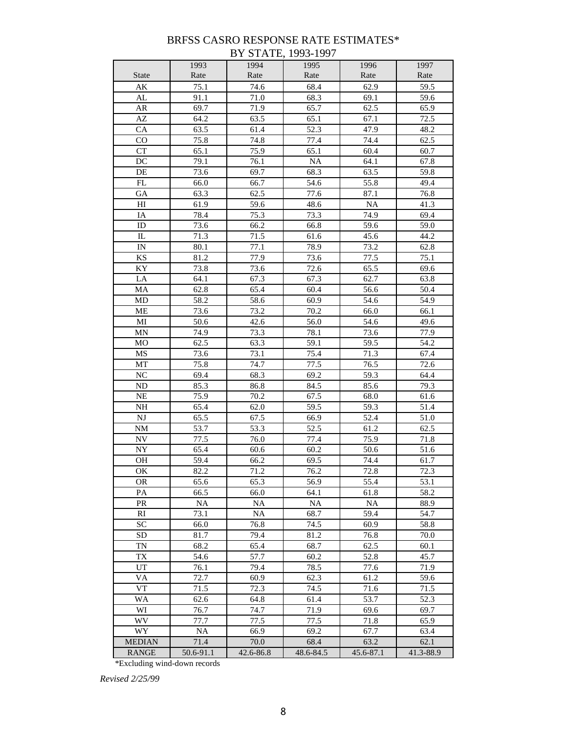# BRFSS CASRO RESPONSE RATE ESTIMATES*
## BY STATE, 1993-1997

| State | 1993 Rate | 1994 Rate | 1995 Rate | 1996 Rate | 1997 Rate |
|---|---|---|---|---|---|
| AK | 75.1 | 74.6 | 68.4 | 62.9 | 59.5 |
| AL | 91.1 | 71.0 | 68.3 | 69.1 | 59.6 |
| AR | 69.7 | 71.9 | 65.7 | 62.5 | 65.9 |
| AZ | 64.2 | 63.5 | 65.1 | 67.1 | 72.5 |
| CA | 63.5 | 61.4 | 52.3 | 47.9 | 48.2 |
| CO | 75.8 | 74.8 | 77.4 | 74.4 | 62.5 |
| CT | 65.1 | 75.9 | 65.1 | 60.4 | 60.7 |
| DC | 79.1 | 76.1 | NA | 64.1 | 67.8 |
| DE | 73.6 | 69.7 | 68.3 | 63.5 | 59.8 |
| FL | 66.0 | 66.7 | 54.6 | 55.8 | 49.4 |
| GA | 63.3 | 62.5 | 77.6 | 87.1 | 76.8 |
| HI | 61.9 | 59.6 | 48.6 | NA | 41.3 |
| IA | 78.4 | 75.3 | 73.3 | 74.9 | 69.4 |
| ID | 73.6 | 66.2 | 66.8 | 59.6 | 59.0 |
| IL | 71.3 | 71.5 | 61.6 | 45.6 | 44.2 |
| IN | 80.1 | 77.1 | 78.9 | 73.2 | 62.8 |
| KS | 81.2 | 77.9 | 73.6 | 77.5 | 75.1 |
| KY | 73.8 | 73.6 | 72.6 | 65.5 | 69.6 |
| LA | 64.1 | 67.3 | 67.3 | 62.7 | 63.8 |
| MA | 62.8 | 65.4 | 60.4 | 56.6 | 50.4 |
| MD | 58.2 | 58.6 | 60.9 | 54.6 | 54.9 |
| ME | 73.6 | 73.2 | 70.2 | 66.0 | 66.1 |
| MI | 50.6 | 42.6 | 56.0 | 54.6 | 49.6 |
| MN | 74.9 | 73.3 | 78.1 | 73.6 | 77.9 |
| MO | 62.5 | 63.3 | 59.1 | 59.5 | 54.2 |
| MS | 73.6 | 73.1 | 75.4 | 71.3 | 67.4 |
| MT | 75.8 | 74.7 | 77.5 | 76.5 | 72.6 |
| NC | 69.4 | 68.3 | 69.2 | 59.3 | 64.4 |
| ND | 85.3 | 86.8 | 84.5 | 85.6 | 79.3 |
| NE | 75.9 | 70.2 | 67.5 | 68.0 | 61.6 |
| NH | 65.4 | 62.0 | 59.5 | 59.3 | 51.4 |
| NJ | 65.5 | 67.5 | 66.9 | 52.4 | 51.0 |
| NM | 53.7 | 53.3 | 52.5 | 61.2 | 62.5 |
| NV | 77.5 | 76.0 | 77.4 | 75.9 | 71.8 |
| NY | 65.4 | 60.6 | 60.2 | 50.6 | 51.6 |
| OH | 59.4 | 66.2 | 69.5 | 74.4 | 61.7 |
| OK | 82.2 | 71.2 | 76.2 | 72.8 | 72.3 |
| OR | 65.6 | 65.3 | 56.9 | 55.4 | 53.1 |
| PA | 66.5 | 66.0 | 64.1 | 61.8 | 58.2 |
| PR | NA | NA | NA | NA | 88.9 |
| RI | 73.1 | NA | 68.7 | 59.4 | 54.7 |
| SC | 66.0 | 76.8 | 74.5 | 60.9 | 58.8 |
| SD | 81.7 | 79.4 | 81.2 | 76.8 | 70.0 |
| TN | 68.2 | 65.4 | 68.7 | 62.5 | 60.1 |
| TX | 54.6 | 57.7 | 60.2 | 52.8 | 45.7 |
| UT | 76.1 | 79.4 | 78.5 | 77.6 | 71.9 |
| VA | 72.7 | 60.9 | 62.3 | 61.2 | 59.6 |
| VT | 71.5 | 72.3 | 74.5 | 71.6 | 71.5 |
| WA | 62.6 | 64.8 | 61.4 | 53.7 | 52.3 |
| WI | 76.7 | 74.7 | 71.9 | 69.6 | 69.7 |
| WV | 77.7 | 77.5 | 77.5 | 71.8 | 65.9 |
| WY | NA | 66.9 | 69.2 | 67.7 | 63.4 |
| MEDIAN | 71.4 | 70.0 | 68.4 | 63.2 | 62.1 |
| RANGE | 50.6-91.1 | 42.6-86.8 | 48.6-84.5 | 45.6-87.1 | 41.3-88.9 |

*Excluding wind-down records

*Revised 2/25/99*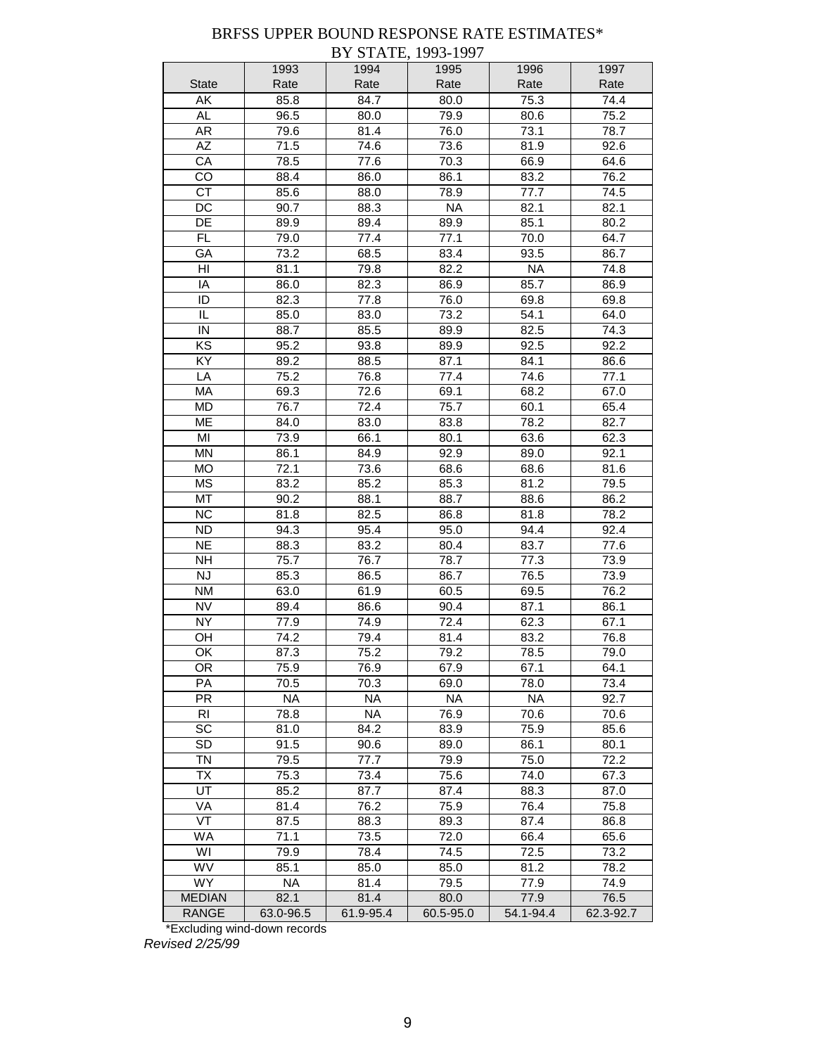# BRFSS UPPER BOUND RESPONSE RATE ESTIMATES*
## BY STATE, 1993-1997

| State | 1993 Rate | 1994 Rate | 1995 Rate | 1996 Rate | 1997 Rate |
|---|---|---|---|---|---|
| AK | 85.8 | 84.7 | 80.0 | 75.3 | 74.4 |
| AL | 96.5 | 80.0 | 79.9 | 80.6 | 75.2 |
| AR | 79.6 | 81.4 | 76.0 | 73.1 | 78.7 |
| AZ | 71.5 | 74.6 | 73.6 | 81.9 | 92.6 |
| CA | 78.5 | 77.6 | 70.3 | 66.9 | 64.6 |
| CO | 88.4 | 86.0 | 86.1 | 83.2 | 76.2 |
| CT | 85.6 | 88.0 | 78.9 | 77.7 | 74.5 |
| DC | 90.7 | 88.3 | NA | 82.1 | 82.1 |
| DE | 89.9 | 89.4 | 89.9 | 85.1 | 80.2 |
| FL | 79.0 | 77.4 | 77.1 | 70.0 | 64.7 |
| GA | 73.2 | 68.5 | 83.4 | 93.5 | 86.7 |
| HI | 81.1 | 79.8 | 82.2 | NA | 74.8 |
| IA | 86.0 | 82.3 | 86.9 | 85.7 | 86.9 |
| ID | 82.3 | 77.8 | 76.0 | 69.8 | 69.8 |
| IL | 85.0 | 83.0 | 73.2 | 54.1 | 64.0 |
| IN | 88.7 | 85.5 | 89.9 | 82.5 | 74.3 |
| KS | 95.2 | 93.8 | 89.9 | 92.5 | 92.2 |
| KY | 89.2 | 88.5 | 87.1 | 84.1 | 86.6 |
| LA | 75.2 | 76.8 | 77.4 | 74.6 | 77.1 |
| MA | 69.3 | 72.6 | 69.1 | 68.2 | 67.0 |
| MD | 76.7 | 72.4 | 75.7 | 60.1 | 65.4 |
| ME | 84.0 | 83.0 | 83.8 | 78.2 | 82.7 |
| MI | 73.9 | 66.1 | 80.1 | 63.6 | 62.3 |
| MN | 86.1 | 84.9 | 92.9 | 89.0 | 92.1 |
| MO | 72.1 | 73.6 | 68.6 | 68.6 | 81.6 |
| MS | 83.2 | 85.2 | 85.3 | 81.2 | 79.5 |
| MT | 90.2 | 88.1 | 88.7 | 88.6 | 86.2 |
| NC | 81.8 | 82.5 | 86.8 | 81.8 | 78.2 |
| ND | 94.3 | 95.4 | 95.0 | 94.4 | 92.4 |
| NE | 88.3 | 83.2 | 80.4 | 83.7 | 77.6 |
| NH | 75.7 | 76.7 | 78.7 | 77.3 | 73.9 |
| NJ | 85.3 | 86.5 | 86.7 | 76.5 | 73.9 |
| NM | 63.0 | 61.9 | 60.5 | 69.5 | 76.2 |
| NV | 89.4 | 86.6 | 90.4 | 87.1 | 86.1 |
| NY | 77.9 | 74.9 | 72.4 | 62.3 | 67.1 |
| OH | 74.2 | 79.4 | 81.4 | 83.2 | 76.8 |
| OK | 87.3 | 75.2 | 79.2 | 78.5 | 79.0 |
| OR | 75.9 | 76.9 | 67.9 | 67.1 | 64.1 |
| PA | 70.5 | 70.3 | 69.0 | 78.0 | 73.4 |
| PR | NA | NA | NA | NA | 92.7 |
| RI | 78.8 | NA | 76.9 | 70.6 | 70.6 |
| SC | 81.0 | 84.2 | 83.9 | 75.9 | 85.6 |
| SD | 91.5 | 90.6 | 89.0 | 86.1 | 80.1 |
| TN | 79.5 | 77.7 | 79.9 | 75.0 | 72.2 |
| TX | 75.3 | 73.4 | 75.6 | 74.0 | 67.3 |
| UT | 85.2 | 87.7 | 87.4 | 88.3 | 87.0 |
| VA | 81.4 | 76.2 | 75.9 | 76.4 | 75.8 |
| VT | 87.5 | 88.3 | 89.3 | 87.4 | 86.8 |
| WA | 71.1 | 73.5 | 72.0 | 66.4 | 65.6 |
| WI | 79.9 | 78.4 | 74.5 | 72.5 | 73.2 |
| WV | 85.1 | 85.0 | 85.0 | 81.2 | 78.2 |
| WY | NA | 81.4 | 79.5 | 77.9 | 74.9 |
| MEDIAN | 82.1 | 81.4 | 80.0 | 77.9 | 76.5 |
| RANGE | 63.0-96.5 | 61.9-95.4 | 60.5-95.0 | 54.1-94.4 | 62.3-92.7 |

*Excluding wind-down records

*Revised 2/25/99*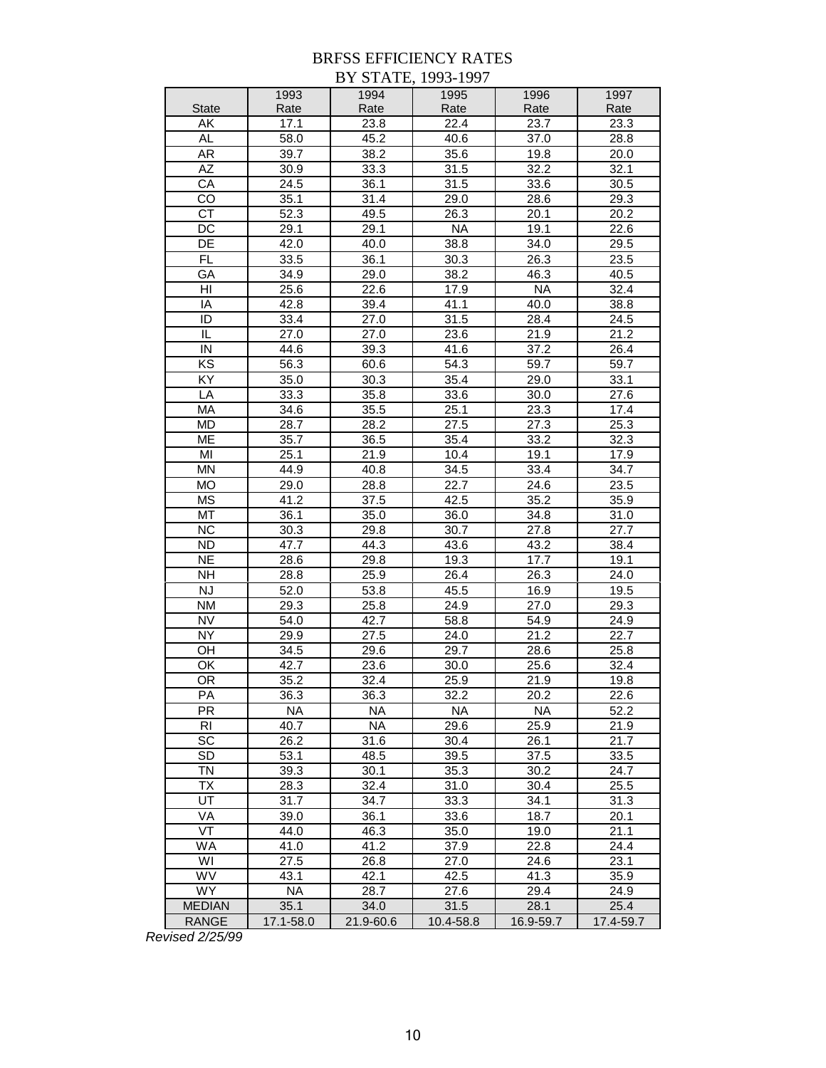# BRFSS EFFICIENCY RATES
# BY STATE, 1993-1997

| State | 1993 Rate | 1994 Rate | 1995 Rate | 1996 Rate | 1997 Rate |
|---|---|---|---|---|---|
| AK | 17.1 | 23.8 | 22.4 | 23.7 | 23.3 |
| AL | 58.0 | 45.2 | 40.6 | 37.0 | 28.8 |
| AR | 39.7 | 38.2 | 35.6 | 19.8 | 20.0 |
| AZ | 30.9 | 33.3 | 31.5 | 32.2 | 32.1 |
| CA | 24.5 | 36.1 | 31.5 | 33.6 | 30.5 |
| CO | 35.1 | 31.4 | 29.0 | 28.6 | 29.3 |
| CT | 52.3 | 49.5 | 26.3 | 20.1 | 20.2 |
| DC | 29.1 | 29.1 | NA | 19.1 | 22.6 |
| DE | 42.0 | 40.0 | 38.8 | 34.0 | 29.5 |
| FL | 33.5 | 36.1 | 30.3 | 26.3 | 23.5 |
| GA | 34.9 | 29.0 | 38.2 | 46.3 | 40.5 |
| HI | 25.6 | 22.6 | 17.9 | NA | 32.4 |
| IA | 42.8 | 39.4 | 41.1 | 40.0 | 38.8 |
| ID | 33.4 | 27.0 | 31.5 | 28.4 | 24.5 |
| IL | 27.0 | 27.0 | 23.6 | 21.9 | 21.2 |
| IN | 44.6 | 39.3 | 41.6 | 37.2 | 26.4 |
| KS | 56.3 | 60.6 | 54.3 | 59.7 | 59.7 |
| KY | 35.0 | 30.3 | 35.4 | 29.0 | 33.1 |
| LA | 33.3 | 35.8 | 33.6 | 30.0 | 27.6 |
| MA | 34.6 | 35.5 | 25.1 | 23.3 | 17.4 |
| MD | 28.7 | 28.2 | 27.5 | 27.3 | 25.3 |
| ME | 35.7 | 36.5 | 35.4 | 33.2 | 32.3 |
| MI | 25.1 | 21.9 | 10.4 | 19.1 | 17.9 |
| MN | 44.9 | 40.8 | 34.5 | 33.4 | 34.7 |
| MO | 29.0 | 28.8 | 22.7 | 24.6 | 23.5 |
| MS | 41.2 | 37.5 | 42.5 | 35.2 | 35.9 |
| MT | 36.1 | 35.0 | 36.0 | 34.8 | 31.0 |
| NC | 30.3 | 29.8 | 30.7 | 27.8 | 27.7 |
| ND | 47.7 | 44.3 | 43.6 | 43.2 | 38.4 |
| NE | 28.6 | 29.8 | 19.3 | 17.7 | 19.1 |
| NH | 28.8 | 25.9 | 26.4 | 26.3 | 24.0 |
| NJ | 52.0 | 53.8 | 45.5 | 16.9 | 19.5 |
| NM | 29.3 | 25.8 | 24.9 | 27.0 | 29.3 |
| NV | 54.0 | 42.7 | 58.8 | 54.9 | 24.9 |
| NY | 29.9 | 27.5 | 24.0 | 21.2 | 22.7 |
| OH | 34.5 | 29.6 | 29.7 | 28.6 | 25.8 |
| OK | 42.7 | 23.6 | 30.0 | 25.6 | 32.4 |
| OR | 35.2 | 32.4 | 25.9 | 21.9 | 19.8 |
| PA | 36.3 | 36.3 | 32.2 | 20.2 | 22.6 |
| PR | NA | NA | NA | NA | 52.2 |
| RI | 40.7 | NA | 29.6 | 25.9 | 21.9 |
| SC | 26.2 | 31.6 | 30.4 | 26.1 | 21.7 |
| SD | 53.1 | 48.5 | 39.5 | 37.5 | 33.5 |
| TN | 39.3 | 30.1 | 35.3 | 30.2 | 24.7 |
| TX | 28.3 | 32.4 | 31.0 | 30.4 | 25.5 |
| UT | 31.7 | 34.7 | 33.3 | 34.1 | 31.3 |
| VA | 39.0 | 36.1 | 33.6 | 18.7 | 20.1 |
| VT | 44.0 | 46.3 | 35.0 | 19.0 | 21.1 |
| WA | 41.0 | 41.2 | 37.9 | 22.8 | 24.4 |
| WI | 27.5 | 26.8 | 27.0 | 24.6 | 23.1 |
| WV | 43.1 | 42.1 | 42.5 | 41.3 | 35.9 |
| WY | NA | 28.7 | 27.6 | 29.4 | 24.9 |
| MEDIAN | 35.1 | 34.0 | 31.5 | 28.1 | 25.4 |
| RANGE | 17.1-58.0 | 21.9-60.6 | 10.4-58.8 | 16.9-59.7 | 17.4-59.7 |

*Revised 2/25/99*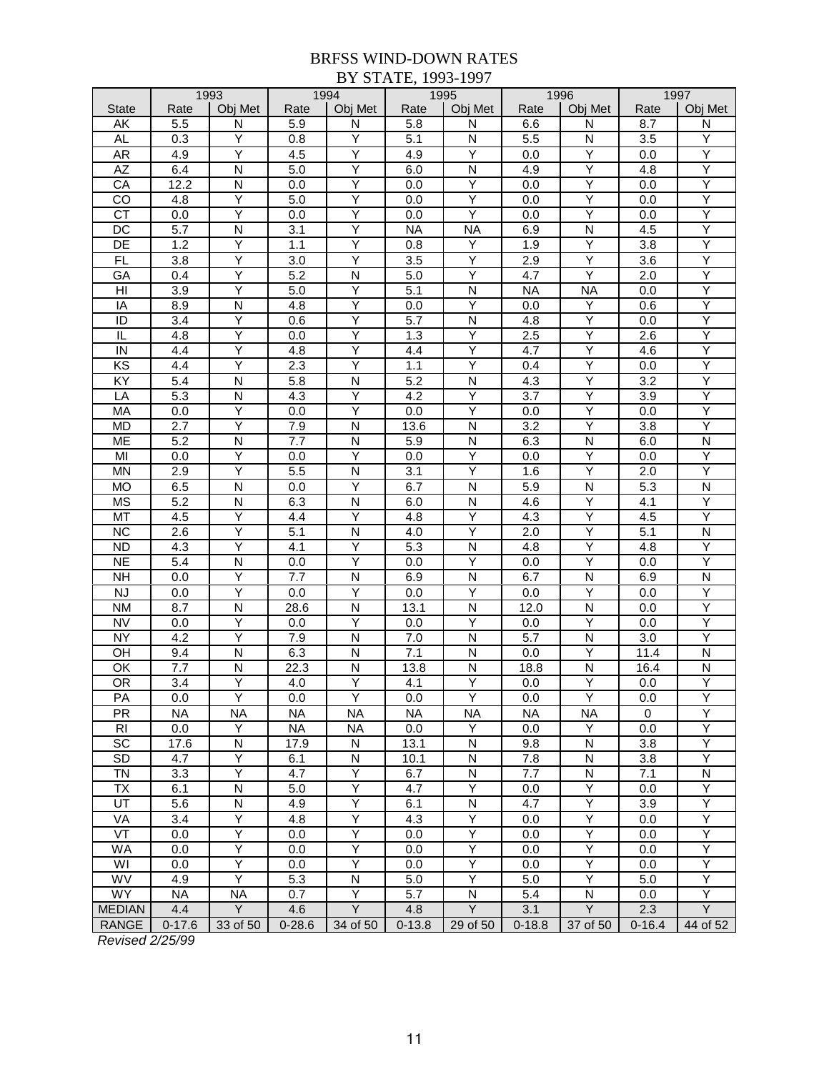# BRFSS WIND-DOWN RATES BY STATE, 1993-1997

| | 1993 | | 1994 | | 1995 | | 1996 | | 1997 | |
|---|---|---|---|---|---|---|---|---|---|---|
| State | Rate | Obj Met | Rate | Obj Met | Rate | Obj Met | Rate | Obj Met | Rate | Obj Met |
| AK | 5.5 | N | 5.9 | N | 5.8 | N | 6.6 | N | 8.7 | N |
| AL | 0.3 | Y | 0.8 | Y | 5.1 | N | 5.5 | N | 3.5 | Y |
| AR | 4.9 | Y | 4.5 | Y | 4.9 | Y | 0.0 | Y | 0.0 | Y |
| AZ | 6.4 | N | 5.0 | Y | 6.0 | N | 4.9 | Y | 4.8 | Y |
| CA | 12.2 | N | 0.0 | Y | 0.0 | Y | 0.0 | Y | 0.0 | Y |
| CO | 4.8 | Y | 5.0 | Y | 0.0 | Y | 0.0 | Y | 0.0 | Y |
| CT | 0.0 | Y | 0.0 | Y | 0.0 | Y | 0.0 | Y | 0.0 | Y |
| DC | 5.7 | N | 3.1 | Y | NA | NA | 6.9 | N | 4.5 | Y |
| DE | 1.2 | Y | 1.1 | Y | 0.8 | Y | 1.9 | Y | 3.8 | Y |
| FL | 3.8 | Y | 3.0 | Y | 3.5 | Y | 2.9 | Y | 3.6 | Y |
| GA | 0.4 | Y | 5.2 | N | 5.0 | Y | 4.7 | Y | 2.0 | Y |
| HI | 3.9 | Y | 5.0 | Y | 5.1 | N | NA | NA | 0.0 | Y |
| IA | 8.9 | N | 4.8 | Y | 0.0 | Y | 0.0 | Y | 0.6 | Y |
| ID | 3.4 | Y | 0.6 | Y | 5.7 | N | 4.8 | Y | 0.0 | Y |
| IL | 4.8 | Y | 0.0 | Y | 1.3 | Y | 2.5 | Y | 2.6 | Y |
| IN | 4.4 | Y | 4.8 | Y | 4.4 | Y | 4.7 | Y | 4.6 | Y |
| KS | 4.4 | Y | 2.3 | Y | 1.1 | Y | 0.4 | Y | 0.0 | Y |
| KY | 5.4 | N | 5.8 | N | 5.2 | N | 4.3 | Y | 3.2 | Y |
| LA | 5.3 | N | 4.3 | Y | 4.2 | Y | 3.7 | Y | 3.9 | Y |
| MA | 0.0 | Y | 0.0 | Y | 0.0 | Y | 0.0 | Y | 0.0 | Y |
| MD | 2.7 | Y | 7.9 | N | 13.6 | N | 3.2 | Y | 3.8 | Y |
| ME | 5.2 | N | 7.7 | N | 5.9 | N | 6.3 | N | 6.0 | N |
| MI | 0.0 | Y | 0.0 | Y | 0.0 | Y | 0.0 | Y | 0.0 | Y |
| MN | 2.9 | Y | 5.5 | N | 3.1 | Y | 1.6 | Y | 2.0 | Y |
| MO | 6.5 | N | 0.0 | Y | 6.7 | N | 5.9 | N | 5.3 | N |
| MS | 5.2 | N | 6.3 | N | 6.0 | N | 4.6 | Y | 4.1 | Y |
| MT | 4.5 | Y | 4.4 | Y | 4.8 | Y | 4.3 | Y | 4.5 | Y |
| NC | 2.6 | Y | 5.1 | N | 4.0 | Y | 2.0 | Y | 5.1 | N |
| ND | 4.3 | Y | 4.1 | Y | 5.3 | N | 4.8 | Y | 4.8 | Y |
| NE | 5.4 | N | 0.0 | Y | 0.0 | Y | 0.0 | Y | 0.0 | Y |
| NH | 0.0 | Y | 7.7 | N | 6.9 | N | 6.7 | N | 6.9 | N |
| NJ | 0.0 | Y | 0.0 | Y | 0.0 | Y | 0.0 | Y | 0.0 | Y |
| NM | 8.7 | N | 28.6 | N | 13.1 | N | 12.0 | N | 0.0 | Y |
| NV | 0.0 | Y | 0.0 | Y | 0.0 | Y | 0.0 | Y | 0.0 | Y |
| NY | 4.2 | Y | 7.9 | N | 7.0 | N | 5.7 | N | 3.0 | Y |
| OH | 9.4 | N | 6.3 | N | 7.1 | N | 0.0 | Y | 11.4 | N |
| OK | 7.7 | N | 22.3 | N | 13.8 | N | 18.8 | N | 16.4 | N |
| OR | 3.4 | Y | 4.0 | Y | 4.1 | Y | 0.0 | Y | 0.0 | Y |
| PA | 0.0 | Y | 0.0 | Y | 0.0 | Y | 0.0 | Y | 0.0 | Y |
| PR | NA | NA | NA | NA | NA | NA | NA | NA | 0 | Y |
| RI | 0.0 | Y | NA | NA | 0.0 | Y | 0.0 | Y | 0.0 | Y |
| SC | 17.6 | N | 17.9 | N | 13.1 | N | 9.8 | N | 3.8 | Y |
| SD | 4.7 | Y | 6.1 | N | 10.1 | N | 7.8 | N | 3.8 | Y |
| TN | 3.3 | Y | 4.7 | Y | 6.7 | N | 7.7 | N | 7.1 | N |
| TX | 6.1 | N | 5.0 | Y | 4.7 | Y | 0.0 | Y | 0.0 | Y |
| UT | 5.6 | N | 4.9 | Y | 6.1 | N | 4.7 | Y | 3.9 | Y |
| VA | 3.4 | Y | 4.8 | Y | 4.3 | Y | 0.0 | Y | 0.0 | Y |
| VT | 0.0 | Y | 0.0 | Y | 0.0 | Y | 0.0 | Y | 0.0 | Y |
| WA | 0.0 | Y | 0.0 | Y | 0.0 | Y | 0.0 | Y | 0.0 | Y |
| WI | 0.0 | Y | 0.0 | Y | 0.0 | Y | 0.0 | Y | 0.0 | Y |
| WV | 4.9 | Y | 5.3 | N | 5.0 | Y | 5.0 | Y | 5.0 | Y |
| WY | NA | NA | 0.7 | Y | 5.7 | N | 5.4 | N | 0.0 | Y |
| MEDIAN | 4.4 | Y | 4.6 | Y | 4.8 | Y | 3.1 | Y | 2.3 | Y |
| RANGE | 0-17.6 | 33 of 50 | 0-28.6 | 34 of 50 | 0-13.8 | 29 of 50 | 0-18.8 | 37 of 50 | 0-16.4 | 44 of 52 |

*Revised 2/25/99*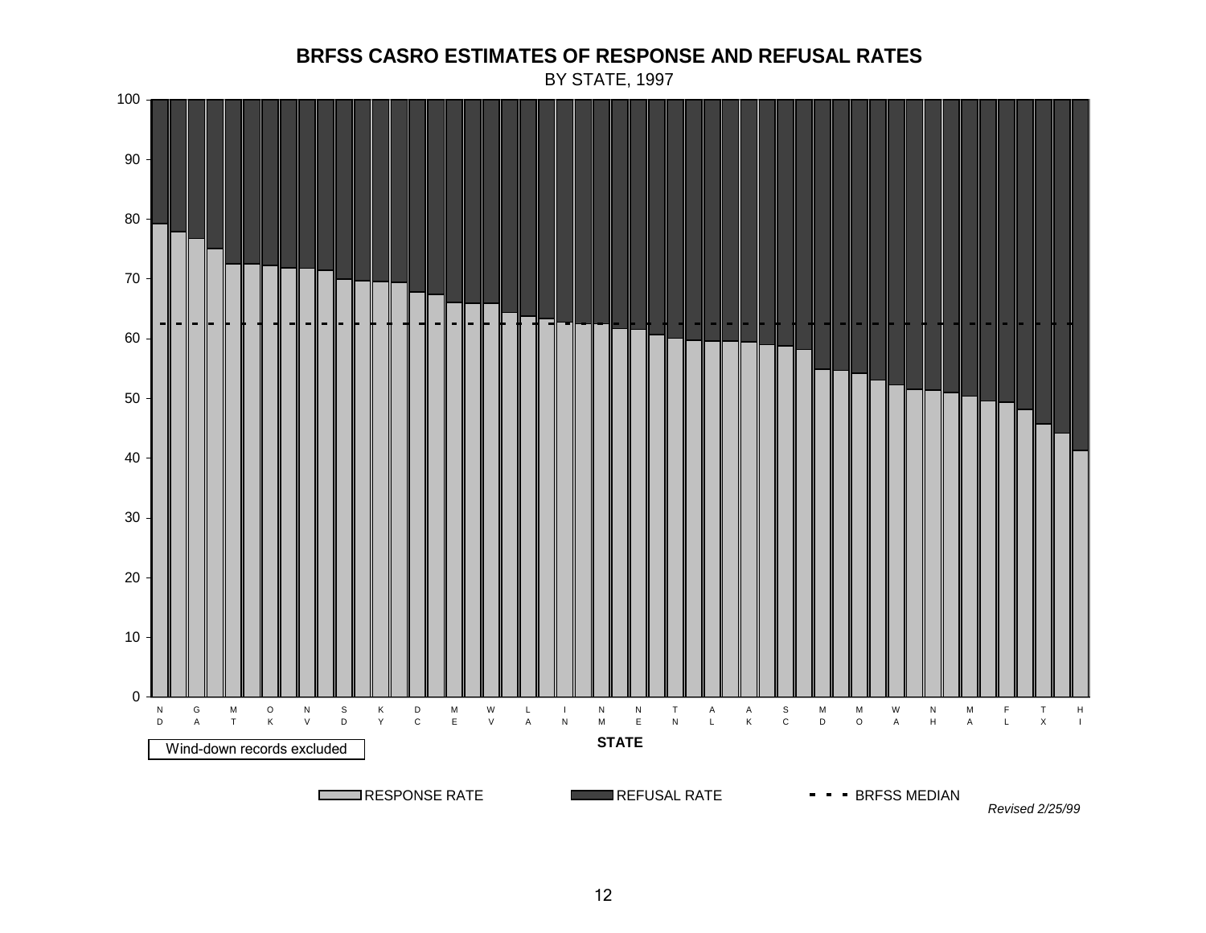# BRFSS CASRO ESTIMATES OF RESPONSE AND REFUSAL RATES

BY STATE, 1997

Wind-down records excluded

RESPONSE RATE | REFUSAL RATE | BRFSS MEDIAN

STATE: ND, GA, MT, OK, NV, SD, KY, DC, ME, WV, LA, IN, NM, NE, TN, AL, AK, SC, MD, MO, WA, NH, MA, FL, TX, HI

*Revised 2/25/99*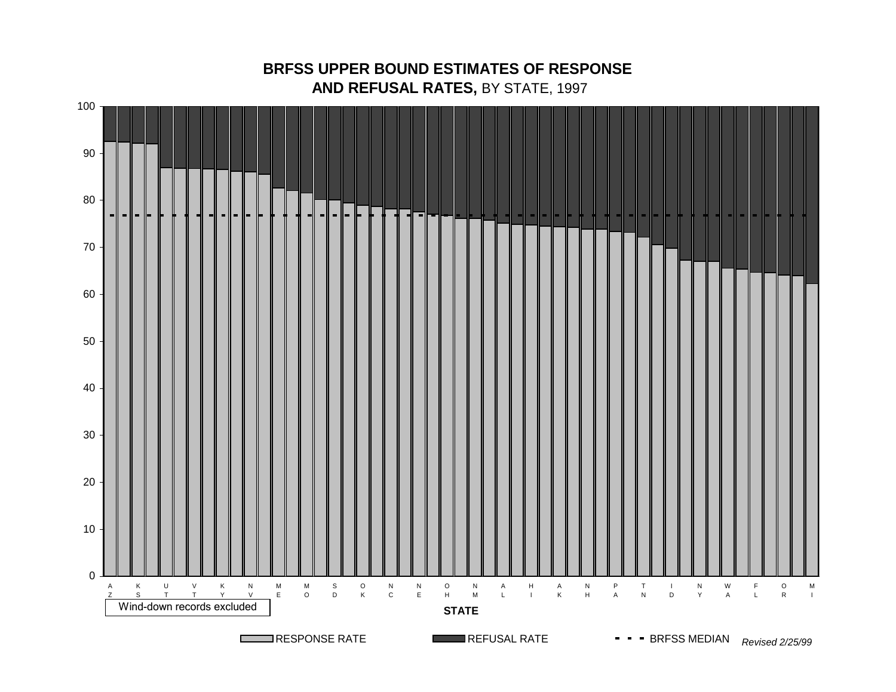# BRFSS UPPER BOUND ESTIMATES OF RESPONSE AND REFUSAL RATES, BY STATE, 1997

STATE

AZ KS UT VT KY NV ME MO SD OK NC NE OH NM AL HI AK NH PA TN ID NY WA FL OR MI

Wind-down records excluded

RESPONSE RATE | REFUSAL RATE | BRFSS MEDIAN

*Revised 2/25/99*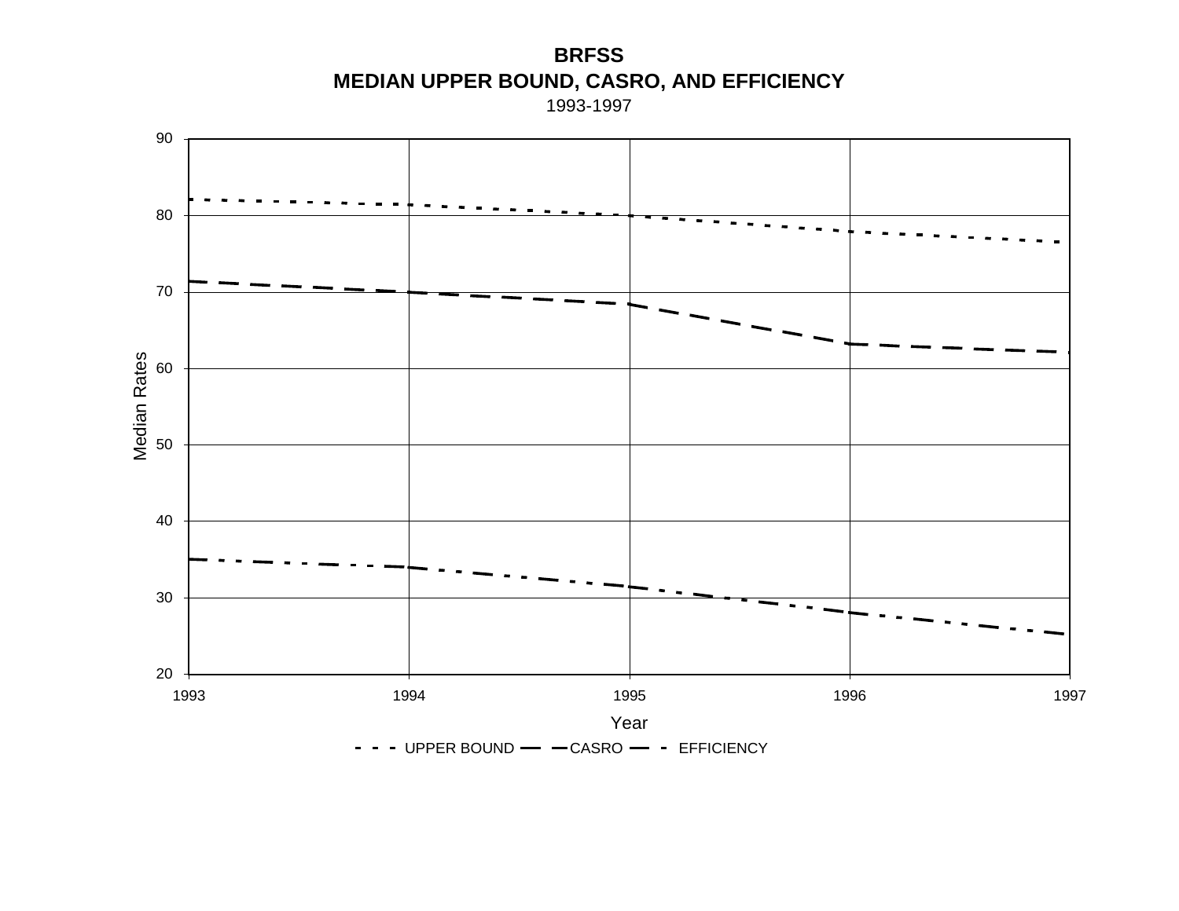**BRFSS**
**MEDIAN UPPER BOUND, CASRO, AND EFFICIENCY**
1993-1997

Median Rates: 20, 30, 40, 50, 60, 70, 80, 90

Year: 1993, 1994, 1995, 1996, 1997

UPPER BOUND — CASRO — EFFICIENCY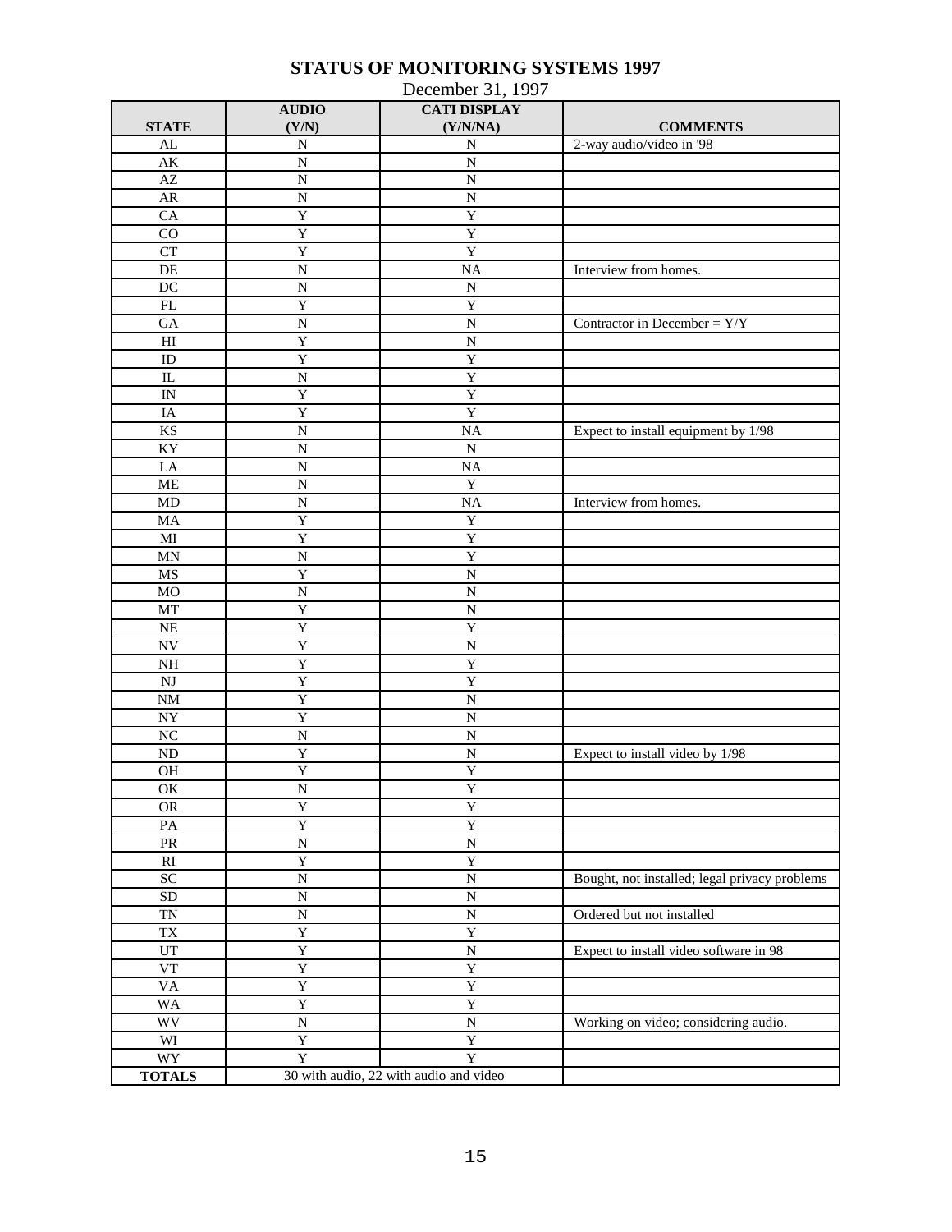# STATUS OF MONITORING SYSTEMS 1997

December 31, 1997

| STATE | AUDIO (Y/N) | CATI DISPLAY (Y/N/NA) | COMMENTS |
|---|---|---|---|
| AL | N | N | 2-way audio/video in '98 |
| AK | N | N | |
| AZ | N | N | |
| AR | N | N | |
| CA | Y | Y | |
| CO | Y | Y | |
| CT | Y | Y | |
| DE | N | NA | Interview from homes. |
| DC | N | N | |
| FL | Y | Y | |
| GA | N | N | Contractor in December = Y/Y |
| HI | Y | N | |
| ID | Y | Y | |
| IL | N | Y | |
| IN | Y | Y | |
| IA | Y | Y | |
| KS | N | NA | Expect to install equipment by 1/98 |
| KY | N | N | |
| LA | N | NA | |
| ME | N | Y | |
| MD | N | NA | Interview from homes. |
| MA | Y | Y | |
| MI | Y | Y | |
| MN | N | Y | |
| MS | Y | N | |
| MO | N | N | |
| MT | Y | N | |
| NE | Y | Y | |
| NV | Y | N | |
| NH | Y | Y | |
| NJ | Y | Y | |
| NM | Y | N | |
| NY | Y | N | |
| NC | N | N | |
| ND | Y | N | Expect to install video by 1/98 |
| OH | Y | Y | |
| OK | N | Y | |
| OR | Y | Y | |
| PA | Y | Y | |
| PR | N | N | |
| RI | Y | Y | |
| SC | N | N | Bought, not installed; legal privacy problems |
| SD | N | N | |
| TN | N | N | Ordered but not installed |
| TX | Y | Y | |
| UT | Y | N | Expect to install video software in 98 |
| VT | Y | Y | |
| VA | Y | Y | |
| WA | Y | Y | |
| WV | N | N | Working on video; considering audio. |
| WI | Y | Y | |
| WY | Y | Y | |
| **TOTALS** | 30 with audio, 22 with audio and video | | |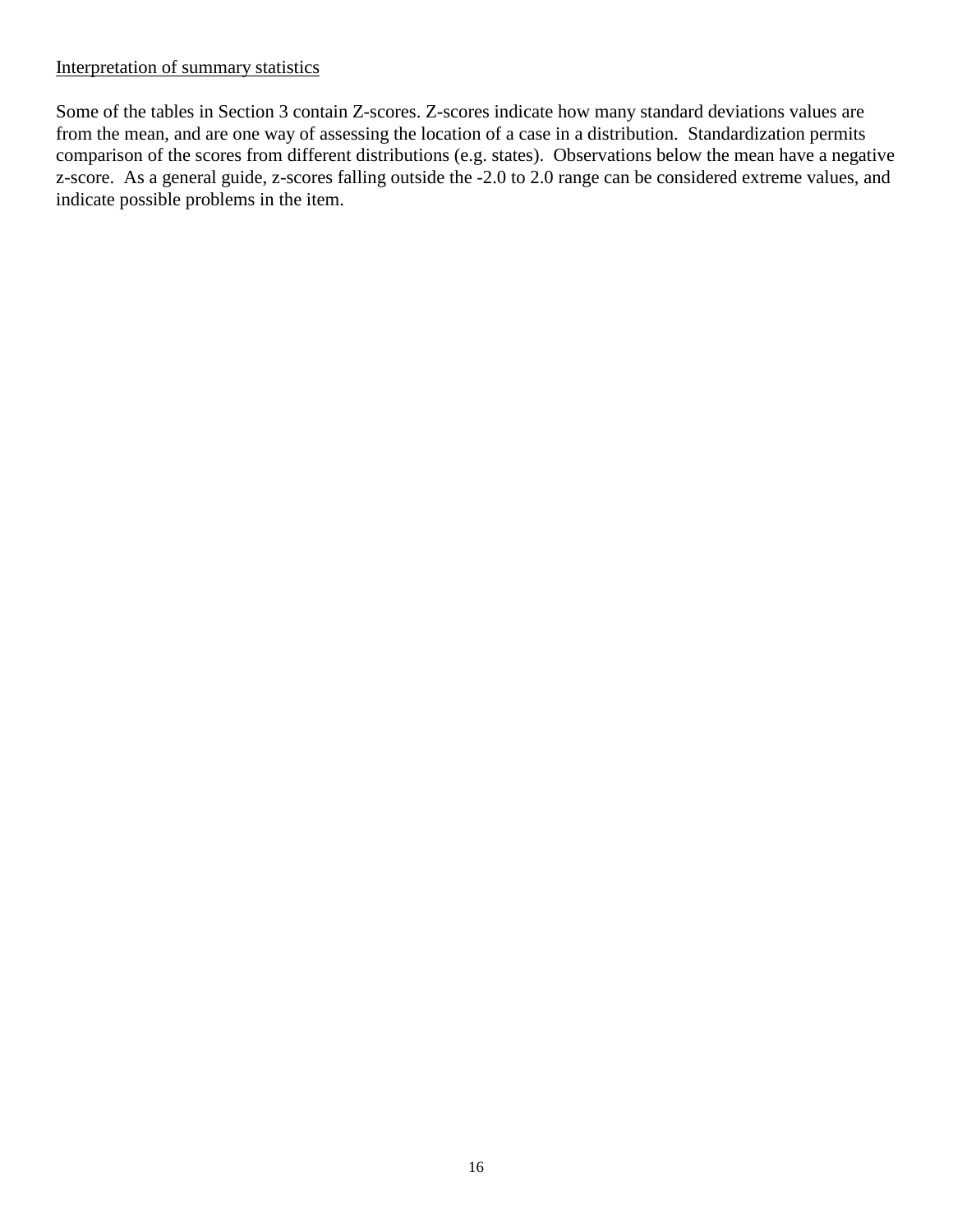<u>Interpretation of summary statistics</u>

Some of the tables in Section 3 contain Z-scores. Z-scores indicate how many standard deviations values are from the mean, and are one way of assessing the location of a case in a distribution. Standardization permits comparison of the scores from different distributions (e.g. states). Observations below the mean have a negative z-score. As a general guide, z-scores falling outside the -2.0 to 2.0 range can be considered extreme values, and indicate possible problems in the item.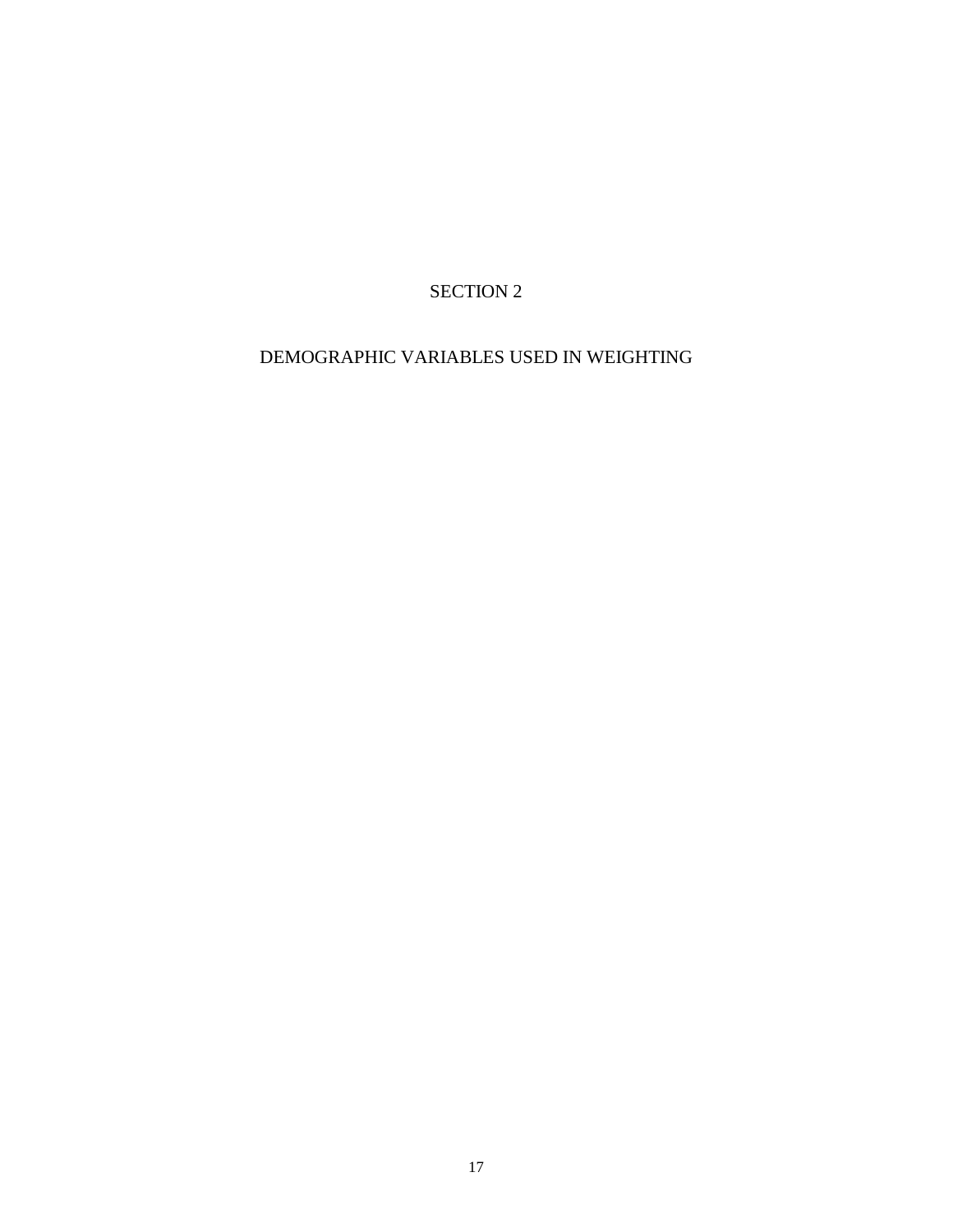# SECTION 2

# DEMOGRAPHIC VARIABLES USED IN WEIGHTING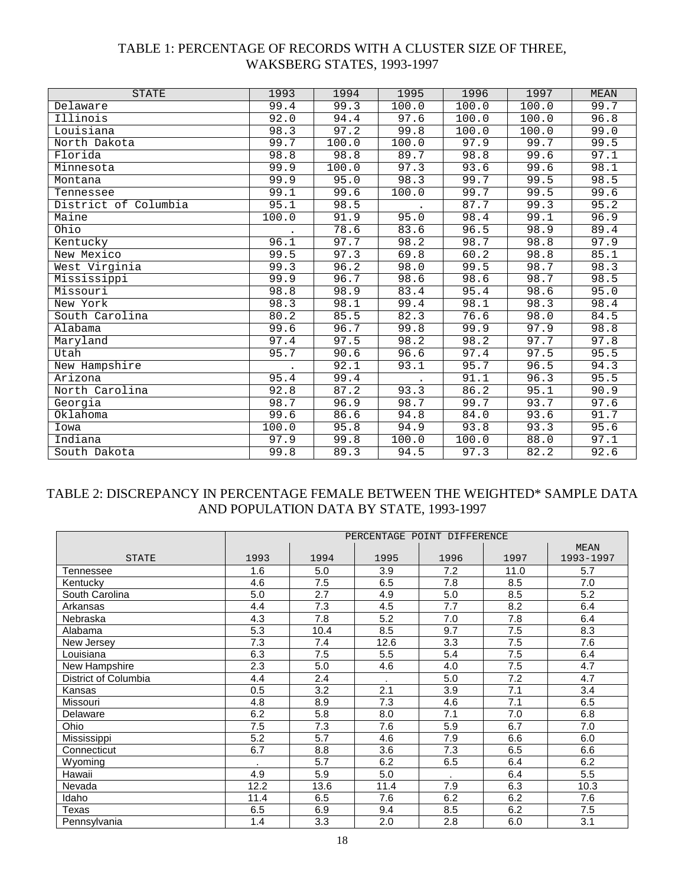## TABLE 1: PERCENTAGE OF RECORDS WITH A CLUSTER SIZE OF THREE, WAKSBERG STATES, 1993-1997

| STATE | 1993 | 1994 | 1995 | 1996 | 1997 | MEAN |
|---|---|---|---|---|---|---|
| Delaware | 99.4 | 99.3 | 100.0 | 100.0 | 100.0 | 99.7 |
| Illinois | 92.0 | 94.4 | 97.6 | 100.0 | 100.0 | 96.8 |
| Louisiana | 98.3 | 97.2 | 99.8 | 100.0 | 100.0 | 99.0 |
| North Dakota | 99.7 | 100.0 | 100.0 | 97.9 | 99.7 | 99.5 |
| Florida | 98.8 | 98.8 | 89.7 | 98.8 | 99.6 | 97.1 |
| Minnesota | 99.9 | 100.0 | 97.3 | 93.6 | 99.6 | 98.1 |
| Montana | 99.9 | 95.0 | 98.3 | 99.7 | 99.5 | 98.5 |
| Tennessee | 99.1 | 99.6 | 100.0 | 99.7 | 99.5 | 99.6 |
| District of Columbia | 95.1 | 98.5 | . | 87.7 | 99.3 | 95.2 |
| Maine | 100.0 | 91.9 | 95.0 | 98.4 | 99.1 | 96.9 |
| Ohio | . | 78.6 | 83.6 | 96.5 | 98.9 | 89.4 |
| Kentucky | 96.1 | 97.7 | 98.2 | 98.7 | 98.8 | 97.9 |
| New Mexico | 99.5 | 97.3 | 69.8 | 60.2 | 98.8 | 85.1 |
| West Virginia | 99.3 | 96.2 | 98.0 | 99.5 | 98.7 | 98.3 |
| Mississippi | 99.9 | 96.7 | 98.6 | 98.6 | 98.7 | 98.5 |
| Missouri | 98.8 | 98.9 | 83.4 | 95.4 | 98.6 | 95.0 |
| New York | 98.3 | 98.1 | 99.4 | 98.1 | 98.3 | 98.4 |
| South Carolina | 80.2 | 85.5 | 82.3 | 76.6 | 98.0 | 84.5 |
| Alabama | 99.6 | 96.7 | 99.8 | 99.9 | 97.9 | 98.8 |
| Maryland | 97.4 | 97.5 | 98.2 | 98.2 | 97.7 | 97.8 |
| Utah | 95.7 | 90.6 | 96.6 | 97.4 | 97.5 | 95.5 |
| New Hampshire | . | 92.1 | 93.1 | 95.7 | 96.5 | 94.3 |
| Arizona | 95.4 | 99.4 | . | 91.1 | 96.3 | 95.5 |
| North Carolina | 92.8 | 87.2 | 93.3 | 86.2 | 95.1 | 90.9 |
| Georgia | 98.7 | 96.9 | 98.7 | 99.7 | 93.7 | 97.6 |
| Oklahoma | 99.6 | 86.6 | 94.8 | 84.0 | 93.6 | 91.7 |
| Iowa | 100.0 | 95.8 | 94.9 | 93.8 | 93.3 | 95.6 |
| Indiana | 97.9 | 99.8 | 100.0 | 100.0 | 88.0 | 97.1 |
| South Dakota | 99.8 | 89.3 | 94.5 | 97.3 | 82.2 | 92.6 |

## TABLE 2: DISCREPANCY IN PERCENTAGE FEMALE BETWEEN THE WEIGHTED* SAMPLE DATA AND POPULATION DATA BY STATE, 1993-1997

| | PERCENTAGE POINT DIFFERENCE | | | | | |
|---|---|---|---|---|---|---|
| STATE | 1993 | 1994 | 1995 | 1996 | 1997 | MEAN 1993-1997 |
| Tennessee | 1.6 | 5.0 | 3.9 | 7.2 | 11.0 | 5.7 |
| Kentucky | 4.6 | 7.5 | 6.5 | 7.8 | 8.5 | 7.0 |
| South Carolina | 5.0 | 2.7 | 4.9 | 5.0 | 8.5 | 5.2 |
| Arkansas | 4.4 | 7.3 | 4.5 | 7.7 | 8.2 | 6.4 |
| Nebraska | 4.3 | 7.8 | 5.2 | 7.0 | 7.8 | 6.4 |
| Alabama | 5.3 | 10.4 | 8.5 | 9.7 | 7.5 | 8.3 |
| New Jersey | 7.3 | 7.4 | 12.6 | 3.3 | 7.5 | 7.6 |
| Louisiana | 6.3 | 7.5 | 5.5 | 5.4 | 7.5 | 6.4 |
| New Hampshire | 2.3 | 5.0 | 4.6 | 4.0 | 7.5 | 4.7 |
| District of Columbia | 4.4 | 2.4 | . | 5.0 | 7.2 | 4.7 |
| Kansas | 0.5 | 3.2 | 2.1 | 3.9 | 7.1 | 3.4 |
| Missouri | 4.8 | 8.9 | 7.3 | 4.6 | 7.1 | 6.5 |
| Delaware | 6.2 | 5.8 | 8.0 | 7.1 | 7.0 | 6.8 |
| Ohio | 7.5 | 7.3 | 7.6 | 5.9 | 6.7 | 7.0 |
| Mississippi | 5.2 | 5.7 | 4.6 | 7.9 | 6.6 | 6.0 |
| Connecticut | 6.7 | 8.8 | 3.6 | 7.3 | 6.5 | 6.6 |
| Wyoming | . | 5.7 | 6.2 | 6.5 | 6.4 | 6.2 |
| Hawaii | 4.9 | 5.9 | 5.0 | . | 6.4 | 5.5 |
| Nevada | 12.2 | 13.6 | 11.4 | 7.9 | 6.3 | 10.3 |
| Idaho | 11.4 | 6.5 | 7.6 | 6.2 | 6.2 | 7.6 |
| Texas | 6.5 | 6.9 | 9.4 | 8.5 | 6.2 | 7.5 |
| Pennsylvania | 1.4 | 3.3 | 2.0 | 2.8 | 6.0 | 3.1 |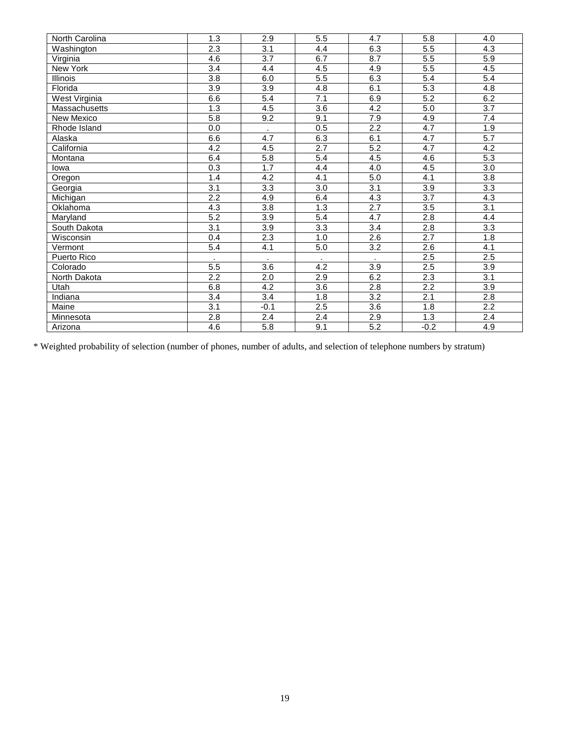| | | | | | | |
|---|---|---|---|---|---|---|
| North Carolina | 1.3 | 2.9 | 5.5 | 4.7 | 5.8 | 4.0 |
| Washington | 2.3 | 3.1 | 4.4 | 6.3 | 5.5 | 4.3 |
| Virginia | 4.6 | 3.7 | 6.7 | 8.7 | 5.5 | 5.9 |
| New York | 3.4 | 4.4 | 4.5 | 4.9 | 5.5 | 4.5 |
| Illinois | 3.8 | 6.0 | 5.5 | 6.3 | 5.4 | 5.4 |
| Florida | 3.9 | 3.9 | 4.8 | 6.1 | 5.3 | 4.8 |
| West Virginia | 6.6 | 5.4 | 7.1 | 6.9 | 5.2 | 6.2 |
| Massachusetts | 1.3 | 4.5 | 3.6 | 4.2 | 5.0 | 3.7 |
| New Mexico | 5.8 | 9.2 | 9.1 | 7.9 | 4.9 | 7.4 |
| Rhode Island | 0.0 | . | 0.5 | 2.2 | 4.7 | 1.9 |
| Alaska | 6.6 | 4.7 | 6.3 | 6.1 | 4.7 | 5.7 |
| California | 4.2 | 4.5 | 2.7 | 5.2 | 4.7 | 4.2 |
| Montana | 6.4 | 5.8 | 5.4 | 4.5 | 4.6 | 5.3 |
| Iowa | 0.3 | 1.7 | 4.4 | 4.0 | 4.5 | 3.0 |
| Oregon | 1.4 | 4.2 | 4.1 | 5.0 | 4.1 | 3.8 |
| Georgia | 3.1 | 3.3 | 3.0 | 3.1 | 3.9 | 3.3 |
| Michigan | 2.2 | 4.9 | 6.4 | 4.3 | 3.7 | 4.3 |
| Oklahoma | 4.3 | 3.8 | 1.3 | 2.7 | 3.5 | 3.1 |
| Maryland | 5.2 | 3.9 | 5.4 | 4.7 | 2.8 | 4.4 |
| South Dakota | 3.1 | 3.9 | 3.3 | 3.4 | 2.8 | 3.3 |
| Wisconsin | 0.4 | 2.3 | 1.0 | 2.6 | 2.7 | 1.8 |
| Vermont | 5.4 | 4.1 | 5.0 | 3.2 | 2.6 | 4.1 |
| Puerto Rico | . | . | . | . | 2.5 | 2.5 |
| Colorado | 5.5 | 3.6 | 4.2 | 3.9 | 2.5 | 3.9 |
| North Dakota | 2.2 | 2.0 | 2.9 | 6.2 | 2.3 | 3.1 |
| Utah | 6.8 | 4.2 | 3.6 | 2.8 | 2.2 | 3.9 |
| Indiana | 3.4 | 3.4 | 1.8 | 3.2 | 2.1 | 2.8 |
| Maine | 3.1 | -0.1 | 2.5 | 3.6 | 1.8 | 2.2 |
| Minnesota | 2.8 | 2.4 | 2.4 | 2.9 | 1.3 | 2.4 |
| Arizona | 4.6 | 5.8 | 9.1 | 5.2 | -0.2 | 4.9 |

* Weighted probability of selection (number of phones, number of adults, and selection of telephone numbers by stratum)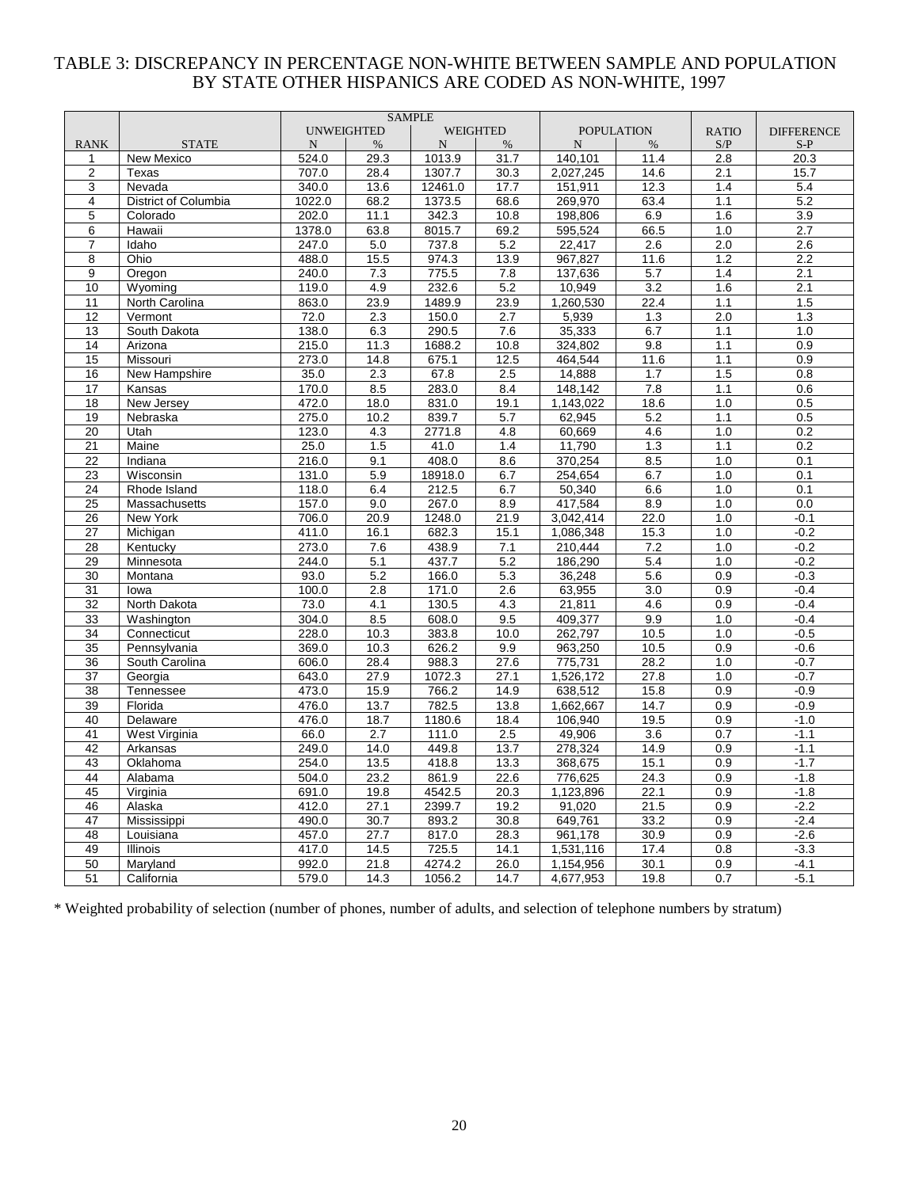TABLE 3: DISCREPANCY IN PERCENTAGE NON-WHITE BETWEEN SAMPLE AND POPULATION BY STATE OTHER HISPANICS ARE CODED AS NON-WHITE, 1997

| | | SAMPLE | | | | | | | |
|---|---|---|---|---|---|---|---|---|---|
| | | UNWEIGHTED | | WEIGHTED | | POPULATION | | RATIO | DIFFERENCE |
| RANK | STATE | N | % | N | % | N | % | S/P | S-P |
| 1 | New Mexico | 524.0 | 29.3 | 1013.9 | 31.7 | 140,101 | 11.4 | 2.8 | 20.3 |
| 2 | Texas | 707.0 | 28.4 | 1307.7 | 30.3 | 2,027,245 | 14.6 | 2.1 | 15.7 |
| 3 | Nevada | 340.0 | 13.6 | 12461.0 | 17.7 | 151,911 | 12.3 | 1.4 | 5.4 |
| 4 | District of Columbia | 1022.0 | 68.2 | 1373.5 | 68.6 | 269,970 | 63.4 | 1.1 | 5.2 |
| 5 | Colorado | 202.0 | 11.1 | 342.3 | 10.8 | 198,806 | 6.9 | 1.6 | 3.9 |
| 6 | Hawaii | 1378.0 | 63.8 | 8015.7 | 69.2 | 595,524 | 66.5 | 1.0 | 2.7 |
| 7 | Idaho | 247.0 | 5.0 | 737.8 | 5.2 | 22,417 | 2.6 | 2.0 | 2.6 |
| 8 | Ohio | 488.0 | 15.5 | 974.3 | 13.9 | 967,827 | 11.6 | 1.2 | 2.2 |
| 9 | Oregon | 240.0 | 7.3 | 775.5 | 7.8 | 137,636 | 5.7 | 1.4 | 2.1 |
| 10 | Wyoming | 119.0 | 4.9 | 232.6 | 5.2 | 10,949 | 3.2 | 1.6 | 2.1 |
| 11 | North Carolina | 863.0 | 23.9 | 1489.9 | 23.9 | 1,260,530 | 22.4 | 1.1 | 1.5 |
| 12 | Vermont | 72.0 | 2.3 | 150.0 | 2.7 | 5,939 | 1.3 | 2.0 | 1.3 |
| 13 | South Dakota | 138.0 | 6.3 | 290.5 | 7.6 | 35,333 | 6.7 | 1.1 | 1.0 |
| 14 | Arizona | 215.0 | 11.3 | 1688.2 | 10.8 | 324,802 | 9.8 | 1.1 | 0.9 |
| 15 | Missouri | 273.0 | 14.8 | 675.1 | 12.5 | 464,544 | 11.6 | 1.1 | 0.9 |
| 16 | New Hampshire | 35.0 | 2.3 | 67.8 | 2.5 | 14,888 | 1.7 | 1.5 | 0.8 |
| 17 | Kansas | 170.0 | 8.5 | 283.0 | 8.4 | 148,142 | 7.8 | 1.1 | 0.6 |
| 18 | New Jersey | 472.0 | 18.0 | 831.0 | 19.1 | 1,143,022 | 18.6 | 1.0 | 0.5 |
| 19 | Nebraska | 275.0 | 10.2 | 839.7 | 5.7 | 62,945 | 5.2 | 1.1 | 0.5 |
| 20 | Utah | 123.0 | 4.3 | 2771.8 | 4.8 | 60,669 | 4.6 | 1.0 | 0.2 |
| 21 | Maine | 25.0 | 1.5 | 41.0 | 1.4 | 11,790 | 1.3 | 1.1 | 0.2 |
| 22 | Indiana | 216.0 | 9.1 | 408.0 | 8.6 | 370,254 | 8.5 | 1.0 | 0.1 |
| 23 | Wisconsin | 131.0 | 5.9 | 18918.0 | 6.7 | 254,654 | 6.7 | 1.0 | 0.1 |
| 24 | Rhode Island | 118.0 | 6.4 | 212.5 | 6.7 | 50,340 | 6.6 | 1.0 | 0.1 |
| 25 | Massachusetts | 157.0 | 9.0 | 267.0 | 8.9 | 417,584 | 8.9 | 1.0 | 0.0 |
| 26 | New York | 706.0 | 20.9 | 1248.0 | 21.9 | 3,042,414 | 22.0 | 1.0 | -0.1 |
| 27 | Michigan | 411.0 | 16.1 | 682.3 | 15.1 | 1,086,348 | 15.3 | 1.0 | -0.2 |
| 28 | Kentucky | 273.0 | 7.6 | 438.9 | 7.1 | 210,444 | 7.2 | 1.0 | -0.2 |
| 29 | Minnesota | 244.0 | 5.1 | 437.7 | 5.2 | 186,290 | 5.4 | 1.0 | -0.2 |
| 30 | Montana | 93.0 | 5.2 | 166.0 | 5.3 | 36,248 | 5.6 | 0.9 | -0.3 |
| 31 | Iowa | 100.0 | 2.8 | 171.0 | 2.6 | 63,955 | 3.0 | 0.9 | -0.4 |
| 32 | North Dakota | 73.0 | 4.1 | 130.5 | 4.3 | 21,811 | 4.6 | 0.9 | -0.4 |
| 33 | Washington | 304.0 | 8.5 | 608.0 | 9.5 | 409,377 | 9.9 | 1.0 | -0.4 |
| 34 | Connecticut | 228.0 | 10.3 | 383.8 | 10.0 | 262,797 | 10.5 | 1.0 | -0.5 |
| 35 | Pennsylvania | 369.0 | 10.3 | 626.2 | 9.9 | 963,250 | 10.5 | 0.9 | -0.6 |
| 36 | South Carolina | 606.0 | 28.4 | 988.3 | 27.6 | 775,731 | 28.2 | 1.0 | -0.7 |
| 37 | Georgia | 643.0 | 27.9 | 1072.3 | 27.1 | 1,526,172 | 27.8 | 1.0 | -0.7 |
| 38 | Tennessee | 473.0 | 15.9 | 766.2 | 14.9 | 638,512 | 15.8 | 0.9 | -0.9 |
| 39 | Florida | 476.0 | 13.7 | 782.5 | 13.8 | 1,662,667 | 14.7 | 0.9 | -0.9 |
| 40 | Delaware | 476.0 | 18.7 | 1180.6 | 18.4 | 106,940 | 19.5 | 0.9 | -1.0 |
| 41 | West Virginia | 66.0 | 2.7 | 111.0 | 2.5 | 49,906 | 3.6 | 0.7 | -1.1 |
| 42 | Arkansas | 249.0 | 14.0 | 449.8 | 13.7 | 278,324 | 14.9 | 0.9 | -1.1 |
| 43 | Oklahoma | 254.0 | 13.5 | 418.8 | 13.3 | 368,675 | 15.1 | 0.9 | -1.7 |
| 44 | Alabama | 504.0 | 23.2 | 861.9 | 22.6 | 776,625 | 24.3 | 0.9 | -1.8 |
| 45 | Virginia | 691.0 | 19.8 | 4542.5 | 20.3 | 1,123,896 | 22.1 | 0.9 | -1.8 |
| 46 | Alaska | 412.0 | 27.1 | 2399.7 | 19.2 | 91,020 | 21.5 | 0.9 | -2.2 |
| 47 | Mississippi | 490.0 | 30.7 | 893.2 | 30.8 | 649,761 | 33.2 | 0.9 | -2.4 |
| 48 | Louisiana | 457.0 | 27.7 | 817.0 | 28.3 | 961,178 | 30.9 | 0.9 | -2.6 |
| 49 | Illinois | 417.0 | 14.5 | 725.5 | 14.1 | 1,531,116 | 17.4 | 0.8 | -3.3 |
| 50 | Maryland | 992.0 | 21.8 | 4274.2 | 26.0 | 1,154,956 | 30.1 | 0.9 | -4.1 |
| 51 | California | 579.0 | 14.3 | 1056.2 | 14.7 | 4,677,953 | 19.8 | 0.7 | -5.1 |

\* Weighted probability of selection (number of phones, number of adults, and selection of telephone numbers by stratum)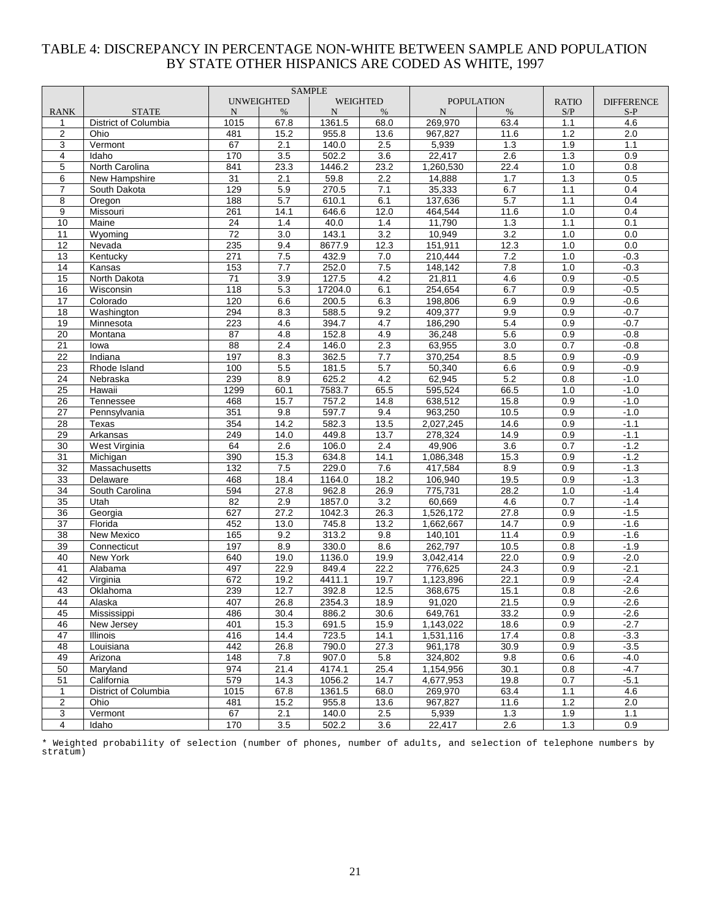# TABLE 4: DISCREPANCY IN PERCENTAGE NON-WHITE BETWEEN SAMPLE AND POPULATION BY STATE OTHER HISPANICS ARE CODED AS WHITE, 1997

| | | SAMPLE | | | | | | | |
|---|---|---|---|---|---|---|---|---|---|
| | | UNWEIGHTED | | WEIGHTED | | POPULATION | | RATIO | DIFFERENCE |
| RANK | STATE | N | % | N | % | N | % | S/P | S-P |
| 1 | District of Columbia | 1015 | 67.8 | 1361.5 | 68.0 | 269,970 | 63.4 | 1.1 | 4.6 |
| 2 | Ohio | 481 | 15.2 | 955.8 | 13.6 | 967,827 | 11.6 | 1.2 | 2.0 |
| 3 | Vermont | 67 | 2.1 | 140.0 | 2.5 | 5,939 | 1.3 | 1.9 | 1.1 |
| 4 | Idaho | 170 | 3.5 | 502.2 | 3.6 | 22,417 | 2.6 | 1.3 | 0.9 |
| 5 | North Carolina | 841 | 23.3 | 1446.2 | 23.2 | 1,260,530 | 22.4 | 1.0 | 0.8 |
| 6 | New Hampshire | 31 | 2.1 | 59.8 | 2.2 | 14,888 | 1.7 | 1.3 | 0.5 |
| 7 | South Dakota | 129 | 5.9 | 270.5 | 7.1 | 35,333 | 6.7 | 1.1 | 0.4 |
| 8 | Oregon | 188 | 5.7 | 610.1 | 6.1 | 137,636 | 5.7 | 1.1 | 0.4 |
| 9 | Missouri | 261 | 14.1 | 646.6 | 12.0 | 464,544 | 11.6 | 1.0 | 0.4 |
| 10 | Maine | 24 | 1.4 | 40.0 | 1.4 | 11,790 | 1.3 | 1.1 | 0.1 |
| 11 | Wyoming | 72 | 3.0 | 143.1 | 3.2 | 10,949 | 3.2 | 1.0 | 0.0 |
| 12 | Nevada | 235 | 9.4 | 8677.9 | 12.3 | 151,911 | 12.3 | 1.0 | 0.0 |
| 13 | Kentucky | 271 | 7.5 | 432.9 | 7.0 | 210,444 | 7.2 | 1.0 | -0.3 |
| 14 | Kansas | 153 | 7.7 | 252.0 | 7.5 | 148,142 | 7.8 | 1.0 | -0.3 |
| 15 | North Dakota | 71 | 3.9 | 127.5 | 4.2 | 21,811 | 4.6 | 0.9 | -0.5 |
| 16 | Wisconsin | 118 | 5.3 | 17204.0 | 6.1 | 254,654 | 6.7 | 0.9 | -0.5 |
| 17 | Colorado | 120 | 6.6 | 200.5 | 6.3 | 198,806 | 6.9 | 0.9 | -0.6 |
| 18 | Washington | 294 | 8.3 | 588.5 | 9.2 | 409,377 | 9.9 | 0.9 | -0.7 |
| 19 | Minnesota | 223 | 4.6 | 394.7 | 4.7 | 186,290 | 5.4 | 0.9 | -0.7 |
| 20 | Montana | 87 | 4.8 | 152.8 | 4.9 | 36,248 | 5.6 | 0.9 | -0.8 |
| 21 | Iowa | 88 | 2.4 | 146.0 | 2.3 | 63,955 | 3.0 | 0.7 | -0.8 |
| 22 | Indiana | 197 | 8.3 | 362.5 | 7.7 | 370,254 | 8.5 | 0.9 | -0.9 |
| 23 | Rhode Island | 100 | 5.5 | 181.5 | 5.7 | 50,340 | 6.6 | 0.9 | -0.9 |
| 24 | Nebraska | 239 | 8.9 | 625.2 | 4.2 | 62,945 | 5.2 | 0.8 | -1.0 |
| 25 | Hawaii | 1299 | 60.1 | 7583.7 | 65.5 | 595,524 | 66.5 | 1.0 | -1.0 |
| 26 | Tennessee | 468 | 15.7 | 757.2 | 14.8 | 638,512 | 15.8 | 0.9 | -1.0 |
| 27 | Pennsylvania | 351 | 9.8 | 597.7 | 9.4 | 963,250 | 10.5 | 0.9 | -1.0 |
| 28 | Texas | 354 | 14.2 | 582.3 | 13.5 | 2,027,245 | 14.6 | 0.9 | -1.1 |
| 29 | Arkansas | 249 | 14.0 | 449.8 | 13.7 | 278,324 | 14.9 | 0.9 | -1.1 |
| 30 | West Virginia | 64 | 2.6 | 106.0 | 2.4 | 49,906 | 3.6 | 0.7 | -1.2 |
| 31 | Michigan | 390 | 15.3 | 634.8 | 14.1 | 1,086,348 | 15.3 | 0.9 | -1.2 |
| 32 | Massachusetts | 132 | 7.5 | 229.0 | 7.6 | 417,584 | 8.9 | 0.9 | -1.3 |
| 33 | Delaware | 468 | 18.4 | 1164.0 | 18.2 | 106,940 | 19.5 | 0.9 | -1.3 |
| 34 | South Carolina | 594 | 27.8 | 962.8 | 26.9 | 775,731 | 28.2 | 1.0 | -1.4 |
| 35 | Utah | 82 | 2.9 | 1857.0 | 3.2 | 60,669 | 4.6 | 0.7 | -1.4 |
| 36 | Georgia | 627 | 27.2 | 1042.3 | 26.3 | 1,526,172 | 27.8 | 0.9 | -1.5 |
| 37 | Florida | 452 | 13.0 | 745.8 | 13.2 | 1,662,667 | 14.7 | 0.9 | -1.6 |
| 38 | New Mexico | 165 | 9.2 | 313.2 | 9.8 | 140,101 | 11.4 | 0.9 | -1.6 |
| 39 | Connecticut | 197 | 8.9 | 330.0 | 8.6 | 262,797 | 10.5 | 0.8 | -1.9 |
| 40 | New York | 640 | 19.0 | 1136.0 | 19.9 | 3,042,414 | 22.0 | 0.9 | -2.0 |
| 41 | Alabama | 497 | 22.9 | 849.4 | 22.2 | 776,625 | 24.3 | 0.9 | -2.1 |
| 42 | Virginia | 672 | 19.2 | 4411.1 | 19.7 | 1,123,896 | 22.1 | 0.9 | -2.4 |
| 43 | Oklahoma | 239 | 12.7 | 392.8 | 12.5 | 368,675 | 15.1 | 0.8 | -2.6 |
| 44 | Alaska | 407 | 26.8 | 2354.3 | 18.9 | 91,020 | 21.5 | 0.9 | -2.6 |
| 45 | Mississippi | 486 | 30.4 | 886.2 | 30.6 | 649,761 | 33.2 | 0.9 | -2.6 |
| 46 | New Jersey | 401 | 15.3 | 691.5 | 15.9 | 1,143,022 | 18.6 | 0.9 | -2.7 |
| 47 | Illinois | 416 | 14.4 | 723.5 | 14.1 | 1,531,116 | 17.4 | 0.8 | -3.3 |
| 48 | Louisiana | 442 | 26.8 | 790.0 | 27.3 | 961,178 | 30.9 | 0.9 | -3.5 |
| 49 | Arizona | 148 | 7.8 | 907.0 | 5.8 | 324,802 | 9.8 | 0.6 | -4.0 |
| 50 | Maryland | 974 | 21.4 | 4174.1 | 25.4 | 1,154,956 | 30.1 | 0.8 | -4.7 |
| 51 | California | 579 | 14.3 | 1056.2 | 14.7 | 4,677,953 | 19.8 | 0.7 | -5.1 |
| 1 | District of Columbia | 1015 | 67.8 | 1361.5 | 68.0 | 269,970 | 63.4 | 1.1 | 4.6 |
| 2 | Ohio | 481 | 15.2 | 955.8 | 13.6 | 967,827 | 11.6 | 1.2 | 2.0 |
| 3 | Vermont | 67 | 2.1 | 140.0 | 2.5 | 5,939 | 1.3 | 1.9 | 1.1 |
| 4 | Idaho | 170 | 3.5 | 502.2 | 3.6 | 22,417 | 2.6 | 1.3 | 0.9 |

* Weighted probability of selection (number of phones, number of adults, and selection of telephone numbers by stratum)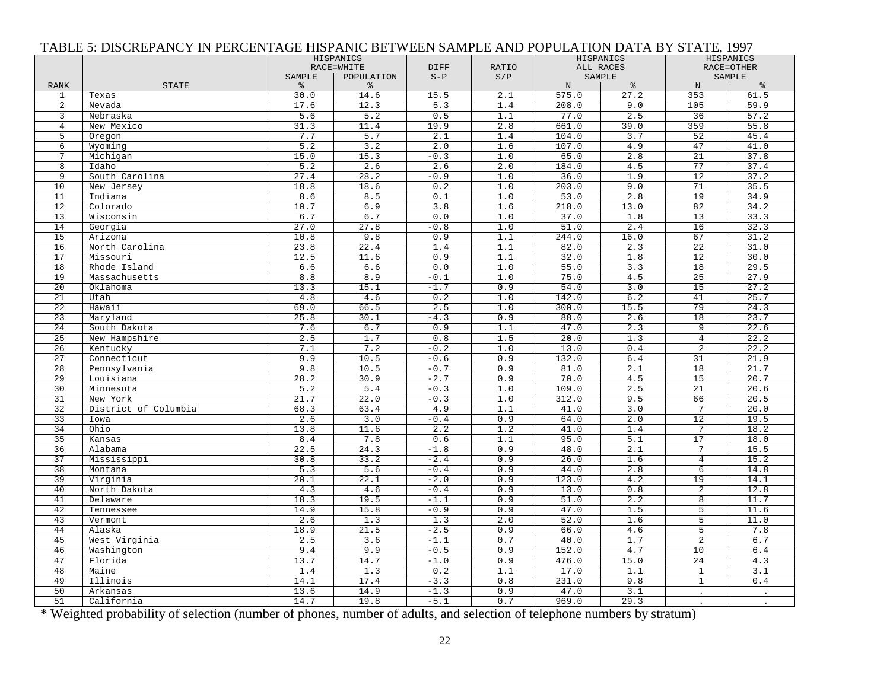# TABLE 5: DISCREPANCY IN PERCENTAGE HISPANIC BETWEEN SAMPLE AND POPULATION DATA BY STATE, 1997

| RANK | STATE | HISPANICS RACE=WHITE SAMPLE % | POPULATION % | DIFF S-P | RATIO S/P | HISPANICS ALL RACES SAMPLE N | % | HISPANICS RACE=OTHER SAMPLE N | % |
|---|---|---|---|---|---|---|---|---|---|
| 1 | Texas | 30.0 | 14.6 | 15.5 | 2.1 | 575.0 | 27.2 | 353 | 61.5 |
| 2 | Nevada | 17.6 | 12.3 | 5.3 | 1.4 | 208.0 | 9.0 | 105 | 59.9 |
| 3 | Nebraska | 5.6 | 5.2 | 0.5 | 1.1 | 77.0 | 2.5 | 36 | 57.2 |
| 4 | New Mexico | 31.3 | 11.4 | 19.9 | 2.8 | 661.0 | 39.0 | 359 | 55.8 |
| 5 | Oregon | 7.7 | 5.7 | 2.1 | 1.4 | 104.0 | 3.7 | 52 | 45.4 |
| 6 | Wyoming | 5.2 | 3.2 | 2.0 | 1.6 | 107.0 | 4.9 | 47 | 41.0 |
| 7 | Michigan | 15.0 | 15.3 | -0.3 | 1.0 | 65.0 | 2.8 | 21 | 37.8 |
| 8 | Idaho | 5.2 | 2.6 | 2.6 | 2.0 | 184.0 | 4.5 | 77 | 37.4 |
| 9 | South Carolina | 27.4 | 28.2 | -0.9 | 1.0 | 36.0 | 1.9 | 12 | 37.2 |
| 10 | New Jersey | 18.8 | 18.6 | 0.2 | 1.0 | 203.0 | 9.0 | 71 | 35.5 |
| 11 | Indiana | 8.6 | 8.5 | 0.1 | 1.0 | 53.0 | 2.8 | 19 | 34.9 |
| 12 | Colorado | 10.7 | 6.9 | 3.8 | 1.6 | 218.0 | 13.0 | 82 | 34.2 |
| 13 | Wisconsin | 6.7 | 6.7 | 0.0 | 1.0 | 37.0 | 1.8 | 13 | 33.3 |
| 14 | Georgia | 27.0 | 27.8 | -0.8 | 1.0 | 51.0 | 2.4 | 16 | 32.3 |
| 15 | Arizona | 10.8 | 9.8 | 0.9 | 1.1 | 244.0 | 16.0 | 67 | 31.2 |
| 16 | North Carolina | 23.8 | 22.4 | 1.4 | 1.1 | 82.0 | 2.3 | 22 | 31.0 |
| 17 | Missouri | 12.5 | 11.6 | 0.9 | 1.1 | 32.0 | 1.8 | 12 | 30.0 |
| 18 | Rhode Island | 6.6 | 6.6 | 0.0 | 1.0 | 55.0 | 3.3 | 18 | 29.5 |
| 19 | Massachusetts | 8.8 | 8.9 | -0.1 | 1.0 | 75.0 | 4.5 | 25 | 27.9 |
| 20 | Oklahoma | 13.3 | 15.1 | -1.7 | 0.9 | 54.0 | 3.0 | 15 | 27.2 |
| 21 | Utah | 4.8 | 4.6 | 0.2 | 1.0 | 142.0 | 6.2 | 41 | 25.7 |
| 22 | Hawaii | 69.0 | 66.5 | 2.5 | 1.0 | 300.0 | 15.5 | 79 | 24.3 |
| 23 | Maryland | 25.8 | 30.1 | -4.3 | 0.9 | 88.0 | 2.6 | 18 | 23.7 |
| 24 | South Dakota | 7.6 | 6.7 | 0.9 | 1.1 | 47.0 | 2.3 | 9 | 22.6 |
| 25 | New Hampshire | 2.5 | 1.7 | 0.8 | 1.5 | 20.0 | 1.3 | 4 | 22.2 |
| 26 | Kentucky | 7.1 | 7.2 | -0.2 | 1.0 | 13.0 | 0.4 | 2 | 22.2 |
| 27 | Connecticut | 9.9 | 10.5 | -0.6 | 0.9 | 132.0 | 6.4 | 31 | 21.9 |
| 28 | Pennsylvania | 9.8 | 10.5 | -0.7 | 0.9 | 81.0 | 2.1 | 18 | 21.7 |
| 29 | Louisiana | 28.2 | 30.9 | -2.7 | 0.9 | 70.0 | 4.5 | 15 | 20.7 |
| 30 | Minnesota | 5.2 | 5.4 | -0.3 | 1.0 | 109.0 | 2.5 | 21 | 20.6 |
| 31 | New York | 21.7 | 22.0 | -0.3 | 1.0 | 312.0 | 9.5 | 66 | 20.5 |
| 32 | District of Columbia | 68.3 | 63.4 | 4.9 | 1.1 | 41.0 | 3.0 | 7 | 20.0 |
| 33 | Iowa | 2.6 | 3.0 | -0.4 | 0.9 | 64.0 | 2.0 | 12 | 19.5 |
| 34 | Ohio | 13.8 | 11.6 | 2.2 | 1.2 | 41.0 | 1.4 | 7 | 18.2 |
| 35 | Kansas | 8.4 | 7.8 | 0.6 | 1.1 | 95.0 | 5.1 | 17 | 18.0 |
| 36 | Alabama | 22.5 | 24.3 | -1.8 | 0.9 | 48.0 | 2.1 | 7 | 15.5 |
| 37 | Mississippi | 30.8 | 33.2 | -2.4 | 0.9 | 26.0 | 1.6 | 4 | 15.2 |
| 38 | Montana | 5.3 | 5.6 | -0.4 | 0.9 | 44.0 | 2.8 | 6 | 14.8 |
| 39 | Virginia | 20.1 | 22.1 | -2.0 | 0.9 | 123.0 | 4.2 | 19 | 14.1 |
| 40 | North Dakota | 4.3 | 4.6 | -0.4 | 0.9 | 13.0 | 0.8 | 2 | 12.8 |
| 41 | Delaware | 18.3 | 19.5 | -1.1 | 0.9 | 51.0 | 2.2 | 8 | 11.7 |
| 42 | Tennessee | 14.9 | 15.8 | -0.9 | 0.9 | 47.0 | 1.5 | 5 | 11.6 |
| 43 | Vermont | 2.6 | 1.3 | 1.3 | 2.0 | 52.0 | 1.6 | 5 | 11.0 |
| 44 | Alaska | 18.9 | 21.5 | -2.5 | 0.9 | 66.0 | 4.6 | 5 | 7.8 |
| 45 | West Virginia | 2.5 | 3.6 | -1.1 | 0.7 | 40.0 | 1.7 | 2 | 6.7 |
| 46 | Washington | 9.4 | 9.9 | -0.5 | 0.9 | 152.0 | 4.7 | 10 | 6.4 |
| 47 | Florida | 13.7 | 14.7 | -1.0 | 0.9 | 476.0 | 15.0 | 24 | 4.3 |
| 48 | Maine | 1.4 | 1.3 | 0.2 | 1.1 | 17.0 | 1.1 | 1 | 3.1 |
| 49 | Illinois | 14.1 | 17.4 | -3.3 | 0.8 | 231.0 | 9.8 | 1 | 0.4 |
| 50 | Arkansas | 13.6 | 14.9 | -1.3 | 0.9 | 47.0 | 3.1 | . | . |
| 51 | California | 14.7 | 19.8 | -5.1 | 0.7 | 969.0 | 29.3 | . | . |

* Weighted probability of selection (number of phones, number of adults, and selection of telephone numbers by stratum)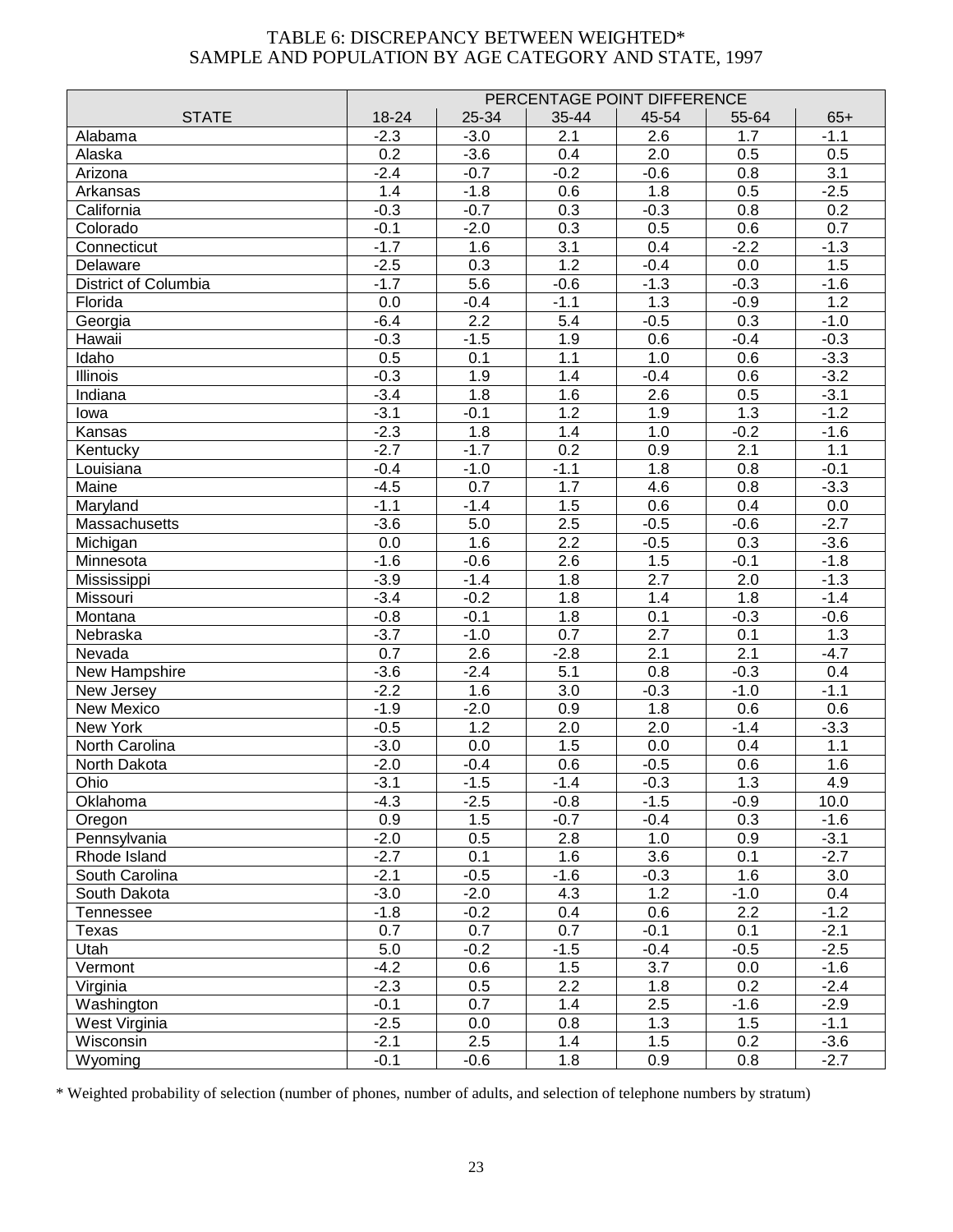# TABLE 6: DISCREPANCY BETWEEN WEIGHTED* SAMPLE AND POPULATION BY AGE CATEGORY AND STATE, 1997

| STATE | PERCENTAGE POINT DIFFERENCE | | | | | |
|---|---|---|---|---|---|---|
| | 18-24 | 25-34 | 35-44 | 45-54 | 55-64 | 65+ |
| Alabama | -2.3 | -3.0 | 2.1 | 2.6 | 1.7 | -1.1 |
| Alaska | 0.2 | -3.6 | 0.4 | 2.0 | 0.5 | 0.5 |
| Arizona | -2.4 | -0.7 | -0.2 | -0.6 | 0.8 | 3.1 |
| Arkansas | 1.4 | -1.8 | 0.6 | 1.8 | 0.5 | -2.5 |
| California | -0.3 | -0.7 | 0.3 | -0.3 | 0.8 | 0.2 |
| Colorado | -0.1 | -2.0 | 0.3 | 0.5 | 0.6 | 0.7 |
| Connecticut | -1.7 | 1.6 | 3.1 | 0.4 | -2.2 | -1.3 |
| Delaware | -2.5 | 0.3 | 1.2 | -0.4 | 0.0 | 1.5 |
| District of Columbia | -1.7 | 5.6 | -0.6 | -1.3 | -0.3 | -1.6 |
| Florida | 0.0 | -0.4 | -1.1 | 1.3 | -0.9 | 1.2 |
| Georgia | -6.4 | 2.2 | 5.4 | -0.5 | 0.3 | -1.0 |
| Hawaii | -0.3 | -1.5 | 1.9 | 0.6 | -0.4 | -0.3 |
| Idaho | 0.5 | 0.1 | 1.1 | 1.0 | 0.6 | -3.3 |
| Illinois | -0.3 | 1.9 | 1.4 | -0.4 | 0.6 | -3.2 |
| Indiana | -3.4 | 1.8 | 1.6 | 2.6 | 0.5 | -3.1 |
| Iowa | -3.1 | -0.1 | 1.2 | 1.9 | 1.3 | -1.2 |
| Kansas | -2.3 | 1.8 | 1.4 | 1.0 | -0.2 | -1.6 |
| Kentucky | -2.7 | -1.7 | 0.2 | 0.9 | 2.1 | 1.1 |
| Louisiana | -0.4 | -1.0 | -1.1 | 1.8 | 0.8 | -0.1 |
| Maine | -4.5 | 0.7 | 1.7 | 4.6 | 0.8 | -3.3 |
| Maryland | -1.1 | -1.4 | 1.5 | 0.6 | 0.4 | 0.0 |
| Massachusetts | -3.6 | 5.0 | 2.5 | -0.5 | -0.6 | -2.7 |
| Michigan | 0.0 | 1.6 | 2.2 | -0.5 | 0.3 | -3.6 |
| Minnesota | -1.6 | -0.6 | 2.6 | 1.5 | -0.1 | -1.8 |
| Mississippi | -3.9 | -1.4 | 1.8 | 2.7 | 2.0 | -1.3 |
| Missouri | -3.4 | -0.2 | 1.8 | 1.4 | 1.8 | -1.4 |
| Montana | -0.8 | -0.1 | 1.8 | 0.1 | -0.3 | -0.6 |
| Nebraska | -3.7 | -1.0 | 0.7 | 2.7 | 0.1 | 1.3 |
| Nevada | 0.7 | 2.6 | -2.8 | 2.1 | 2.1 | -4.7 |
| New Hampshire | -3.6 | -2.4 | 5.1 | 0.8 | -0.3 | 0.4 |
| New Jersey | -2.2 | 1.6 | 3.0 | -0.3 | -1.0 | -1.1 |
| New Mexico | -1.9 | -2.0 | 0.9 | 1.8 | 0.6 | 0.6 |
| New York | -0.5 | 1.2 | 2.0 | 2.0 | -1.4 | -3.3 |
| North Carolina | -3.0 | 0.0 | 1.5 | 0.0 | 0.4 | 1.1 |
| North Dakota | -2.0 | -0.4 | 0.6 | -0.5 | 0.6 | 1.6 |
| Ohio | -3.1 | -1.5 | -1.4 | -0.3 | 1.3 | 4.9 |
| Oklahoma | -4.3 | -2.5 | -0.8 | -1.5 | -0.9 | 10.0 |
| Oregon | 0.9 | 1.5 | -0.7 | -0.4 | 0.3 | -1.6 |
| Pennsylvania | -2.0 | 0.5 | 2.8 | 1.0 | 0.9 | -3.1 |
| Rhode Island | -2.7 | 0.1 | 1.6 | 3.6 | 0.1 | -2.7 |
| South Carolina | -2.1 | -0.5 | -1.6 | -0.3 | 1.6 | 3.0 |
| South Dakota | -3.0 | -2.0 | 4.3 | 1.2 | -1.0 | 0.4 |
| Tennessee | -1.8 | -0.2 | 0.4 | 0.6 | 2.2 | -1.2 |
| Texas | 0.7 | 0.7 | 0.7 | -0.1 | 0.1 | -2.1 |
| Utah | 5.0 | -0.2 | -1.5 | -0.4 | -0.5 | -2.5 |
| Vermont | -4.2 | 0.6 | 1.5 | 3.7 | 0.0 | -1.6 |
| Virginia | -2.3 | 0.5 | 2.2 | 1.8 | 0.2 | -2.4 |
| Washington | -0.1 | 0.7 | 1.4 | 2.5 | -1.6 | -2.9 |
| West Virginia | -2.5 | 0.0 | 0.8 | 1.3 | 1.5 | -1.1 |
| Wisconsin | -2.1 | 2.5 | 1.4 | 1.5 | 0.2 | -3.6 |
| Wyoming | -0.1 | -0.6 | 1.8 | 0.9 | 0.8 | -2.7 |

* Weighted probability of selection (number of phones, number of adults, and selection of telephone numbers by stratum)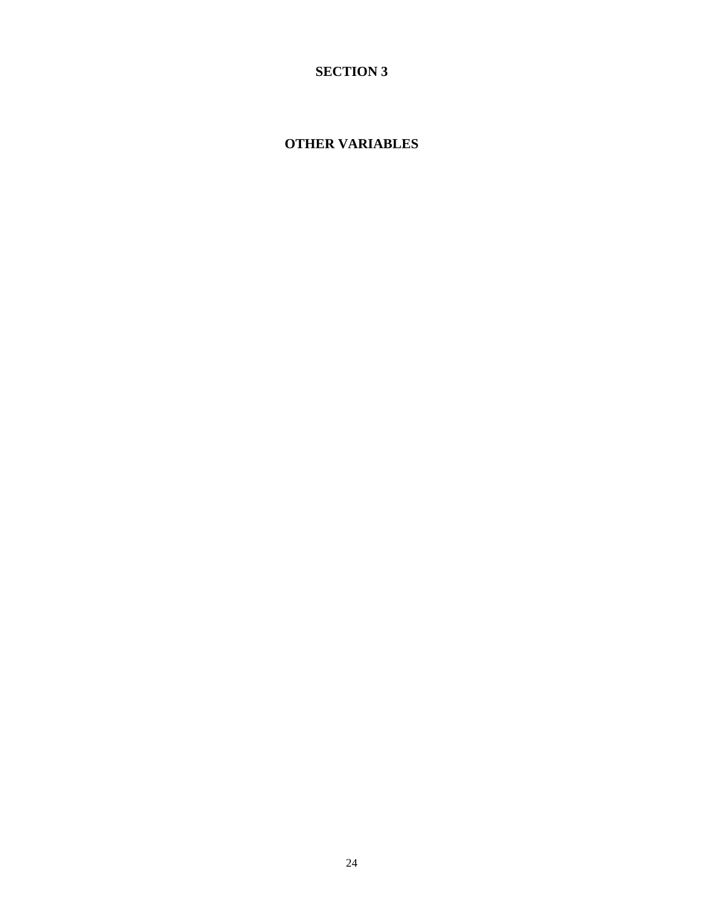# SECTION 3

# OTHER VARIABLES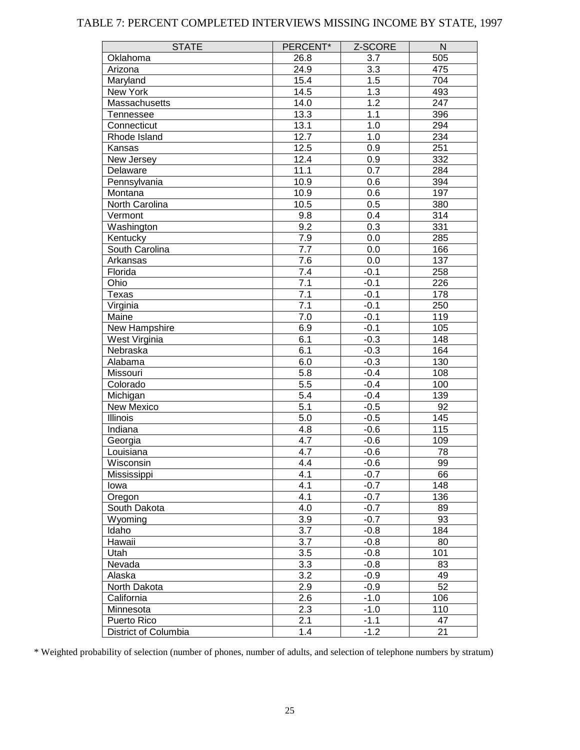TABLE 7: PERCENT COMPLETED INTERVIEWS MISSING INCOME BY STATE, 1997

| STATE | PERCENT* | Z-SCORE | N |
|---|---|---|---|
| Oklahoma | 26.8 | 3.7 | 505 |
| Arizona | 24.9 | 3.3 | 475 |
| Maryland | 15.4 | 1.5 | 704 |
| New York | 14.5 | 1.3 | 493 |
| Massachusetts | 14.0 | 1.2 | 247 |
| Tennessee | 13.3 | 1.1 | 396 |
| Connecticut | 13.1 | 1.0 | 294 |
| Rhode Island | 12.7 | 1.0 | 234 |
| Kansas | 12.5 | 0.9 | 251 |
| New Jersey | 12.4 | 0.9 | 332 |
| Delaware | 11.1 | 0.7 | 284 |
| Pennsylvania | 10.9 | 0.6 | 394 |
| Montana | 10.9 | 0.6 | 197 |
| North Carolina | 10.5 | 0.5 | 380 |
| Vermont | 9.8 | 0.4 | 314 |
| Washington | 9.2 | 0.3 | 331 |
| Kentucky | 7.9 | 0.0 | 285 |
| South Carolina | 7.7 | 0.0 | 166 |
| Arkansas | 7.6 | 0.0 | 137 |
| Florida | 7.4 | -0.1 | 258 |
| Ohio | 7.1 | -0.1 | 226 |
| Texas | 7.1 | -0.1 | 178 |
| Virginia | 7.1 | -0.1 | 250 |
| Maine | 7.0 | -0.1 | 119 |
| New Hampshire | 6.9 | -0.1 | 105 |
| West Virginia | 6.1 | -0.3 | 148 |
| Nebraska | 6.1 | -0.3 | 164 |
| Alabama | 6.0 | -0.3 | 130 |
| Missouri | 5.8 | -0.4 | 108 |
| Colorado | 5.5 | -0.4 | 100 |
| Michigan | 5.4 | -0.4 | 139 |
| New Mexico | 5.1 | -0.5 | 92 |
| Illinois | 5.0 | -0.5 | 145 |
| Indiana | 4.8 | -0.6 | 115 |
| Georgia | 4.7 | -0.6 | 109 |
| Louisiana | 4.7 | -0.6 | 78 |
| Wisconsin | 4.4 | -0.6 | 99 |
| Mississippi | 4.1 | -0.7 | 66 |
| Iowa | 4.1 | -0.7 | 148 |
| Oregon | 4.1 | -0.7 | 136 |
| South Dakota | 4.0 | -0.7 | 89 |
| Wyoming | 3.9 | -0.7 | 93 |
| Idaho | 3.7 | -0.8 | 184 |
| Hawaii | 3.7 | -0.8 | 80 |
| Utah | 3.5 | -0.8 | 101 |
| Nevada | 3.3 | -0.8 | 83 |
| Alaska | 3.2 | -0.9 | 49 |
| North Dakota | 2.9 | -0.9 | 52 |
| California | 2.6 | -1.0 | 106 |
| Minnesota | 2.3 | -1.0 | 110 |
| Puerto Rico | 2.1 | -1.1 | 47 |
| District of Columbia | 1.4 | -1.2 | 21 |

* Weighted probability of selection (number of phones, number of adults, and selection of telephone numbers by stratum)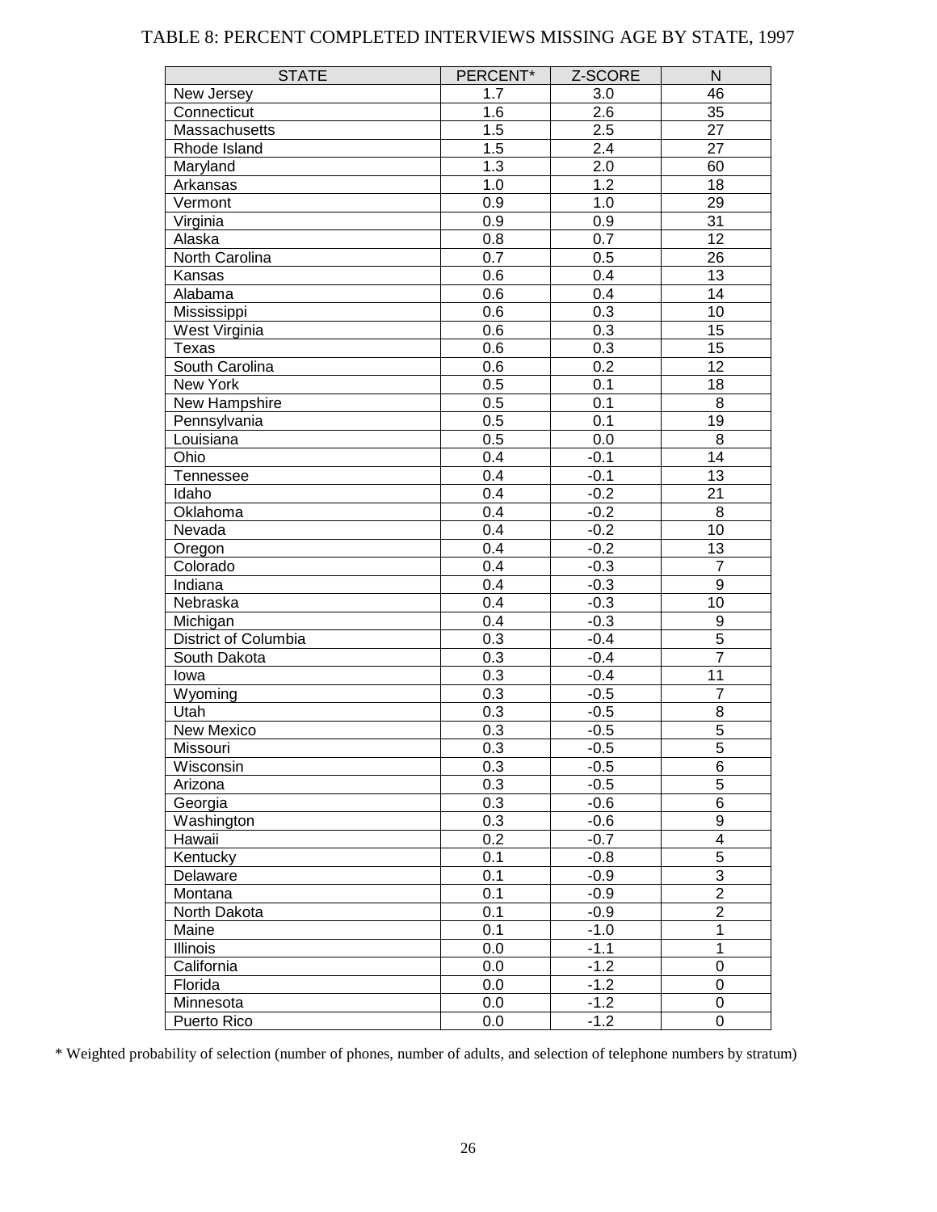TABLE 8: PERCENT COMPLETED INTERVIEWS MISSING AGE BY STATE, 1997

| STATE | PERCENT* | Z-SCORE | N |
|---|---|---|---|
| New Jersey | 1.7 | 3.0 | 46 |
| Connecticut | 1.6 | 2.6 | 35 |
| Massachusetts | 1.5 | 2.5 | 27 |
| Rhode Island | 1.5 | 2.4 | 27 |
| Maryland | 1.3 | 2.0 | 60 |
| Arkansas | 1.0 | 1.2 | 18 |
| Vermont | 0.9 | 1.0 | 29 |
| Virginia | 0.9 | 0.9 | 31 |
| Alaska | 0.8 | 0.7 | 12 |
| North Carolina | 0.7 | 0.5 | 26 |
| Kansas | 0.6 | 0.4 | 13 |
| Alabama | 0.6 | 0.4 | 14 |
| Mississippi | 0.6 | 0.3 | 10 |
| West Virginia | 0.6 | 0.3 | 15 |
| Texas | 0.6 | 0.3 | 15 |
| South Carolina | 0.6 | 0.2 | 12 |
| New York | 0.5 | 0.1 | 18 |
| New Hampshire | 0.5 | 0.1 | 8 |
| Pennsylvania | 0.5 | 0.1 | 19 |
| Louisiana | 0.5 | 0.0 | 8 |
| Ohio | 0.4 | -0.1 | 14 |
| Tennessee | 0.4 | -0.1 | 13 |
| Idaho | 0.4 | -0.2 | 21 |
| Oklahoma | 0.4 | -0.2 | 8 |
| Nevada | 0.4 | -0.2 | 10 |
| Oregon | 0.4 | -0.2 | 13 |
| Colorado | 0.4 | -0.3 | 7 |
| Indiana | 0.4 | -0.3 | 9 |
| Nebraska | 0.4 | -0.3 | 10 |
| Michigan | 0.4 | -0.3 | 9 |
| District of Columbia | 0.3 | -0.4 | 5 |
| South Dakota | 0.3 | -0.4 | 7 |
| Iowa | 0.3 | -0.4 | 11 |
| Wyoming | 0.3 | -0.5 | 7 |
| Utah | 0.3 | -0.5 | 8 |
| New Mexico | 0.3 | -0.5 | 5 |
| Missouri | 0.3 | -0.5 | 5 |
| Wisconsin | 0.3 | -0.5 | 6 |
| Arizona | 0.3 | -0.5 | 5 |
| Georgia | 0.3 | -0.6 | 6 |
| Washington | 0.3 | -0.6 | 9 |
| Hawaii | 0.2 | -0.7 | 4 |
| Kentucky | 0.1 | -0.8 | 5 |
| Delaware | 0.1 | -0.9 | 3 |
| Montana | 0.1 | -0.9 | 2 |
| North Dakota | 0.1 | -0.9 | 2 |
| Maine | 0.1 | -1.0 | 1 |
| Illinois | 0.0 | -1.1 | 1 |
| California | 0.0 | -1.2 | 0 |
| Florida | 0.0 | -1.2 | 0 |
| Minnesota | 0.0 | -1.2 | 0 |
| Puerto Rico | 0.0 | -1.2 | 0 |

* Weighted probability of selection (number of phones, number of adults, and selection of telephone numbers by stratum)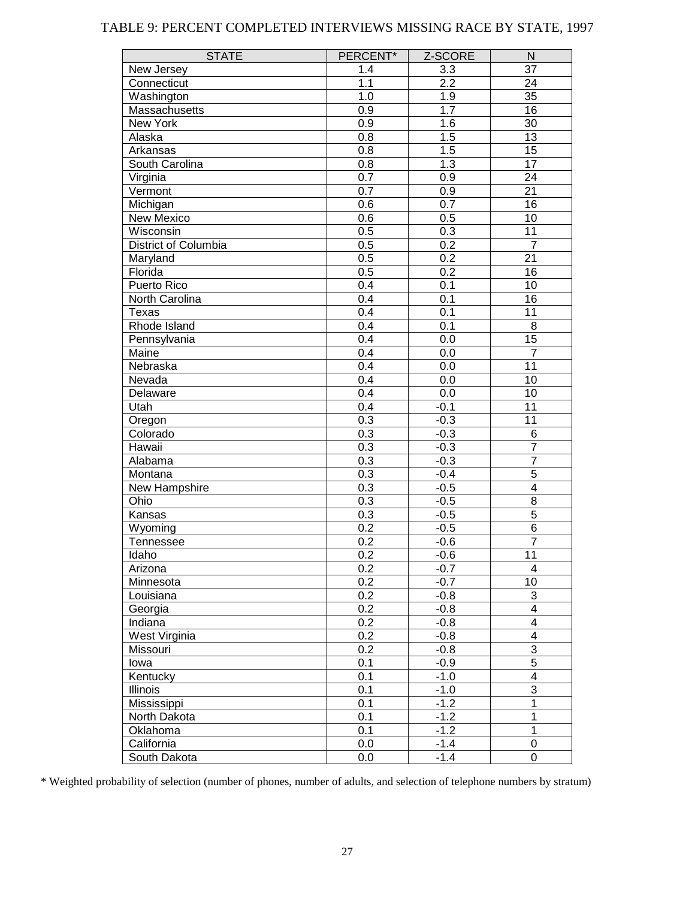TABLE 9: PERCENT COMPLETED INTERVIEWS MISSING RACE BY STATE, 1997

| STATE | PERCENT* | Z-SCORE | N |
|---|---|---|---|
| New Jersey | 1.4 | 3.3 | 37 |
| Connecticut | 1.1 | 2.2 | 24 |
| Washington | 1.0 | 1.9 | 35 |
| Massachusetts | 0.9 | 1.7 | 16 |
| New York | 0.9 | 1.6 | 30 |
| Alaska | 0.8 | 1.5 | 13 |
| Arkansas | 0.8 | 1.5 | 15 |
| South Carolina | 0.8 | 1.3 | 17 |
| Virginia | 0.7 | 0.9 | 24 |
| Vermont | 0.7 | 0.9 | 21 |
| Michigan | 0.6 | 0.7 | 16 |
| New Mexico | 0.6 | 0.5 | 10 |
| Wisconsin | 0.5 | 0.3 | 11 |
| District of Columbia | 0.5 | 0.2 | 7 |
| Maryland | 0.5 | 0.2 | 21 |
| Florida | 0.5 | 0.2 | 16 |
| Puerto Rico | 0.4 | 0.1 | 10 |
| North Carolina | 0.4 | 0.1 | 16 |
| Texas | 0.4 | 0.1 | 11 |
| Rhode Island | 0.4 | 0.1 | 8 |
| Pennsylvania | 0.4 | 0.0 | 15 |
| Maine | 0.4 | 0.0 | 7 |
| Nebraska | 0.4 | 0.0 | 11 |
| Nevada | 0.4 | 0.0 | 10 |
| Delaware | 0.4 | 0.0 | 10 |
| Utah | 0.4 | -0.1 | 11 |
| Oregon | 0.3 | -0.3 | 11 |
| Colorado | 0.3 | -0.3 | 6 |
| Hawaii | 0.3 | -0.3 | 7 |
| Alabama | 0.3 | -0.3 | 7 |
| Montana | 0.3 | -0.4 | 5 |
| New Hampshire | 0.3 | -0.5 | 4 |
| Ohio | 0.3 | -0.5 | 8 |
| Kansas | 0.3 | -0.5 | 5 |
| Wyoming | 0.2 | -0.5 | 6 |
| Tennessee | 0.2 | -0.6 | 7 |
| Idaho | 0.2 | -0.6 | 11 |
| Arizona | 0.2 | -0.7 | 4 |
| Minnesota | 0.2 | -0.7 | 10 |
| Louisiana | 0.2 | -0.8 | 3 |
| Georgia | 0.2 | -0.8 | 4 |
| Indiana | 0.2 | -0.8 | 4 |
| West Virginia | 0.2 | -0.8 | 4 |
| Missouri | 0.2 | -0.8 | 3 |
| Iowa | 0.1 | -0.9 | 5 |
| Kentucky | 0.1 | -1.0 | 4 |
| Illinois | 0.1 | -1.0 | 3 |
| Mississippi | 0.1 | -1.2 | 1 |
| North Dakota | 0.1 | -1.2 | 1 |
| Oklahoma | 0.1 | -1.2 | 1 |
| California | 0.0 | -1.4 | 0 |
| South Dakota | 0.0 | -1.4 | 0 |

* Weighted probability of selection (number of phones, number of adults, and selection of telephone numbers by stratum)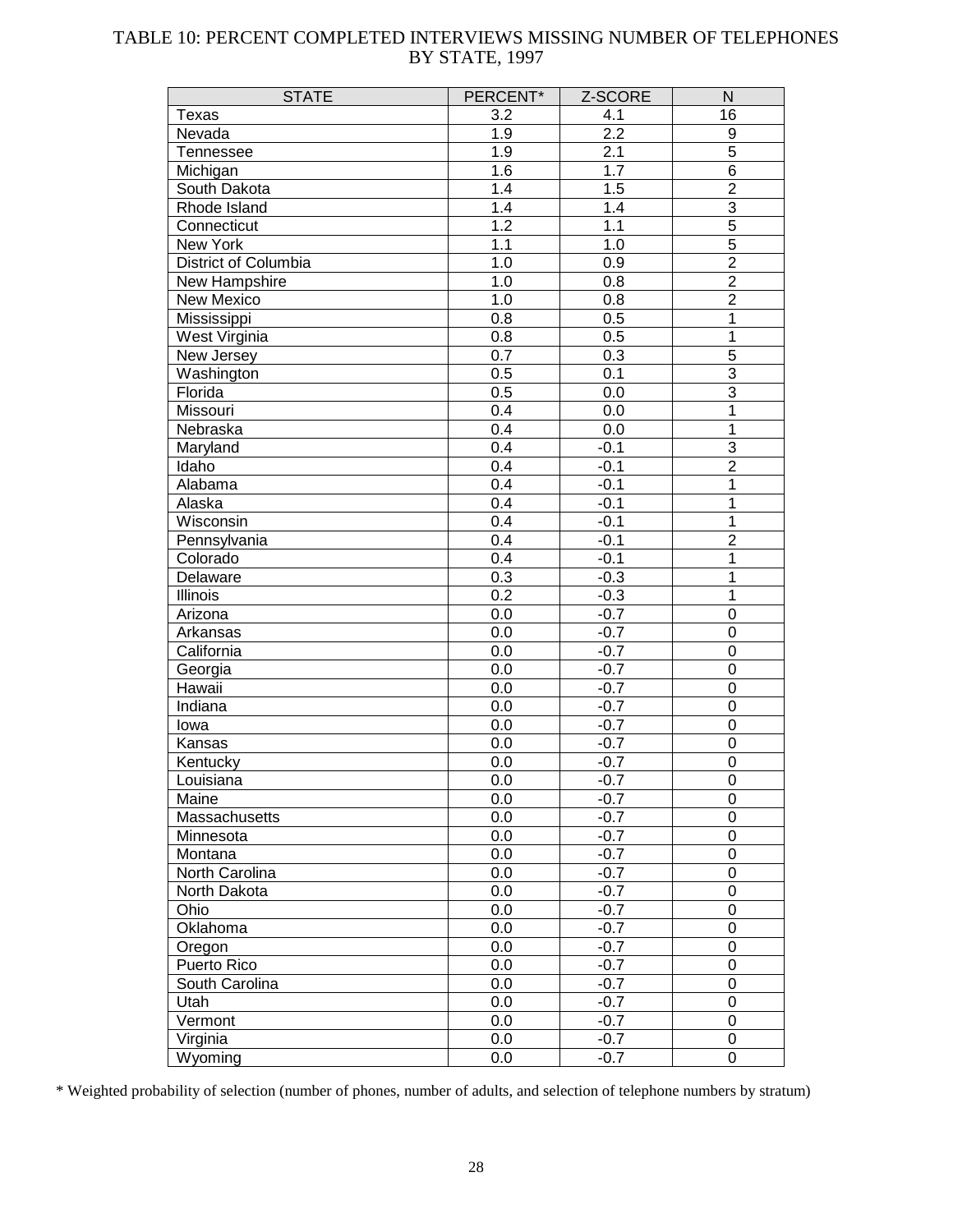# TABLE 10: PERCENT COMPLETED INTERVIEWS MISSING NUMBER OF TELEPHONES BY STATE, 1997

| STATE | PERCENT* | Z-SCORE | N |
|---|---|---|---|
| Texas | 3.2 | 4.1 | 16 |
| Nevada | 1.9 | 2.2 | 9 |
| Tennessee | 1.9 | 2.1 | 5 |
| Michigan | 1.6 | 1.7 | 6 |
| South Dakota | 1.4 | 1.5 | 2 |
| Rhode Island | 1.4 | 1.4 | 3 |
| Connecticut | 1.2 | 1.1 | 5 |
| New York | 1.1 | 1.0 | 5 |
| District of Columbia | 1.0 | 0.9 | 2 |
| New Hampshire | 1.0 | 0.8 | 2 |
| New Mexico | 1.0 | 0.8 | 2 |
| Mississippi | 0.8 | 0.5 | 1 |
| West Virginia | 0.8 | 0.5 | 1 |
| New Jersey | 0.7 | 0.3 | 5 |
| Washington | 0.5 | 0.1 | 3 |
| Florida | 0.5 | 0.0 | 3 |
| Missouri | 0.4 | 0.0 | 1 |
| Nebraska | 0.4 | 0.0 | 1 |
| Maryland | 0.4 | -0.1 | 3 |
| Idaho | 0.4 | -0.1 | 2 |
| Alabama | 0.4 | -0.1 | 1 |
| Alaska | 0.4 | -0.1 | 1 |
| Wisconsin | 0.4 | -0.1 | 1 |
| Pennsylvania | 0.4 | -0.1 | 2 |
| Colorado | 0.4 | -0.1 | 1 |
| Delaware | 0.3 | -0.3 | 1 |
| Illinois | 0.2 | -0.3 | 1 |
| Arizona | 0.0 | -0.7 | 0 |
| Arkansas | 0.0 | -0.7 | 0 |
| California | 0.0 | -0.7 | 0 |
| Georgia | 0.0 | -0.7 | 0 |
| Hawaii | 0.0 | -0.7 | 0 |
| Indiana | 0.0 | -0.7 | 0 |
| Iowa | 0.0 | -0.7 | 0 |
| Kansas | 0.0 | -0.7 | 0 |
| Kentucky | 0.0 | -0.7 | 0 |
| Louisiana | 0.0 | -0.7 | 0 |
| Maine | 0.0 | -0.7 | 0 |
| Massachusetts | 0.0 | -0.7 | 0 |
| Minnesota | 0.0 | -0.7 | 0 |
| Montana | 0.0 | -0.7 | 0 |
| North Carolina | 0.0 | -0.7 | 0 |
| North Dakota | 0.0 | -0.7 | 0 |
| Ohio | 0.0 | -0.7 | 0 |
| Oklahoma | 0.0 | -0.7 | 0 |
| Oregon | 0.0 | -0.7 | 0 |
| Puerto Rico | 0.0 | -0.7 | 0 |
| South Carolina | 0.0 | -0.7 | 0 |
| Utah | 0.0 | -0.7 | 0 |
| Vermont | 0.0 | -0.7 | 0 |
| Virginia | 0.0 | -0.7 | 0 |
| Wyoming | 0.0 | -0.7 | 0 |

* Weighted probability of selection (number of phones, number of adults, and selection of telephone numbers by stratum)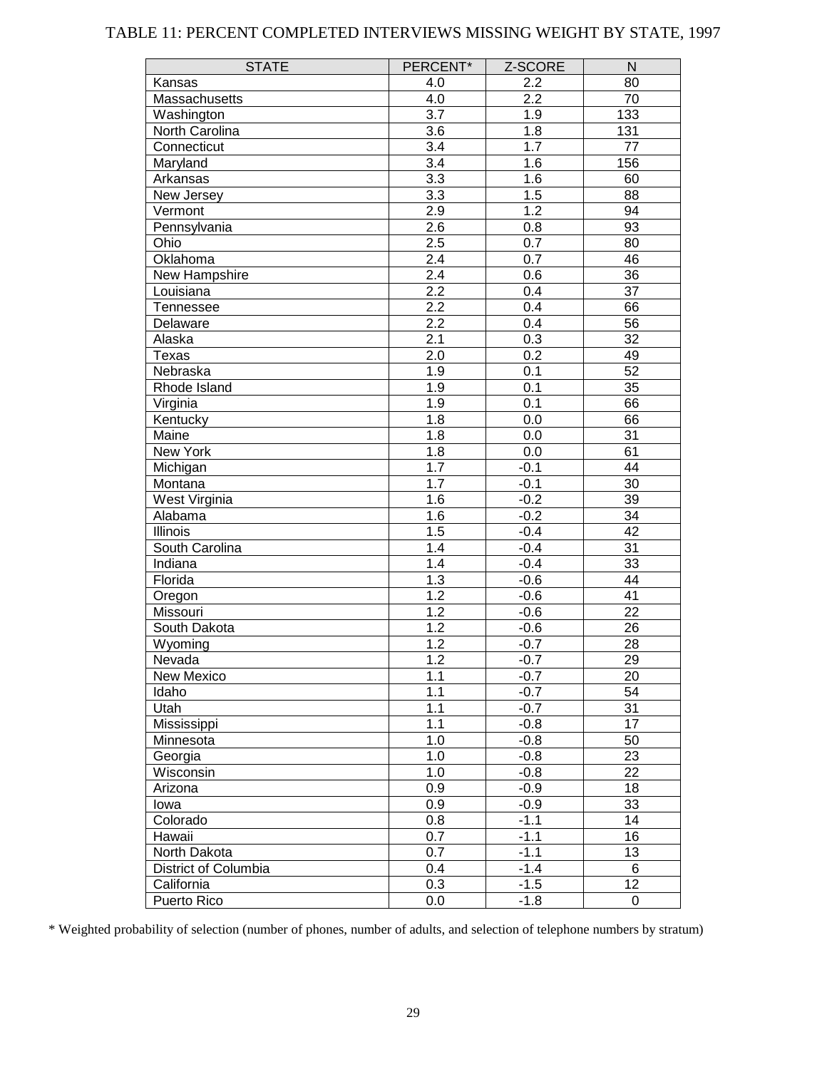TABLE 11: PERCENT COMPLETED INTERVIEWS MISSING WEIGHT BY STATE, 1997

| STATE | PERCENT* | Z-SCORE | N |
|---|---|---|---|
| Kansas | 4.0 | 2.2 | 80 |
| Massachusetts | 4.0 | 2.2 | 70 |
| Washington | 3.7 | 1.9 | 133 |
| North Carolina | 3.6 | 1.8 | 131 |
| Connecticut | 3.4 | 1.7 | 77 |
| Maryland | 3.4 | 1.6 | 156 |
| Arkansas | 3.3 | 1.6 | 60 |
| New Jersey | 3.3 | 1.5 | 88 |
| Vermont | 2.9 | 1.2 | 94 |
| Pennsylvania | 2.6 | 0.8 | 93 |
| Ohio | 2.5 | 0.7 | 80 |
| Oklahoma | 2.4 | 0.7 | 46 |
| New Hampshire | 2.4 | 0.6 | 36 |
| Louisiana | 2.2 | 0.4 | 37 |
| Tennessee | 2.2 | 0.4 | 66 |
| Delaware | 2.2 | 0.4 | 56 |
| Alaska | 2.1 | 0.3 | 32 |
| Texas | 2.0 | 0.2 | 49 |
| Nebraska | 1.9 | 0.1 | 52 |
| Rhode Island | 1.9 | 0.1 | 35 |
| Virginia | 1.9 | 0.1 | 66 |
| Kentucky | 1.8 | 0.0 | 66 |
| Maine | 1.8 | 0.0 | 31 |
| New York | 1.8 | 0.0 | 61 |
| Michigan | 1.7 | -0.1 | 44 |
| Montana | 1.7 | -0.1 | 30 |
| West Virginia | 1.6 | -0.2 | 39 |
| Alabama | 1.6 | -0.2 | 34 |
| Illinois | 1.5 | -0.4 | 42 |
| South Carolina | 1.4 | -0.4 | 31 |
| Indiana | 1.4 | -0.4 | 33 |
| Florida | 1.3 | -0.6 | 44 |
| Oregon | 1.2 | -0.6 | 41 |
| Missouri | 1.2 | -0.6 | 22 |
| South Dakota | 1.2 | -0.6 | 26 |
| Wyoming | 1.2 | -0.7 | 28 |
| Nevada | 1.2 | -0.7 | 29 |
| New Mexico | 1.1 | -0.7 | 20 |
| Idaho | 1.1 | -0.7 | 54 |
| Utah | 1.1 | -0.7 | 31 |
| Mississippi | 1.1 | -0.8 | 17 |
| Minnesota | 1.0 | -0.8 | 50 |
| Georgia | 1.0 | -0.8 | 23 |
| Wisconsin | 1.0 | -0.8 | 22 |
| Arizona | 0.9 | -0.9 | 18 |
| Iowa | 0.9 | -0.9 | 33 |
| Colorado | 0.8 | -1.1 | 14 |
| Hawaii | 0.7 | -1.1 | 16 |
| North Dakota | 0.7 | -1.1 | 13 |
| District of Columbia | 0.4 | -1.4 | 6 |
| California | 0.3 | -1.5 | 12 |
| Puerto Rico | 0.0 | -1.8 | 0 |

* Weighted probability of selection (number of phones, number of adults, and selection of telephone numbers by stratum)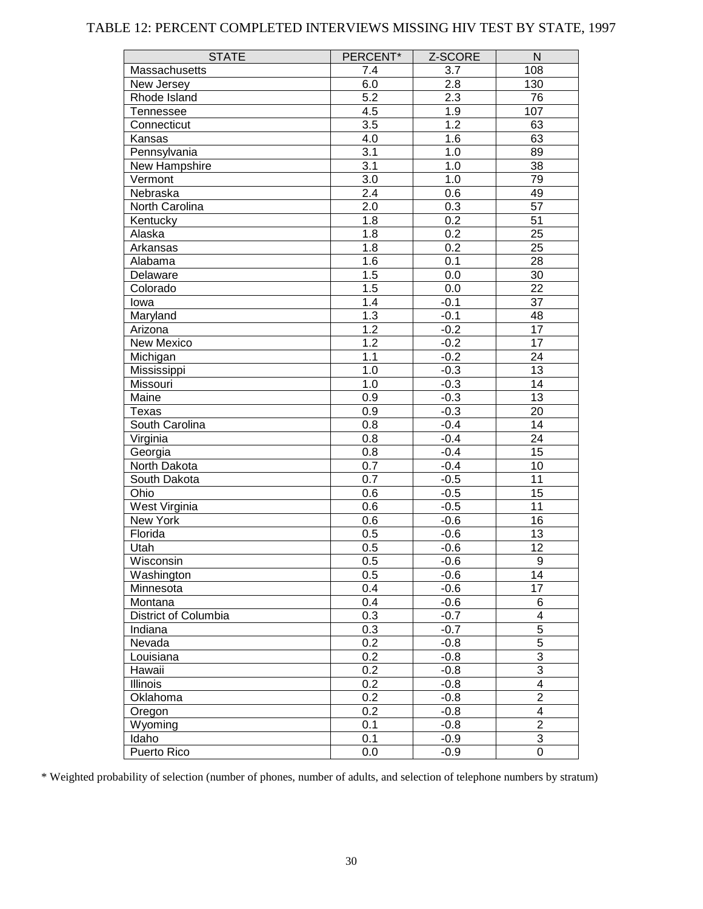# TABLE 12: PERCENT COMPLETED INTERVIEWS MISSING HIV TEST BY STATE, 1997

| STATE | PERCENT* | Z-SCORE | N |
|---|---|---|---|
| Massachusetts | 7.4 | 3.7 | 108 |
| New Jersey | 6.0 | 2.8 | 130 |
| Rhode Island | 5.2 | 2.3 | 76 |
| Tennessee | 4.5 | 1.9 | 107 |
| Connecticut | 3.5 | 1.2 | 63 |
| Kansas | 4.0 | 1.6 | 63 |
| Pennsylvania | 3.1 | 1.0 | 89 |
| New Hampshire | 3.1 | 1.0 | 38 |
| Vermont | 3.0 | 1.0 | 79 |
| Nebraska | 2.4 | 0.6 | 49 |
| North Carolina | 2.0 | 0.3 | 57 |
| Kentucky | 1.8 | 0.2 | 51 |
| Alaska | 1.8 | 0.2 | 25 |
| Arkansas | 1.8 | 0.2 | 25 |
| Alabama | 1.6 | 0.1 | 28 |
| Delaware | 1.5 | 0.0 | 30 |
| Colorado | 1.5 | 0.0 | 22 |
| Iowa | 1.4 | -0.1 | 37 |
| Maryland | 1.3 | -0.1 | 48 |
| Arizona | 1.2 | -0.2 | 17 |
| New Mexico | 1.2 | -0.2 | 17 |
| Michigan | 1.1 | -0.2 | 24 |
| Mississippi | 1.0 | -0.3 | 13 |
| Missouri | 1.0 | -0.3 | 14 |
| Maine | 0.9 | -0.3 | 13 |
| Texas | 0.9 | -0.3 | 20 |
| South Carolina | 0.8 | -0.4 | 14 |
| Virginia | 0.8 | -0.4 | 24 |
| Georgia | 0.8 | -0.4 | 15 |
| North Dakota | 0.7 | -0.4 | 10 |
| South Dakota | 0.7 | -0.5 | 11 |
| Ohio | 0.6 | -0.5 | 15 |
| West Virginia | 0.6 | -0.5 | 11 |
| New York | 0.6 | -0.6 | 16 |
| Florida | 0.5 | -0.6 | 13 |
| Utah | 0.5 | -0.6 | 12 |
| Wisconsin | 0.5 | -0.6 | 9 |
| Washington | 0.5 | -0.6 | 14 |
| Minnesota | 0.4 | -0.6 | 17 |
| Montana | 0.4 | -0.6 | 6 |
| District of Columbia | 0.3 | -0.7 | 4 |
| Indiana | 0.3 | -0.7 | 5 |
| Nevada | 0.2 | -0.8 | 5 |
| Louisiana | 0.2 | -0.8 | 3 |
| Hawaii | 0.2 | -0.8 | 3 |
| Illinois | 0.2 | -0.8 | 4 |
| Oklahoma | 0.2 | -0.8 | 2 |
| Oregon | 0.2 | -0.8 | 4 |
| Wyoming | 0.1 | -0.8 | 2 |
| Idaho | 0.1 | -0.9 | 3 |
| Puerto Rico | 0.0 | -0.9 | 0 |

* Weighted probability of selection (number of phones, number of adults, and selection of telephone numbers by stratum)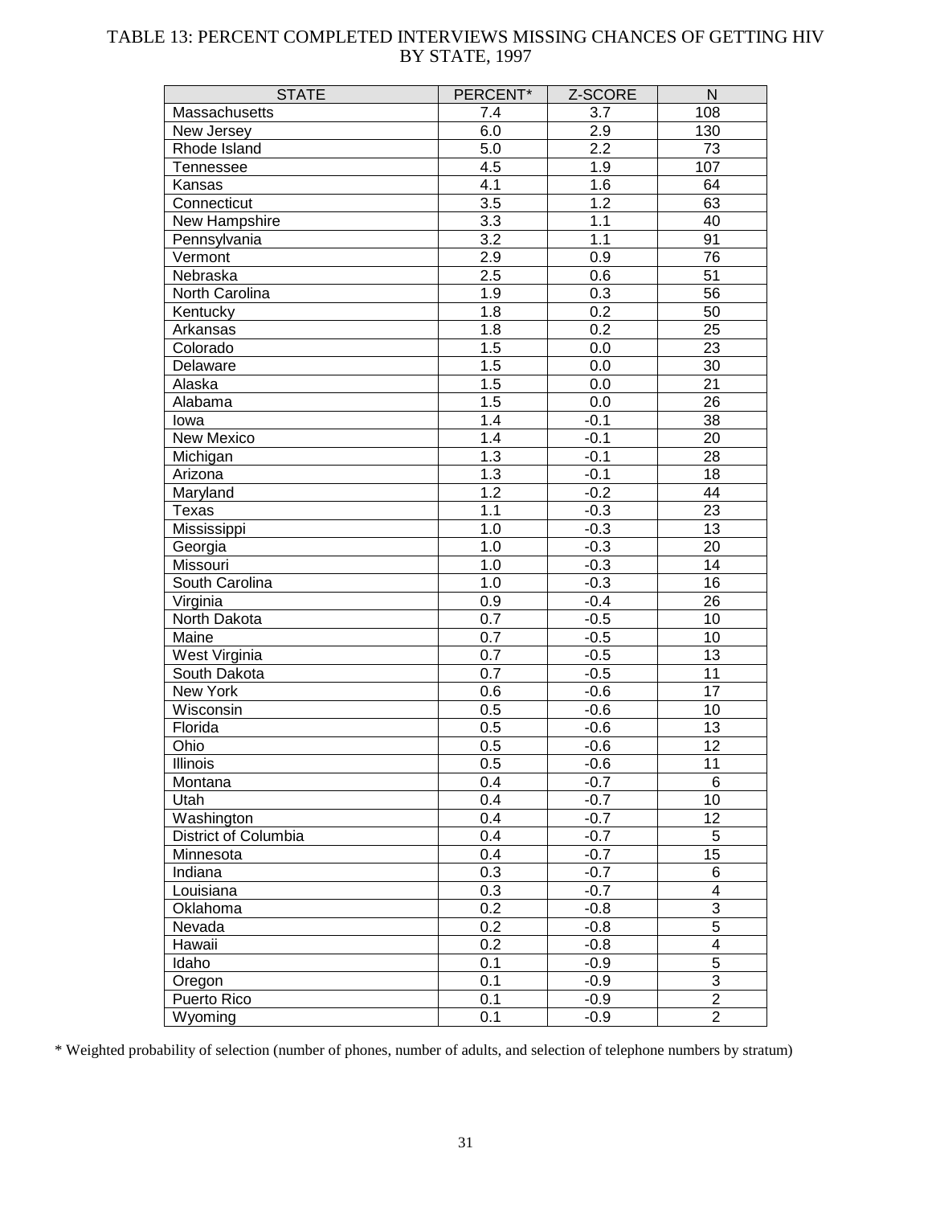# TABLE 13: PERCENT COMPLETED INTERVIEWS MISSING CHANCES OF GETTING HIV BY STATE, 1997

| STATE | PERCENT* | Z-SCORE | N |
|---|---|---|---|
| Massachusetts | 7.4 | 3.7 | 108 |
| New Jersey | 6.0 | 2.9 | 130 |
| Rhode Island | 5.0 | 2.2 | 73 |
| Tennessee | 4.5 | 1.9 | 107 |
| Kansas | 4.1 | 1.6 | 64 |
| Connecticut | 3.5 | 1.2 | 63 |
| New Hampshire | 3.3 | 1.1 | 40 |
| Pennsylvania | 3.2 | 1.1 | 91 |
| Vermont | 2.9 | 0.9 | 76 |
| Nebraska | 2.5 | 0.6 | 51 |
| North Carolina | 1.9 | 0.3 | 56 |
| Kentucky | 1.8 | 0.2 | 50 |
| Arkansas | 1.8 | 0.2 | 25 |
| Colorado | 1.5 | 0.0 | 23 |
| Delaware | 1.5 | 0.0 | 30 |
| Alaska | 1.5 | 0.0 | 21 |
| Alabama | 1.5 | 0.0 | 26 |
| Iowa | 1.4 | -0.1 | 38 |
| New Mexico | 1.4 | -0.1 | 20 |
| Michigan | 1.3 | -0.1 | 28 |
| Arizona | 1.3 | -0.1 | 18 |
| Maryland | 1.2 | -0.2 | 44 |
| Texas | 1.1 | -0.3 | 23 |
| Mississippi | 1.0 | -0.3 | 13 |
| Georgia | 1.0 | -0.3 | 20 |
| Missouri | 1.0 | -0.3 | 14 |
| South Carolina | 1.0 | -0.3 | 16 |
| Virginia | 0.9 | -0.4 | 26 |
| North Dakota | 0.7 | -0.5 | 10 |
| Maine | 0.7 | -0.5 | 10 |
| West Virginia | 0.7 | -0.5 | 13 |
| South Dakota | 0.7 | -0.5 | 11 |
| New York | 0.6 | -0.6 | 17 |
| Wisconsin | 0.5 | -0.6 | 10 |
| Florida | 0.5 | -0.6 | 13 |
| Ohio | 0.5 | -0.6 | 12 |
| Illinois | 0.5 | -0.6 | 11 |
| Montana | 0.4 | -0.7 | 6 |
| Utah | 0.4 | -0.7 | 10 |
| Washington | 0.4 | -0.7 | 12 |
| District of Columbia | 0.4 | -0.7 | 5 |
| Minnesota | 0.4 | -0.7 | 15 |
| Indiana | 0.3 | -0.7 | 6 |
| Louisiana | 0.3 | -0.7 | 4 |
| Oklahoma | 0.2 | -0.8 | 3 |
| Nevada | 0.2 | -0.8 | 5 |
| Hawaii | 0.2 | -0.8 | 4 |
| Idaho | 0.1 | -0.9 | 5 |
| Oregon | 0.1 | -0.9 | 3 |
| Puerto Rico | 0.1 | -0.9 | 2 |
| Wyoming | 0.1 | -0.9 | 2 |

\* Weighted probability of selection (number of phones, number of adults, and selection of telephone numbers by stratum)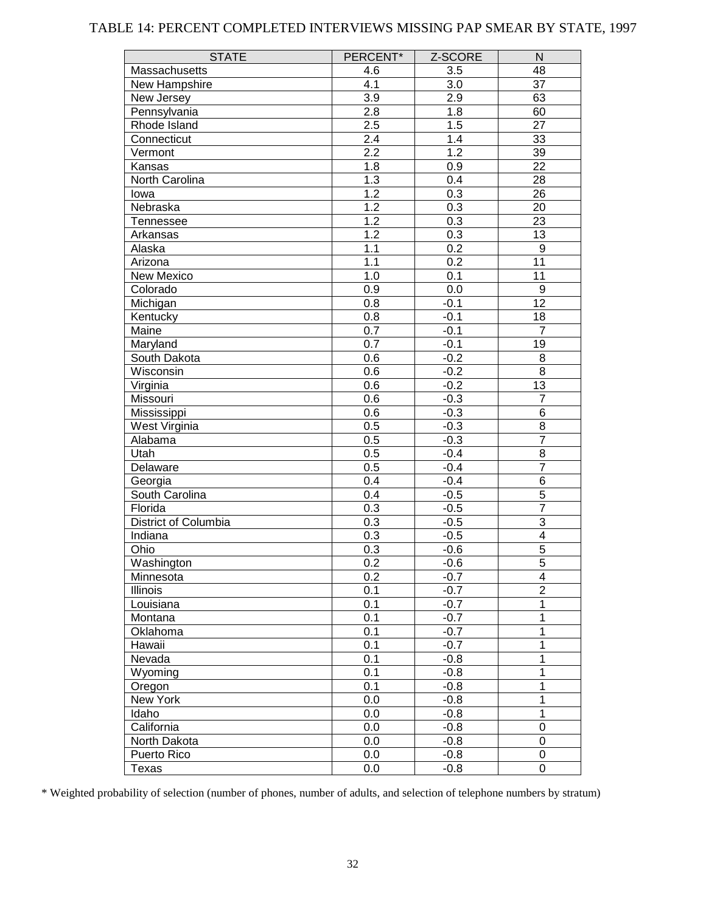# TABLE 14: PERCENT COMPLETED INTERVIEWS MISSING PAP SMEAR BY STATE, 1997

| STATE | PERCENT* | Z-SCORE | N |
|---|---|---|---|
| Massachusetts | 4.6 | 3.5 | 48 |
| New Hampshire | 4.1 | 3.0 | 37 |
| New Jersey | 3.9 | 2.9 | 63 |
| Pennsylvania | 2.8 | 1.8 | 60 |
| Rhode Island | 2.5 | 1.5 | 27 |
| Connecticut | 2.4 | 1.4 | 33 |
| Vermont | 2.2 | 1.2 | 39 |
| Kansas | 1.8 | 0.9 | 22 |
| North Carolina | 1.3 | 0.4 | 28 |
| Iowa | 1.2 | 0.3 | 26 |
| Nebraska | 1.2 | 0.3 | 20 |
| Tennessee | 1.2 | 0.3 | 23 |
| Arkansas | 1.2 | 0.3 | 13 |
| Alaska | 1.1 | 0.2 | 9 |
| Arizona | 1.1 | 0.2 | 11 |
| New Mexico | 1.0 | 0.1 | 11 |
| Colorado | 0.9 | 0.0 | 9 |
| Michigan | 0.8 | -0.1 | 12 |
| Kentucky | 0.8 | -0.1 | 18 |
| Maine | 0.7 | -0.1 | 7 |
| Maryland | 0.7 | -0.1 | 19 |
| South Dakota | 0.6 | -0.2 | 8 |
| Wisconsin | 0.6 | -0.2 | 8 |
| Virginia | 0.6 | -0.2 | 13 |
| Missouri | 0.6 | -0.3 | 7 |
| Mississippi | 0.6 | -0.3 | 6 |
| West Virginia | 0.5 | -0.3 | 8 |
| Alabama | 0.5 | -0.3 | 7 |
| Utah | 0.5 | -0.4 | 8 |
| Delaware | 0.5 | -0.4 | 7 |
| Georgia | 0.4 | -0.4 | 6 |
| South Carolina | 0.4 | -0.5 | 5 |
| Florida | 0.3 | -0.5 | 7 |
| District of Columbia | 0.3 | -0.5 | 3 |
| Indiana | 0.3 | -0.5 | 4 |
| Ohio | 0.3 | -0.6 | 5 |
| Washington | 0.2 | -0.6 | 5 |
| Minnesota | 0.2 | -0.7 | 4 |
| Illinois | 0.1 | -0.7 | 2 |
| Louisiana | 0.1 | -0.7 | 1 |
| Montana | 0.1 | -0.7 | 1 |
| Oklahoma | 0.1 | -0.7 | 1 |
| Hawaii | 0.1 | -0.7 | 1 |
| Nevada | 0.1 | -0.8 | 1 |
| Wyoming | 0.1 | -0.8 | 1 |
| Oregon | 0.1 | -0.8 | 1 |
| New York | 0.0 | -0.8 | 1 |
| Idaho | 0.0 | -0.8 | 1 |
| California | 0.0 | -0.8 | 0 |
| North Dakota | 0.0 | -0.8 | 0 |
| Puerto Rico | 0.0 | -0.8 | 0 |
| Texas | 0.0 | -0.8 | 0 |

* Weighted probability of selection (number of phones, number of adults, and selection of telephone numbers by stratum)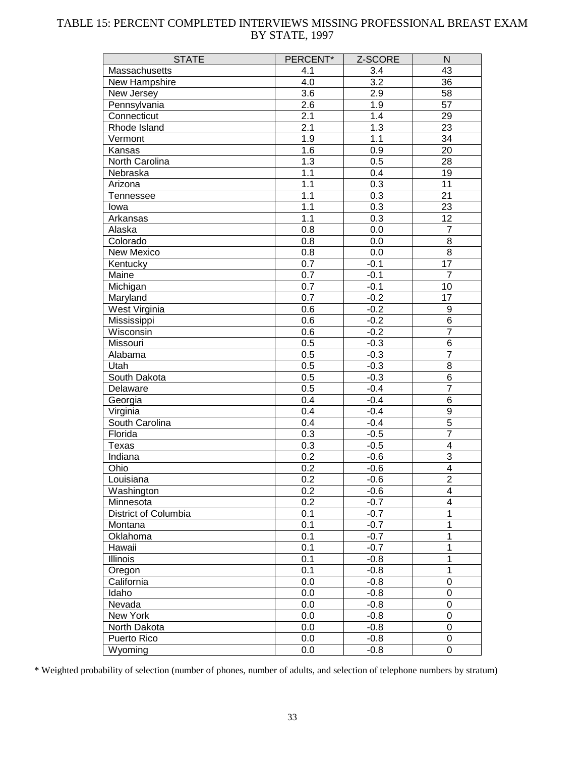# TABLE 15: PERCENT COMPLETED INTERVIEWS MISSING PROFESSIONAL BREAST EXAM BY STATE, 1997

| STATE | PERCENT* | Z-SCORE | N |
|---|---|---|---|
| Massachusetts | 4.1 | 3.4 | 43 |
| New Hampshire | 4.0 | 3.2 | 36 |
| New Jersey | 3.6 | 2.9 | 58 |
| Pennsylvania | 2.6 | 1.9 | 57 |
| Connecticut | 2.1 | 1.4 | 29 |
| Rhode Island | 2.1 | 1.3 | 23 |
| Vermont | 1.9 | 1.1 | 34 |
| Kansas | 1.6 | 0.9 | 20 |
| North Carolina | 1.3 | 0.5 | 28 |
| Nebraska | 1.1 | 0.4 | 19 |
| Arizona | 1.1 | 0.3 | 11 |
| Tennessee | 1.1 | 0.3 | 21 |
| Iowa | 1.1 | 0.3 | 23 |
| Arkansas | 1.1 | 0.3 | 12 |
| Alaska | 0.8 | 0.0 | 7 |
| Colorado | 0.8 | 0.0 | 8 |
| New Mexico | 0.8 | 0.0 | 8 |
| Kentucky | 0.7 | -0.1 | 17 |
| Maine | 0.7 | -0.1 | 7 |
| Michigan | 0.7 | -0.1 | 10 |
| Maryland | 0.7 | -0.2 | 17 |
| West Virginia | 0.6 | -0.2 | 9 |
| Mississippi | 0.6 | -0.2 | 6 |
| Wisconsin | 0.6 | -0.2 | 7 |
| Missouri | 0.5 | -0.3 | 6 |
| Alabama | 0.5 | -0.3 | 7 |
| Utah | 0.5 | -0.3 | 8 |
| South Dakota | 0.5 | -0.3 | 6 |
| Delaware | 0.5 | -0.4 | 7 |
| Georgia | 0.4 | -0.4 | 6 |
| Virginia | 0.4 | -0.4 | 9 |
| South Carolina | 0.4 | -0.4 | 5 |
| Florida | 0.3 | -0.5 | 7 |
| Texas | 0.3 | -0.5 | 4 |
| Indiana | 0.2 | -0.6 | 3 |
| Ohio | 0.2 | -0.6 | 4 |
| Louisiana | 0.2 | -0.6 | 2 |
| Washington | 0.2 | -0.6 | 4 |
| Minnesota | 0.2 | -0.7 | 4 |
| District of Columbia | 0.1 | -0.7 | 1 |
| Montana | 0.1 | -0.7 | 1 |
| Oklahoma | 0.1 | -0.7 | 1 |
| Hawaii | 0.1 | -0.7 | 1 |
| Illinois | 0.1 | -0.8 | 1 |
| Oregon | 0.1 | -0.8 | 1 |
| California | 0.0 | -0.8 | 0 |
| Idaho | 0.0 | -0.8 | 0 |
| Nevada | 0.0 | -0.8 | 0 |
| New York | 0.0 | -0.8 | 0 |
| North Dakota | 0.0 | -0.8 | 0 |
| Puerto Rico | 0.0 | -0.8 | 0 |
| Wyoming | 0.0 | -0.8 | 0 |

* Weighted probability of selection (number of phones, number of adults, and selection of telephone numbers by stratum)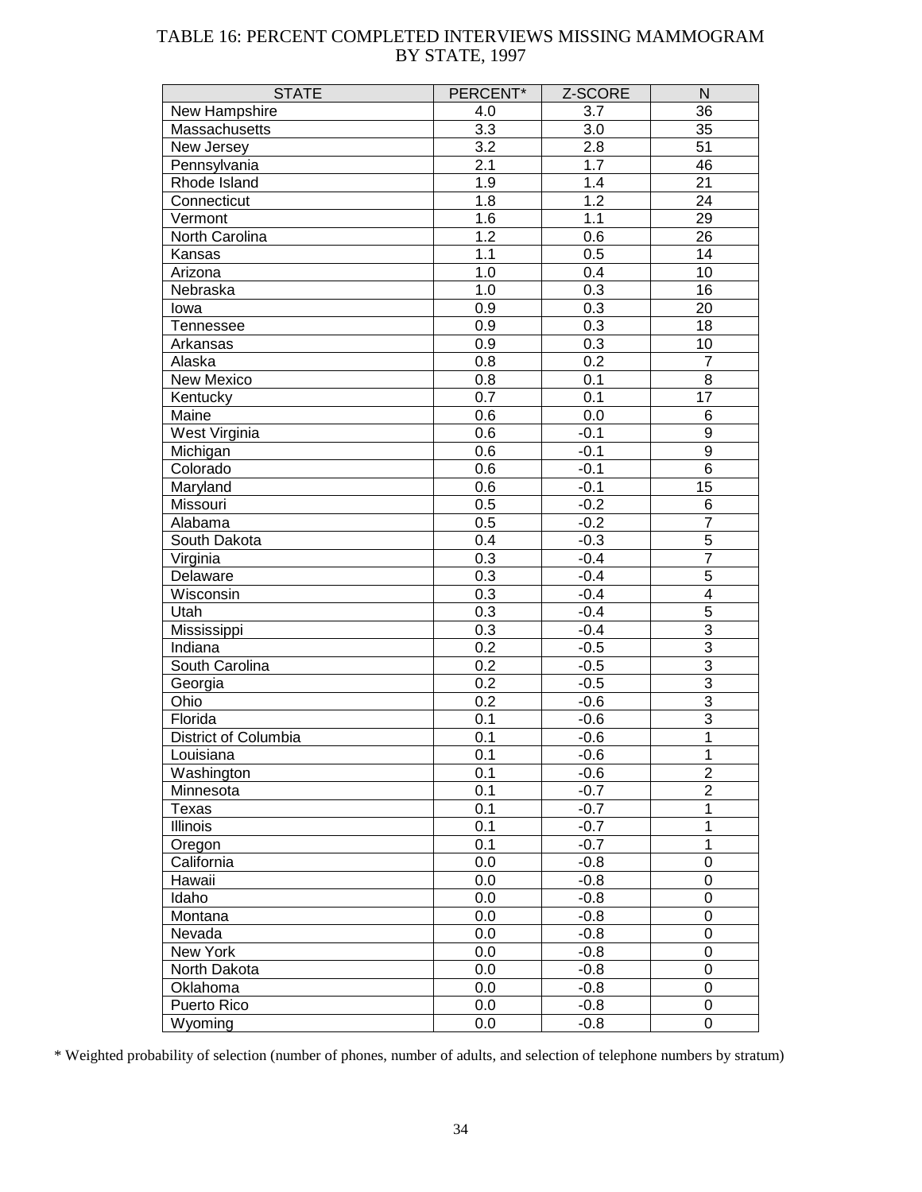# TABLE 16: PERCENT COMPLETED INTERVIEWS MISSING MAMMOGRAM BY STATE, 1997

| STATE | PERCENT* | Z-SCORE | N |
|---|---|---|---|
| New Hampshire | 4.0 | 3.7 | 36 |
| Massachusetts | 3.3 | 3.0 | 35 |
| New Jersey | 3.2 | 2.8 | 51 |
| Pennsylvania | 2.1 | 1.7 | 46 |
| Rhode Island | 1.9 | 1.4 | 21 |
| Connecticut | 1.8 | 1.2 | 24 |
| Vermont | 1.6 | 1.1 | 29 |
| North Carolina | 1.2 | 0.6 | 26 |
| Kansas | 1.1 | 0.5 | 14 |
| Arizona | 1.0 | 0.4 | 10 |
| Nebraska | 1.0 | 0.3 | 16 |
| Iowa | 0.9 | 0.3 | 20 |
| Tennessee | 0.9 | 0.3 | 18 |
| Arkansas | 0.9 | 0.3 | 10 |
| Alaska | 0.8 | 0.2 | 7 |
| New Mexico | 0.8 | 0.1 | 8 |
| Kentucky | 0.7 | 0.1 | 17 |
| Maine | 0.6 | 0.0 | 6 |
| West Virginia | 0.6 | -0.1 | 9 |
| Michigan | 0.6 | -0.1 | 9 |
| Colorado | 0.6 | -0.1 | 6 |
| Maryland | 0.6 | -0.1 | 15 |
| Missouri | 0.5 | -0.2 | 6 |
| Alabama | 0.5 | -0.2 | 7 |
| South Dakota | 0.4 | -0.3 | 5 |
| Virginia | 0.3 | -0.4 | 7 |
| Delaware | 0.3 | -0.4 | 5 |
| Wisconsin | 0.3 | -0.4 | 4 |
| Utah | 0.3 | -0.4 | 5 |
| Mississippi | 0.3 | -0.4 | 3 |
| Indiana | 0.2 | -0.5 | 3 |
| South Carolina | 0.2 | -0.5 | 3 |
| Georgia | 0.2 | -0.5 | 3 |
| Ohio | 0.2 | -0.6 | 3 |
| Florida | 0.1 | -0.6 | 3 |
| District of Columbia | 0.1 | -0.6 | 1 |
| Louisiana | 0.1 | -0.6 | 1 |
| Washington | 0.1 | -0.6 | 2 |
| Minnesota | 0.1 | -0.7 | 2 |
| Texas | 0.1 | -0.7 | 1 |
| Illinois | 0.1 | -0.7 | 1 |
| Oregon | 0.1 | -0.7 | 1 |
| California | 0.0 | -0.8 | 0 |
| Hawaii | 0.0 | -0.8 | 0 |
| Idaho | 0.0 | -0.8 | 0 |
| Montana | 0.0 | -0.8 | 0 |
| Nevada | 0.0 | -0.8 | 0 |
| New York | 0.0 | -0.8 | 0 |
| North Dakota | 0.0 | -0.8 | 0 |
| Oklahoma | 0.0 | -0.8 | 0 |
| Puerto Rico | 0.0 | -0.8 | 0 |
| Wyoming | 0.0 | -0.8 | 0 |

* Weighted probability of selection (number of phones, number of adults, and selection of telephone numbers by stratum)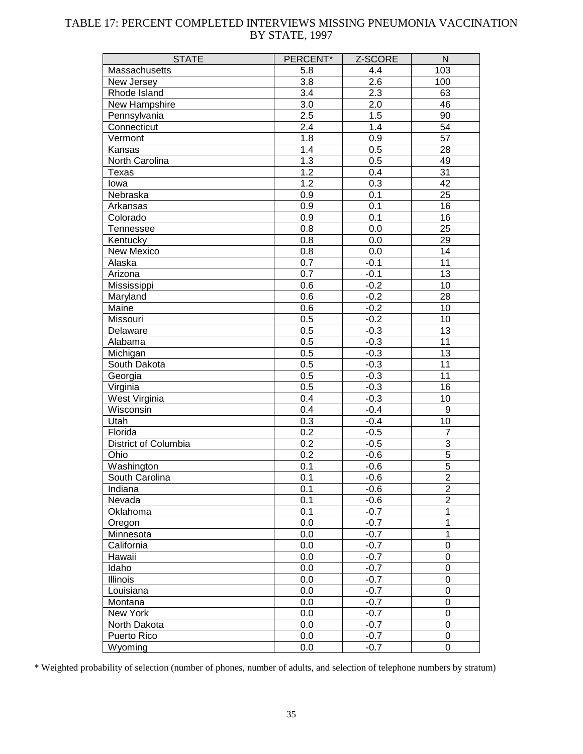# TABLE 17: PERCENT COMPLETED INTERVIEWS MISSING PNEUMONIA VACCINATION BY STATE, 1997

| STATE | PERCENT* | Z-SCORE | N |
|---|---|---|---|
| Massachusetts | 5.8 | 4.4 | 103 |
| New Jersey | 3.8 | 2.6 | 100 |
| Rhode Island | 3.4 | 2.3 | 63 |
| New Hampshire | 3.0 | 2.0 | 46 |
| Pennsylvania | 2.5 | 1.5 | 90 |
| Connecticut | 2.4 | 1.4 | 54 |
| Vermont | 1.8 | 0.9 | 57 |
| Kansas | 1.4 | 0.5 | 28 |
| North Carolina | 1.3 | 0.5 | 49 |
| Texas | 1.2 | 0.4 | 31 |
| Iowa | 1.2 | 0.3 | 42 |
| Nebraska | 0.9 | 0.1 | 25 |
| Arkansas | 0.9 | 0.1 | 16 |
| Colorado | 0.9 | 0.1 | 16 |
| Tennessee | 0.8 | 0.0 | 25 |
| Kentucky | 0.8 | 0.0 | 29 |
| New Mexico | 0.8 | 0.0 | 14 |
| Alaska | 0.7 | -0.1 | 11 |
| Arizona | 0.7 | -0.1 | 13 |
| Mississippi | 0.6 | -0.2 | 10 |
| Maryland | 0.6 | -0.2 | 28 |
| Maine | 0.6 | -0.2 | 10 |
| Missouri | 0.5 | -0.2 | 10 |
| Delaware | 0.5 | -0.3 | 13 |
| Alabama | 0.5 | -0.3 | 11 |
| Michigan | 0.5 | -0.3 | 13 |
| South Dakota | 0.5 | -0.3 | 11 |
| Georgia | 0.5 | -0.3 | 11 |
| Virginia | 0.5 | -0.3 | 16 |
| West Virginia | 0.4 | -0.3 | 10 |
| Wisconsin | 0.4 | -0.4 | 9 |
| Utah | 0.3 | -0.4 | 10 |
| Florida | 0.2 | -0.5 | 7 |
| District of Columbia | 0.2 | -0.5 | 3 |
| Ohio | 0.2 | -0.6 | 5 |
| Washington | 0.1 | -0.6 | 5 |
| South Carolina | 0.1 | -0.6 | 2 |
| Indiana | 0.1 | -0.6 | 2 |
| Nevada | 0.1 | -0.6 | 2 |
| Oklahoma | 0.1 | -0.7 | 1 |
| Oregon | 0.0 | -0.7 | 1 |
| Minnesota | 0.0 | -0.7 | 1 |
| California | 0.0 | -0.7 | 0 |
| Hawaii | 0.0 | -0.7 | 0 |
| Idaho | 0.0 | -0.7 | 0 |
| Illinois | 0.0 | -0.7 | 0 |
| Louisiana | 0.0 | -0.7 | 0 |
| Montana | 0.0 | -0.7 | 0 |
| New York | 0.0 | -0.7 | 0 |
| North Dakota | 0.0 | -0.7 | 0 |
| Puerto Rico | 0.0 | -0.7 | 0 |
| Wyoming | 0.0 | -0.7 | 0 |

* Weighted probability of selection (number of phones, number of adults, and selection of telephone numbers by stratum)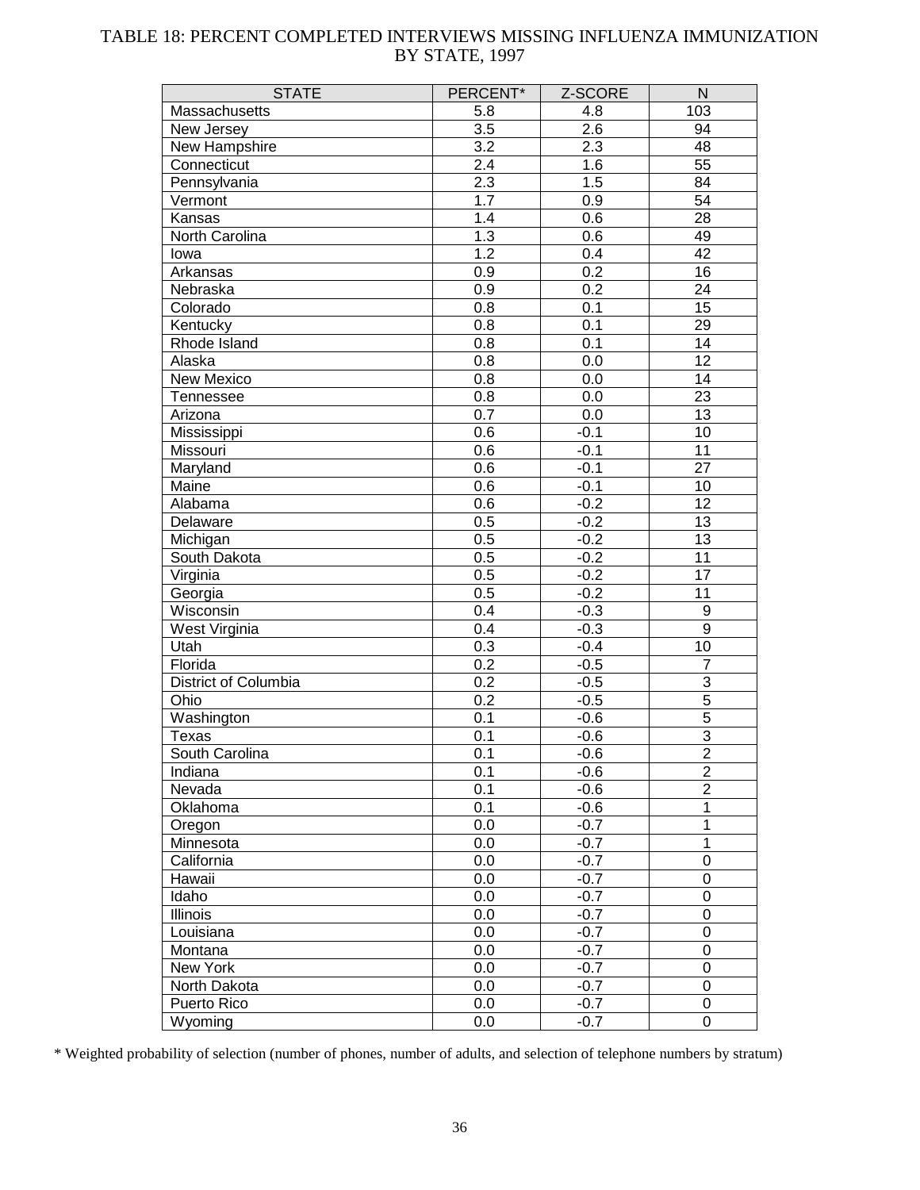# TABLE 18: PERCENT COMPLETED INTERVIEWS MISSING INFLUENZA IMMUNIZATION BY STATE, 1997

| STATE | PERCENT* | Z-SCORE | N |
|---|---|---|---|
| Massachusetts | 5.8 | 4.8 | 103 |
| New Jersey | 3.5 | 2.6 | 94 |
| New Hampshire | 3.2 | 2.3 | 48 |
| Connecticut | 2.4 | 1.6 | 55 |
| Pennsylvania | 2.3 | 1.5 | 84 |
| Vermont | 1.7 | 0.9 | 54 |
| Kansas | 1.4 | 0.6 | 28 |
| North Carolina | 1.3 | 0.6 | 49 |
| Iowa | 1.2 | 0.4 | 42 |
| Arkansas | 0.9 | 0.2 | 16 |
| Nebraska | 0.9 | 0.2 | 24 |
| Colorado | 0.8 | 0.1 | 15 |
| Kentucky | 0.8 | 0.1 | 29 |
| Rhode Island | 0.8 | 0.1 | 14 |
| Alaska | 0.8 | 0.0 | 12 |
| New Mexico | 0.8 | 0.0 | 14 |
| Tennessee | 0.8 | 0.0 | 23 |
| Arizona | 0.7 | 0.0 | 13 |
| Mississippi | 0.6 | -0.1 | 10 |
| Missouri | 0.6 | -0.1 | 11 |
| Maryland | 0.6 | -0.1 | 27 |
| Maine | 0.6 | -0.1 | 10 |
| Alabama | 0.6 | -0.2 | 12 |
| Delaware | 0.5 | -0.2 | 13 |
| Michigan | 0.5 | -0.2 | 13 |
| South Dakota | 0.5 | -0.2 | 11 |
| Virginia | 0.5 | -0.2 | 17 |
| Georgia | 0.5 | -0.2 | 11 |
| Wisconsin | 0.4 | -0.3 | 9 |
| West Virginia | 0.4 | -0.3 | 9 |
| Utah | 0.3 | -0.4 | 10 |
| Florida | 0.2 | -0.5 | 7 |
| District of Columbia | 0.2 | -0.5 | 3 |
| Ohio | 0.2 | -0.5 | 5 |
| Washington | 0.1 | -0.6 | 5 |
| Texas | 0.1 | -0.6 | 3 |
| South Carolina | 0.1 | -0.6 | 2 |
| Indiana | 0.1 | -0.6 | 2 |
| Nevada | 0.1 | -0.6 | 2 |
| Oklahoma | 0.1 | -0.6 | 1 |
| Oregon | 0.0 | -0.7 | 1 |
| Minnesota | 0.0 | -0.7 | 1 |
| California | 0.0 | -0.7 | 0 |
| Hawaii | 0.0 | -0.7 | 0 |
| Idaho | 0.0 | -0.7 | 0 |
| Illinois | 0.0 | -0.7 | 0 |
| Louisiana | 0.0 | -0.7 | 0 |
| Montana | 0.0 | -0.7 | 0 |
| New York | 0.0 | -0.7 | 0 |
| North Dakota | 0.0 | -0.7 | 0 |
| Puerto Rico | 0.0 | -0.7 | 0 |
| Wyoming | 0.0 | -0.7 | 0 |

* Weighted probability of selection (number of phones, number of adults, and selection of telephone numbers by stratum)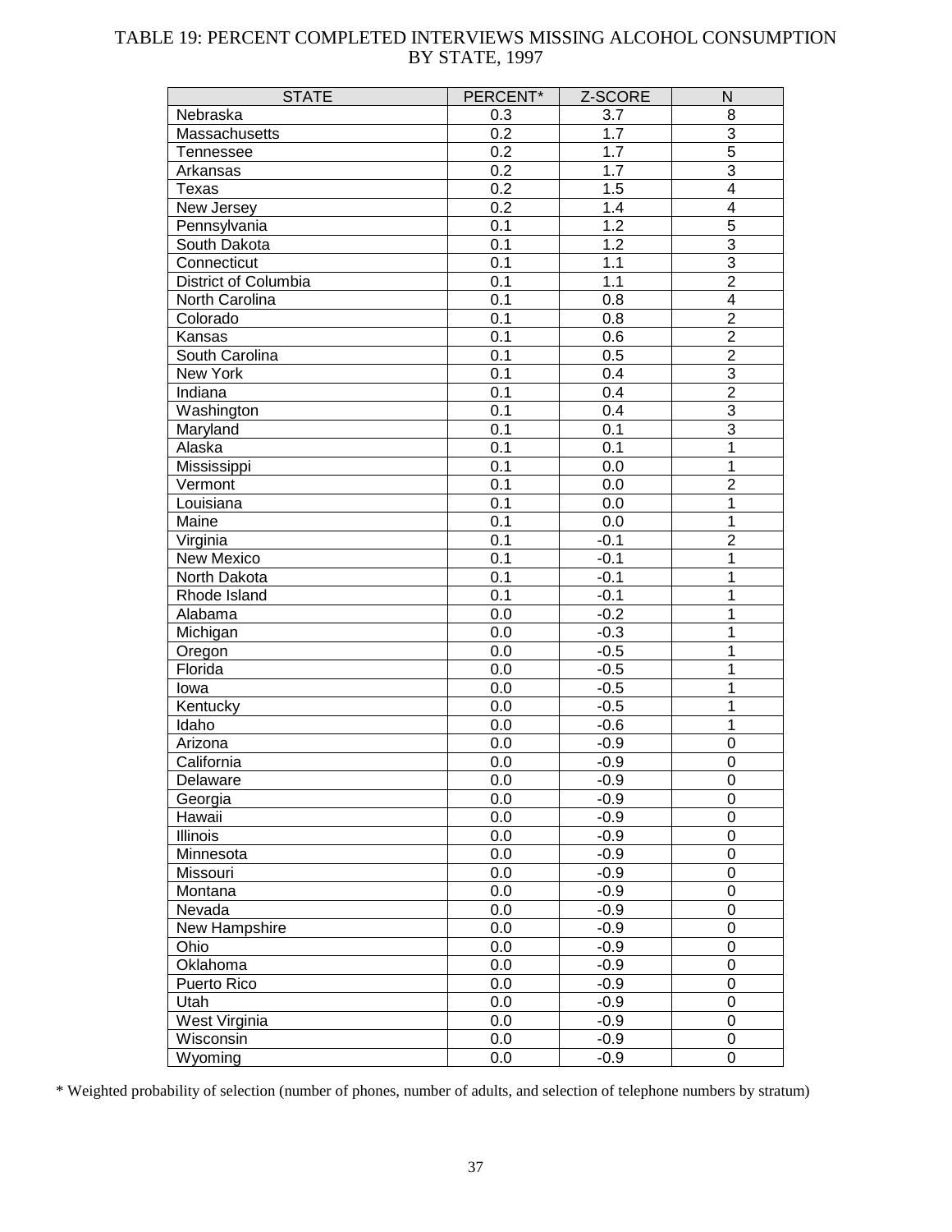# TABLE 19: PERCENT COMPLETED INTERVIEWS MISSING ALCOHOL CONSUMPTION BY STATE, 1997

| STATE | PERCENT* | Z-SCORE | N |
|---|---|---|---|
| Nebraska | 0.3 | 3.7 | 8 |
| Massachusetts | 0.2 | 1.7 | 3 |
| Tennessee | 0.2 | 1.7 | 5 |
| Arkansas | 0.2 | 1.7 | 3 |
| Texas | 0.2 | 1.5 | 4 |
| New Jersey | 0.2 | 1.4 | 4 |
| Pennsylvania | 0.1 | 1.2 | 5 |
| South Dakota | 0.1 | 1.2 | 3 |
| Connecticut | 0.1 | 1.1 | 3 |
| District of Columbia | 0.1 | 1.1 | 2 |
| North Carolina | 0.1 | 0.8 | 4 |
| Colorado | 0.1 | 0.8 | 2 |
| Kansas | 0.1 | 0.6 | 2 |
| South Carolina | 0.1 | 0.5 | 2 |
| New York | 0.1 | 0.4 | 3 |
| Indiana | 0.1 | 0.4 | 2 |
| Washington | 0.1 | 0.4 | 3 |
| Maryland | 0.1 | 0.1 | 3 |
| Alaska | 0.1 | 0.1 | 1 |
| Mississippi | 0.1 | 0.0 | 1 |
| Vermont | 0.1 | 0.0 | 2 |
| Louisiana | 0.1 | 0.0 | 1 |
| Maine | 0.1 | 0.0 | 1 |
| Virginia | 0.1 | -0.1 | 2 |
| New Mexico | 0.1 | -0.1 | 1 |
| North Dakota | 0.1 | -0.1 | 1 |
| Rhode Island | 0.1 | -0.1 | 1 |
| Alabama | 0.0 | -0.2 | 1 |
| Michigan | 0.0 | -0.3 | 1 |
| Oregon | 0.0 | -0.5 | 1 |
| Florida | 0.0 | -0.5 | 1 |
| Iowa | 0.0 | -0.5 | 1 |
| Kentucky | 0.0 | -0.5 | 1 |
| Idaho | 0.0 | -0.6 | 1 |
| Arizona | 0.0 | -0.9 | 0 |
| California | 0.0 | -0.9 | 0 |
| Delaware | 0.0 | -0.9 | 0 |
| Georgia | 0.0 | -0.9 | 0 |
| Hawaii | 0.0 | -0.9 | 0 |
| Illinois | 0.0 | -0.9 | 0 |
| Minnesota | 0.0 | -0.9 | 0 |
| Missouri | 0.0 | -0.9 | 0 |
| Montana | 0.0 | -0.9 | 0 |
| Nevada | 0.0 | -0.9 | 0 |
| New Hampshire | 0.0 | -0.9 | 0 |
| Ohio | 0.0 | -0.9 | 0 |
| Oklahoma | 0.0 | -0.9 | 0 |
| Puerto Rico | 0.0 | -0.9 | 0 |
| Utah | 0.0 | -0.9 | 0 |
| West Virginia | 0.0 | -0.9 | 0 |
| Wisconsin | 0.0 | -0.9 | 0 |
| Wyoming | 0.0 | -0.9 | 0 |

\* Weighted probability of selection (number of phones, number of adults, and selection of telephone numbers by stratum)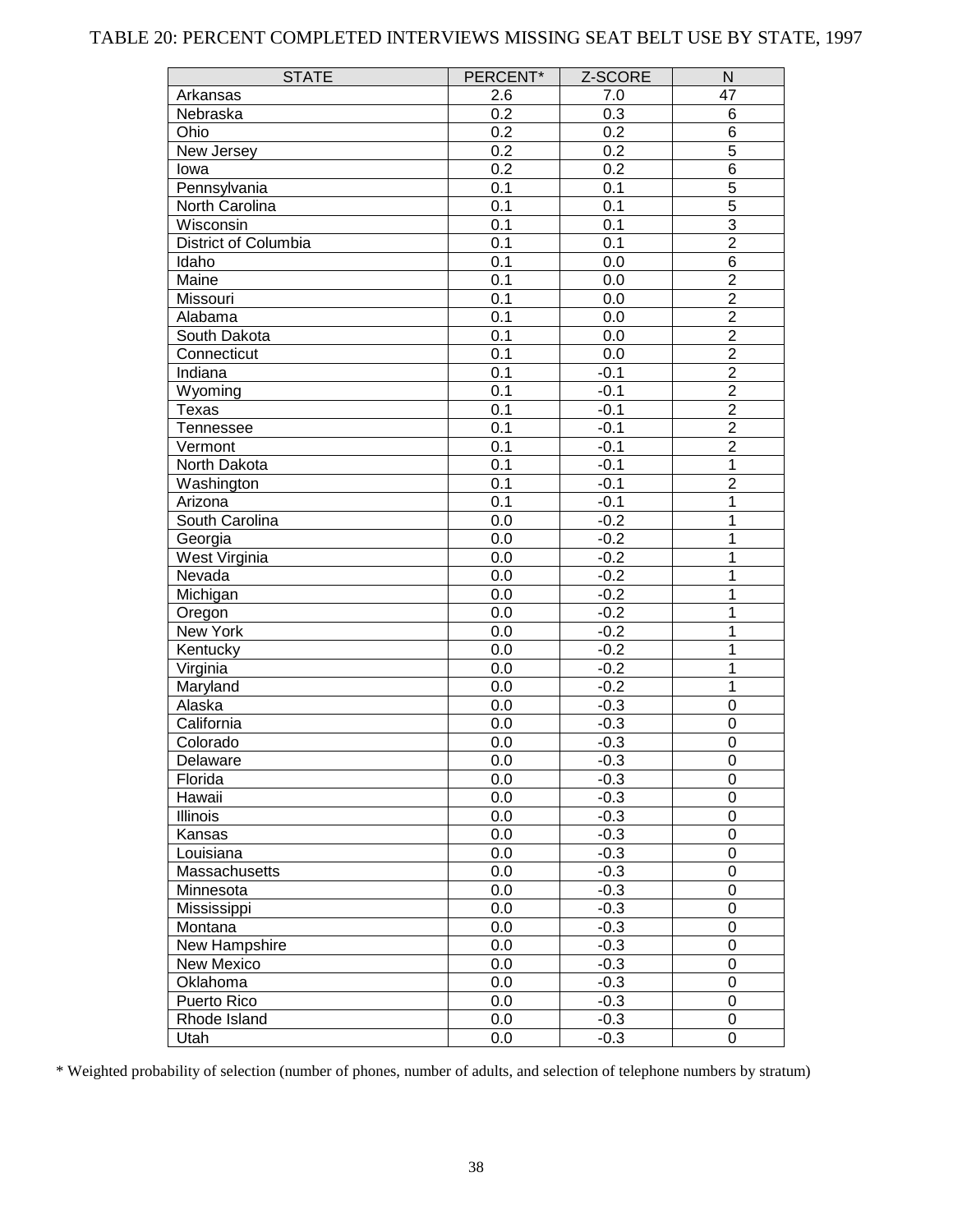TABLE 20: PERCENT COMPLETED INTERVIEWS MISSING SEAT BELT USE BY STATE, 1997

| STATE | PERCENT* | Z-SCORE | N |
|---|---|---|---|
| Arkansas | 2.6 | 7.0 | 47 |
| Nebraska | 0.2 | 0.3 | 6 |
| Ohio | 0.2 | 0.2 | 6 |
| New Jersey | 0.2 | 0.2 | 5 |
| Iowa | 0.2 | 0.2 | 6 |
| Pennsylvania | 0.1 | 0.1 | 5 |
| North Carolina | 0.1 | 0.1 | 5 |
| Wisconsin | 0.1 | 0.1 | 3 |
| District of Columbia | 0.1 | 0.1 | 2 |
| Idaho | 0.1 | 0.0 | 6 |
| Maine | 0.1 | 0.0 | 2 |
| Missouri | 0.1 | 0.0 | 2 |
| Alabama | 0.1 | 0.0 | 2 |
| South Dakota | 0.1 | 0.0 | 2 |
| Connecticut | 0.1 | 0.0 | 2 |
| Indiana | 0.1 | -0.1 | 2 |
| Wyoming | 0.1 | -0.1 | 2 |
| Texas | 0.1 | -0.1 | 2 |
| Tennessee | 0.1 | -0.1 | 2 |
| Vermont | 0.1 | -0.1 | 2 |
| North Dakota | 0.1 | -0.1 | 1 |
| Washington | 0.1 | -0.1 | 2 |
| Arizona | 0.1 | -0.1 | 1 |
| South Carolina | 0.0 | -0.2 | 1 |
| Georgia | 0.0 | -0.2 | 1 |
| West Virginia | 0.0 | -0.2 | 1 |
| Nevada | 0.0 | -0.2 | 1 |
| Michigan | 0.0 | -0.2 | 1 |
| Oregon | 0.0 | -0.2 | 1 |
| New York | 0.0 | -0.2 | 1 |
| Kentucky | 0.0 | -0.2 | 1 |
| Virginia | 0.0 | -0.2 | 1 |
| Maryland | 0.0 | -0.2 | 1 |
| Alaska | 0.0 | -0.3 | 0 |
| California | 0.0 | -0.3 | 0 |
| Colorado | 0.0 | -0.3 | 0 |
| Delaware | 0.0 | -0.3 | 0 |
| Florida | 0.0 | -0.3 | 0 |
| Hawaii | 0.0 | -0.3 | 0 |
| Illinois | 0.0 | -0.3 | 0 |
| Kansas | 0.0 | -0.3 | 0 |
| Louisiana | 0.0 | -0.3 | 0 |
| Massachusetts | 0.0 | -0.3 | 0 |
| Minnesota | 0.0 | -0.3 | 0 |
| Mississippi | 0.0 | -0.3 | 0 |
| Montana | 0.0 | -0.3 | 0 |
| New Hampshire | 0.0 | -0.3 | 0 |
| New Mexico | 0.0 | -0.3 | 0 |
| Oklahoma | 0.0 | -0.3 | 0 |
| Puerto Rico | 0.0 | -0.3 | 0 |
| Rhode Island | 0.0 | -0.3 | 0 |
| Utah | 0.0 | -0.3 | 0 |

* Weighted probability of selection (number of phones, number of adults, and selection of telephone numbers by stratum)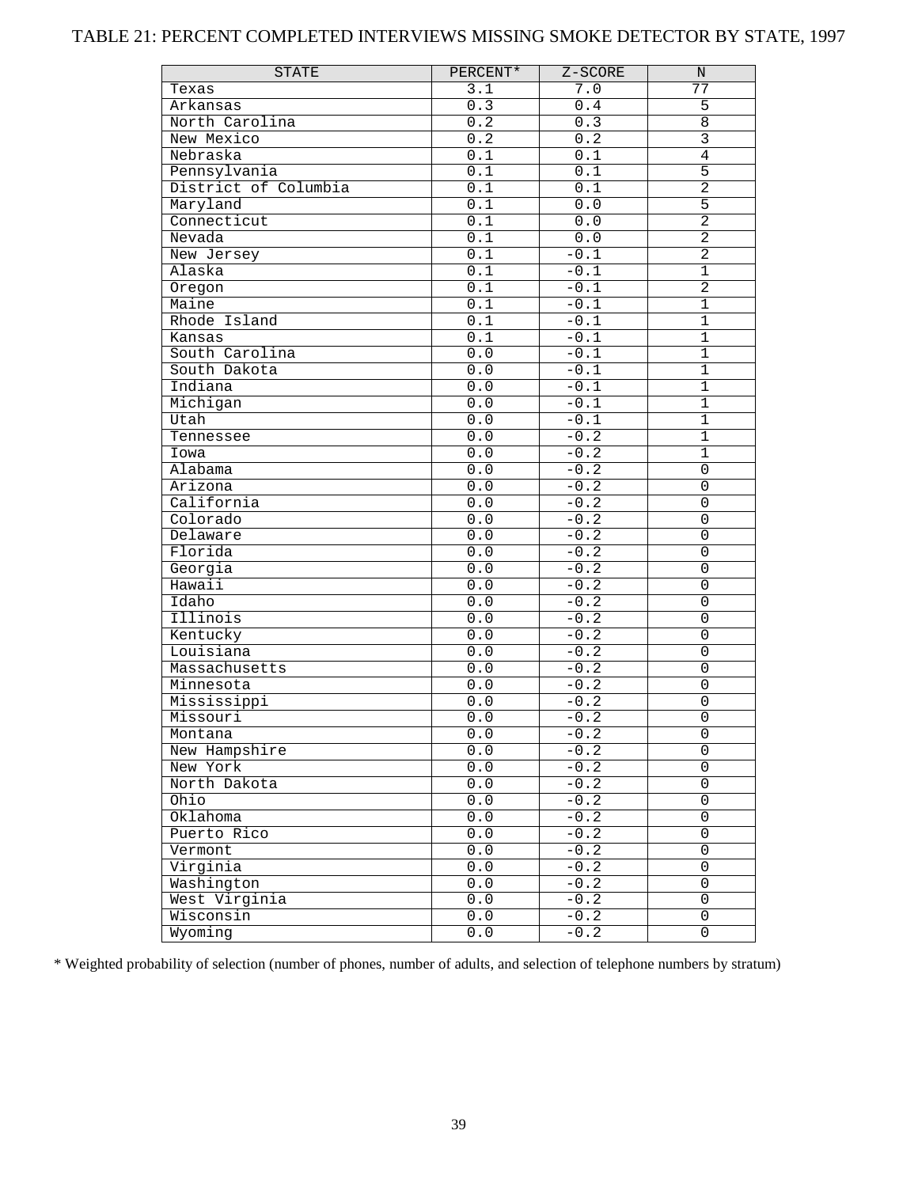# TABLE 21: PERCENT COMPLETED INTERVIEWS MISSING SMOKE DETECTOR BY STATE, 1997

| STATE | PERCENT* | Z-SCORE | N |
|---|---|---|---|
| Texas | 3.1 | 7.0 | 77 |
| Arkansas | 0.3 | 0.4 | 5 |
| North Carolina | 0.2 | 0.3 | 8 |
| New Mexico | 0.2 | 0.2 | 3 |
| Nebraska | 0.1 | 0.1 | 4 |
| Pennsylvania | 0.1 | 0.1 | 5 |
| District of Columbia | 0.1 | 0.1 | 2 |
| Maryland | 0.1 | 0.0 | 5 |
| Connecticut | 0.1 | 0.0 | 2 |
| Nevada | 0.1 | 0.0 | 2 |
| New Jersey | 0.1 | -0.1 | 2 |
| Alaska | 0.1 | -0.1 | 1 |
| Oregon | 0.1 | -0.1 | 2 |
| Maine | 0.1 | -0.1 | 1 |
| Rhode Island | 0.1 | -0.1 | 1 |
| Kansas | 0.1 | -0.1 | 1 |
| South Carolina | 0.0 | -0.1 | 1 |
| South Dakota | 0.0 | -0.1 | 1 |
| Indiana | 0.0 | -0.1 | 1 |
| Michigan | 0.0 | -0.1 | 1 |
| Utah | 0.0 | -0.1 | 1 |
| Tennessee | 0.0 | -0.2 | 1 |
| Iowa | 0.0 | -0.2 | 1 |
| Alabama | 0.0 | -0.2 | 0 |
| Arizona | 0.0 | -0.2 | 0 |
| California | 0.0 | -0.2 | 0 |
| Colorado | 0.0 | -0.2 | 0 |
| Delaware | 0.0 | -0.2 | 0 |
| Florida | 0.0 | -0.2 | 0 |
| Georgia | 0.0 | -0.2 | 0 |
| Hawaii | 0.0 | -0.2 | 0 |
| Idaho | 0.0 | -0.2 | 0 |
| Illinois | 0.0 | -0.2 | 0 |
| Kentucky | 0.0 | -0.2 | 0 |
| Louisiana | 0.0 | -0.2 | 0 |
| Massachusetts | 0.0 | -0.2 | 0 |
| Minnesota | 0.0 | -0.2 | 0 |
| Mississippi | 0.0 | -0.2 | 0 |
| Missouri | 0.0 | -0.2 | 0 |
| Montana | 0.0 | -0.2 | 0 |
| New Hampshire | 0.0 | -0.2 | 0 |
| New York | 0.0 | -0.2 | 0 |
| North Dakota | 0.0 | -0.2 | 0 |
| Ohio | 0.0 | -0.2 | 0 |
| Oklahoma | 0.0 | -0.2 | 0 |
| Puerto Rico | 0.0 | -0.2 | 0 |
| Vermont | 0.0 | -0.2 | 0 |
| Virginia | 0.0 | -0.2 | 0 |
| Washington | 0.0 | -0.2 | 0 |
| West Virginia | 0.0 | -0.2 | 0 |
| Wisconsin | 0.0 | -0.2 | 0 |
| Wyoming | 0.0 | -0.2 | 0 |

* Weighted probability of selection (number of phones, number of adults, and selection of telephone numbers by stratum)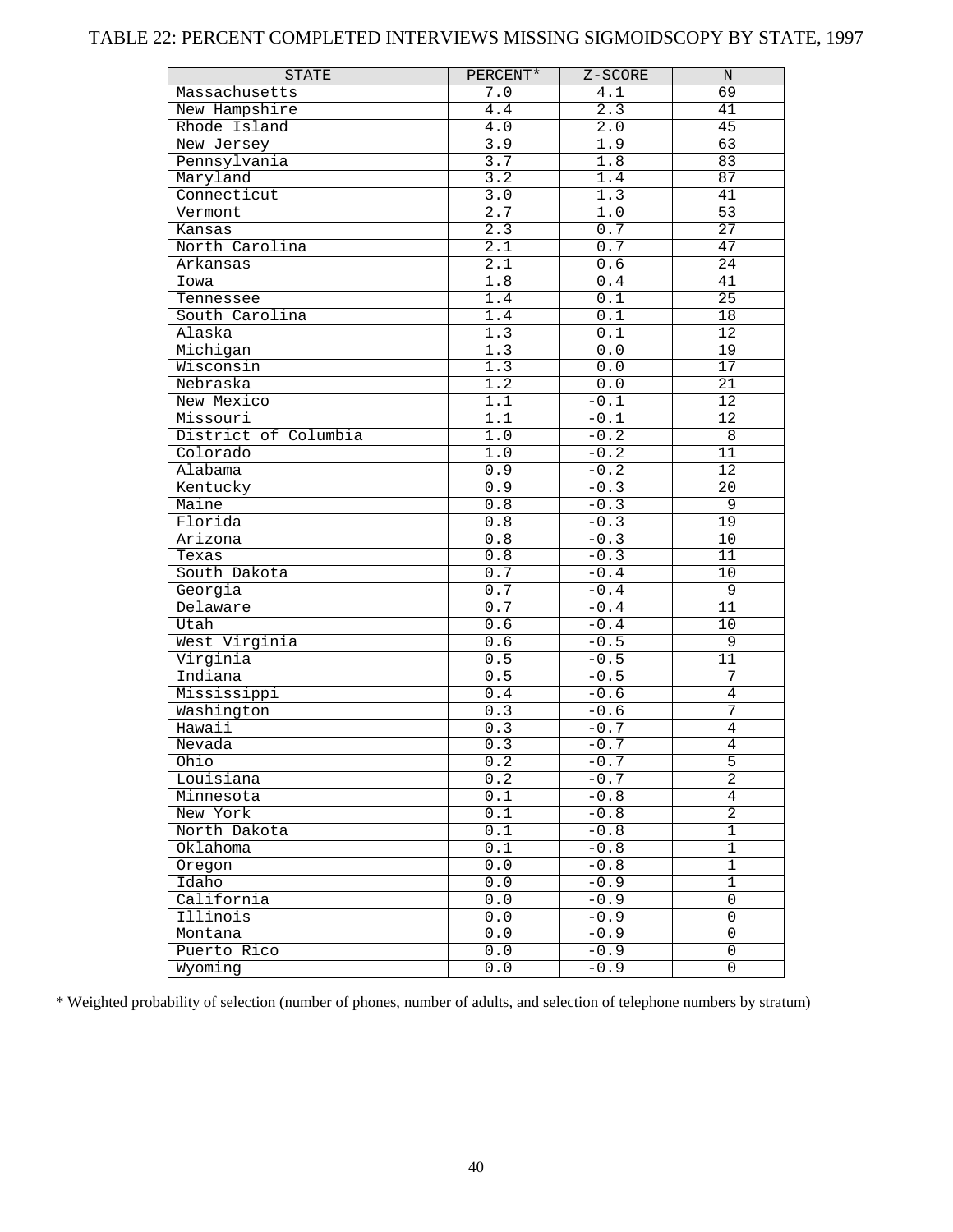# TABLE 22: PERCENT COMPLETED INTERVIEWS MISSING SIGMOIDSCOPY BY STATE, 1997

| STATE | PERCENT* | Z-SCORE | N |
|---|---|---|---|
| Massachusetts | 7.0 | 4.1 | 69 |
| New Hampshire | 4.4 | 2.3 | 41 |
| Rhode Island | 4.0 | 2.0 | 45 |
| New Jersey | 3.9 | 1.9 | 63 |
| Pennsylvania | 3.7 | 1.8 | 83 |
| Maryland | 3.2 | 1.4 | 87 |
| Connecticut | 3.0 | 1.3 | 41 |
| Vermont | 2.7 | 1.0 | 53 |
| Kansas | 2.3 | 0.7 | 27 |
| North Carolina | 2.1 | 0.7 | 47 |
| Arkansas | 2.1 | 0.6 | 24 |
| Iowa | 1.8 | 0.4 | 41 |
| Tennessee | 1.4 | 0.1 | 25 |
| South Carolina | 1.4 | 0.1 | 18 |
| Alaska | 1.3 | 0.1 | 12 |
| Michigan | 1.3 | 0.0 | 19 |
| Wisconsin | 1.3 | 0.0 | 17 |
| Nebraska | 1.2 | 0.0 | 21 |
| New Mexico | 1.1 | -0.1 | 12 |
| Missouri | 1.1 | -0.1 | 12 |
| District of Columbia | 1.0 | -0.2 | 8 |
| Colorado | 1.0 | -0.2 | 11 |
| Alabama | 0.9 | -0.2 | 12 |
| Kentucky | 0.9 | -0.3 | 20 |
| Maine | 0.8 | -0.3 | 9 |
| Florida | 0.8 | -0.3 | 19 |
| Arizona | 0.8 | -0.3 | 10 |
| Texas | 0.8 | -0.3 | 11 |
| South Dakota | 0.7 | -0.4 | 10 |
| Georgia | 0.7 | -0.4 | 9 |
| Delaware | 0.7 | -0.4 | 11 |
| Utah | 0.6 | -0.4 | 10 |
| West Virginia | 0.6 | -0.5 | 9 |
| Virginia | 0.5 | -0.5 | 11 |
| Indiana | 0.5 | -0.5 | 7 |
| Mississippi | 0.4 | -0.6 | 4 |
| Washington | 0.3 | -0.6 | 7 |
| Hawaii | 0.3 | -0.7 | 4 |
| Nevada | 0.3 | -0.7 | 4 |
| Ohio | 0.2 | -0.7 | 5 |
| Louisiana | 0.2 | -0.7 | 2 |
| Minnesota | 0.1 | -0.8 | 4 |
| New York | 0.1 | -0.8 | 2 |
| North Dakota | 0.1 | -0.8 | 1 |
| Oklahoma | 0.1 | -0.8 | 1 |
| Oregon | 0.0 | -0.8 | 1 |
| Idaho | 0.0 | -0.9 | 1 |
| California | 0.0 | -0.9 | 0 |
| Illinois | 0.0 | -0.9 | 0 |
| Montana | 0.0 | -0.9 | 0 |
| Puerto Rico | 0.0 | -0.9 | 0 |
| Wyoming | 0.0 | -0.9 | 0 |

* Weighted probability of selection (number of phones, number of adults, and selection of telephone numbers by stratum)